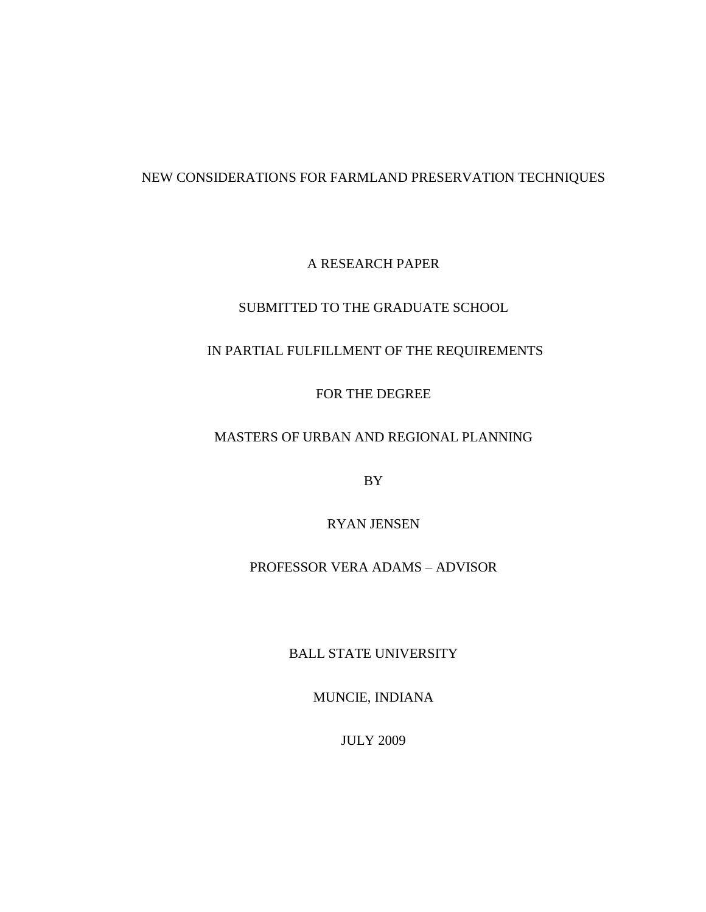# NEW CONSIDERATIONS FOR FARMLAND PRESERVATION TECHNIQUES

A RESEARCH PAPER

SUBMITTED TO THE GRADUATE SCHOOL

IN PARTIAL FULFILLMENT OF THE REQUIREMENTS

FOR THE DEGREE

MASTERS OF URBAN AND REGIONAL PLANNING

BY

RYAN JENSEN

PROFESSOR VERA ADAMS – ADVISOR

BALL STATE UNIVERSITY

MUNCIE, INDIANA

JULY 2009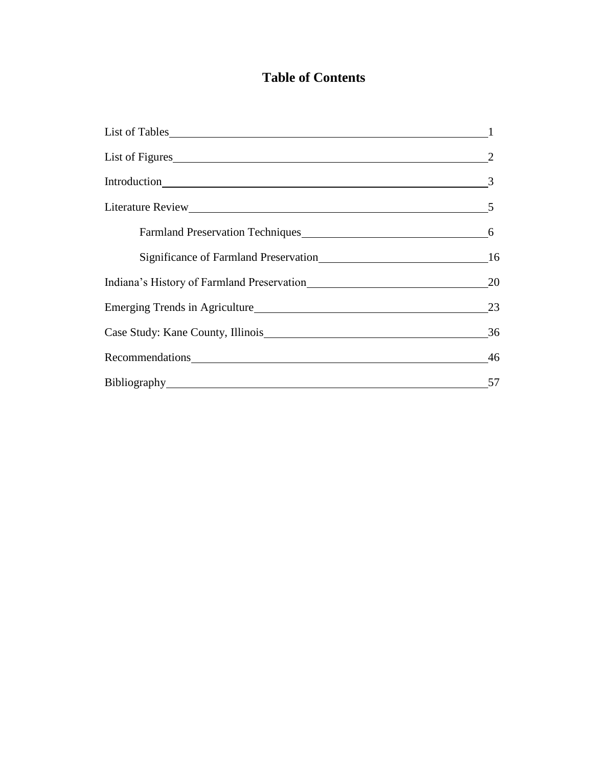# Table of Contents

List of Tables 1

List of Figures 2

Introduction 3

Literature Review 5

- Farmland Preservation Techniques 6
- Significance of Farmland Preservation 16

Indiana's History of Farmland Preservation 20

Emerging Trends in Agriculture 23

Case Study: Kane County, Illinois 36

Recommendations 46

Bibliography 57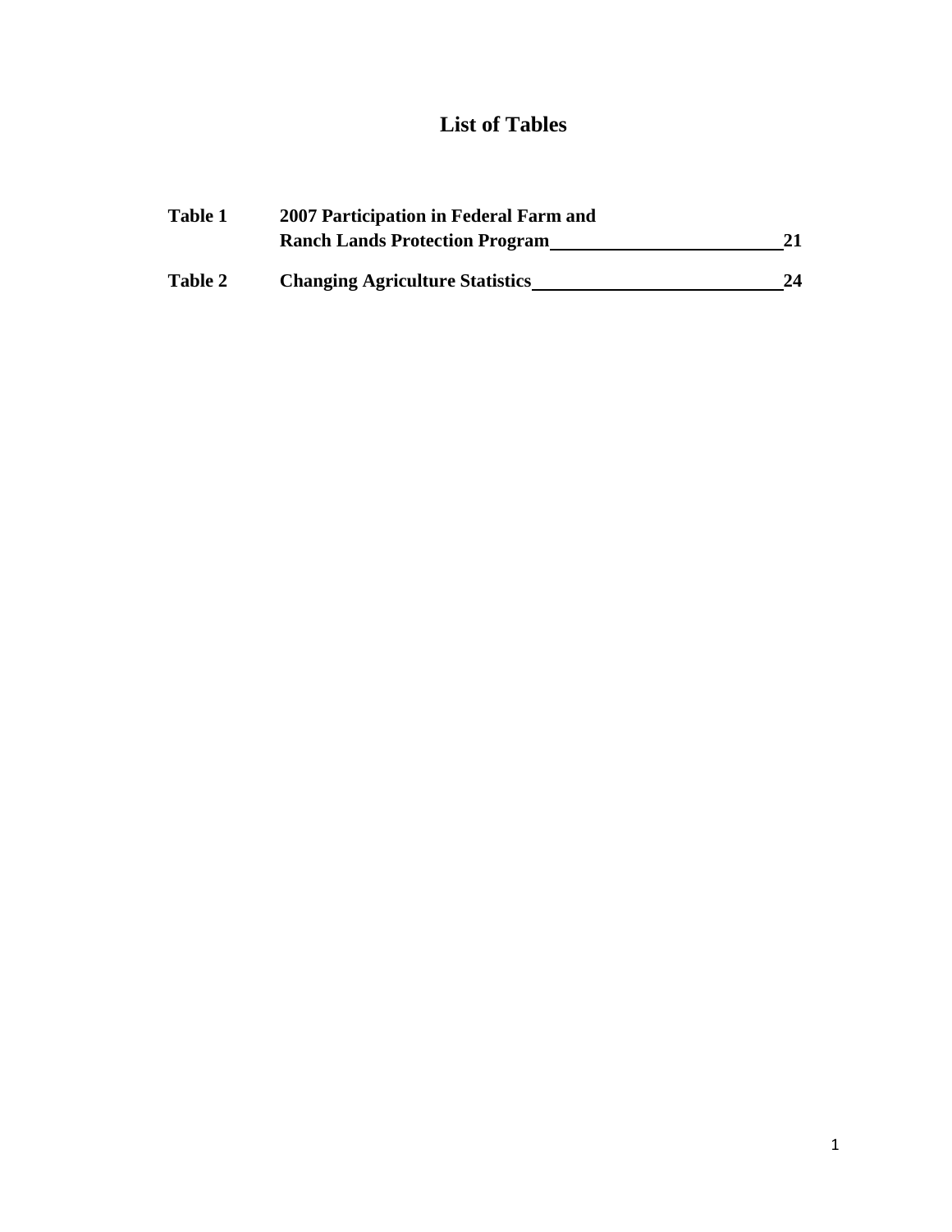# List of Tables

| | | |
|---|---|---|
| **Table 1** | **2007 Participation in Federal Farm and Ranch Lands Protection Program** | **21** |
| **Table 2** | **Changing Agriculture Statistics** | **24** |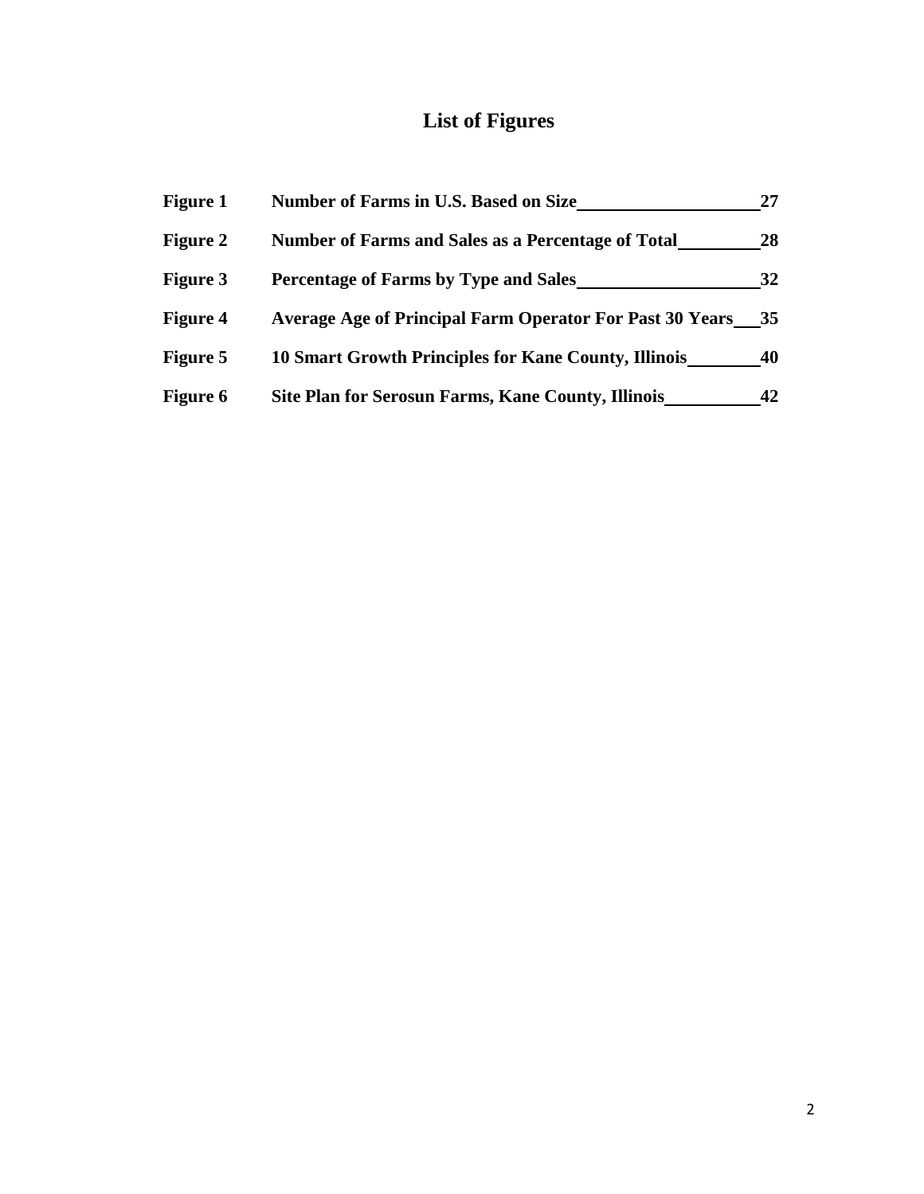# List of Figures

| | | |
|---|---|---|
| **Figure 1** | **Number of Farms in U.S. Based on Size** | **27** |
| **Figure 2** | **Number of Farms and Sales as a Percentage of Total** | **28** |
| **Figure 3** | **Percentage of Farms by Type and Sales** | **32** |
| **Figure 4** | **Average Age of Principal Farm Operator For Past 30 Years** | **35** |
| **Figure 5** | **10 Smart Growth Principles for Kane County, Illinois** | **40** |
| **Figure 6** | **Site Plan for Serosun Farms, Kane County, Illinois** | **42** |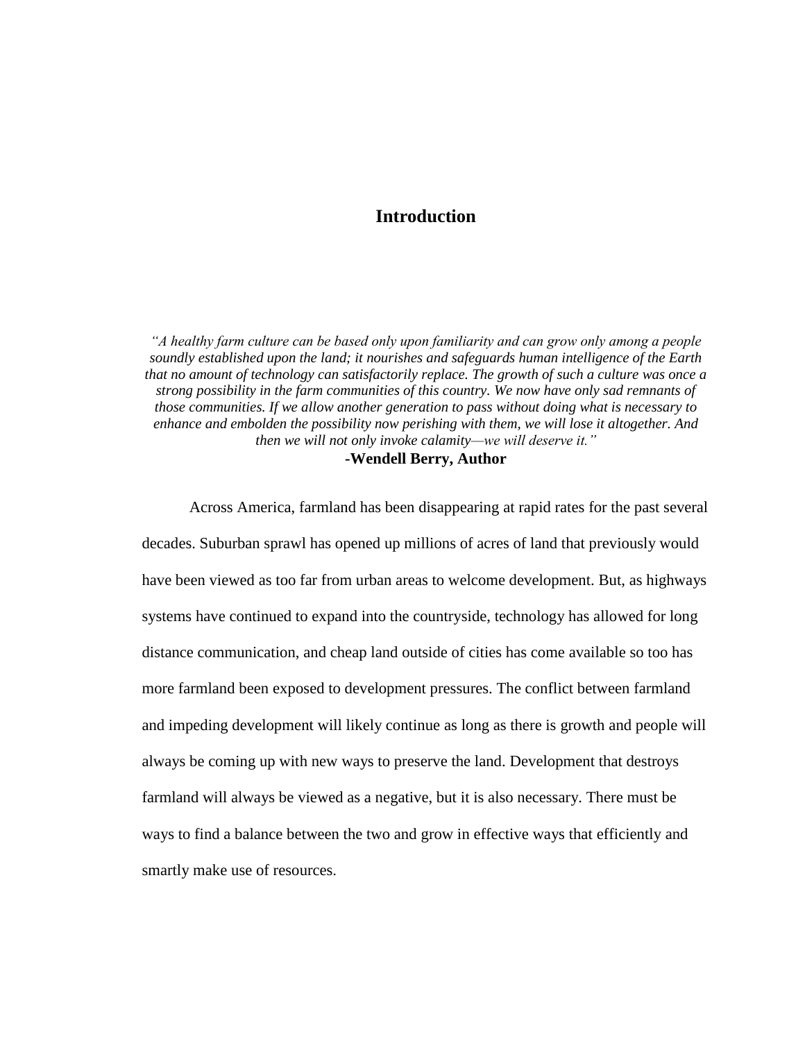# Introduction

*"A healthy farm culture can be based only upon familiarity and can grow only among a people soundly established upon the land; it nourishes and safeguards human intelligence of the Earth that no amount of technology can satisfactorily replace. The growth of such a culture was once a strong possibility in the farm communities of this country. We now have only sad remnants of those communities. If we allow another generation to pass without doing what is necessary to enhance and embolden the possibility now perishing with them, we will lose it altogether. And then we will not only invoke calamity—we will deserve it."*

**-Wendell Berry, Author**

Across America, farmland has been disappearing at rapid rates for the past several decades. Suburban sprawl has opened up millions of acres of land that previously would have been viewed as too far from urban areas to welcome development. But, as highways systems have continued to expand into the countryside, technology has allowed for long distance communication, and cheap land outside of cities has come available so too has more farmland been exposed to development pressures. The conflict between farmland and impeding development will likely continue as long as there is growth and people will always be coming up with new ways to preserve the land. Development that destroys farmland will always be viewed as a negative, but it is also necessary. There must be ways to find a balance between the two and grow in effective ways that efficiently and smartly make use of resources.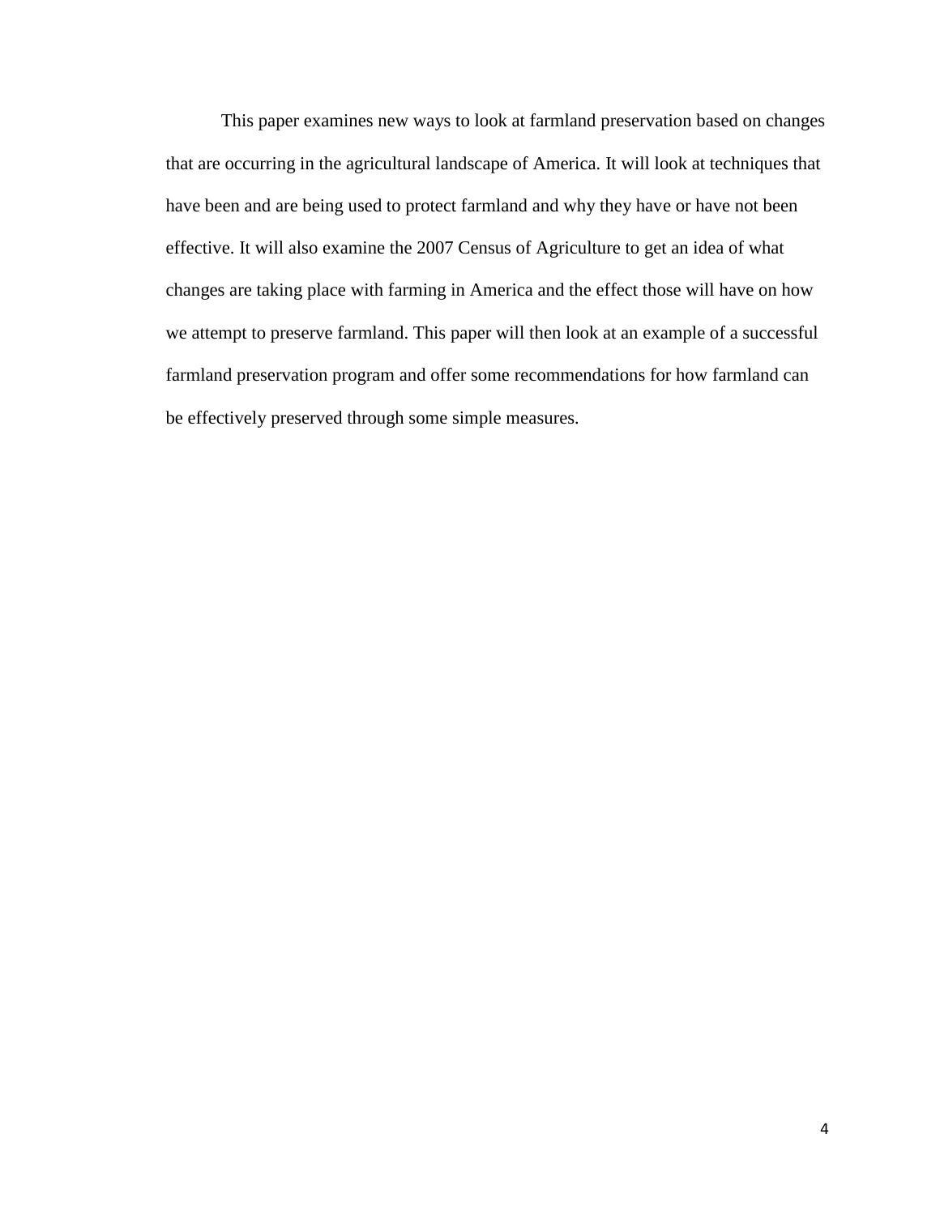This paper examines new ways to look at farmland preservation based on changes that are occurring in the agricultural landscape of America. It will look at techniques that have been and are being used to protect farmland and why they have or have not been effective. It will also examine the 2007 Census of Agriculture to get an idea of what changes are taking place with farming in America and the effect those will have on how we attempt to preserve farmland. This paper will then look at an example of a successful farmland preservation program and offer some recommendations for how farmland can be effectively preserved through some simple measures.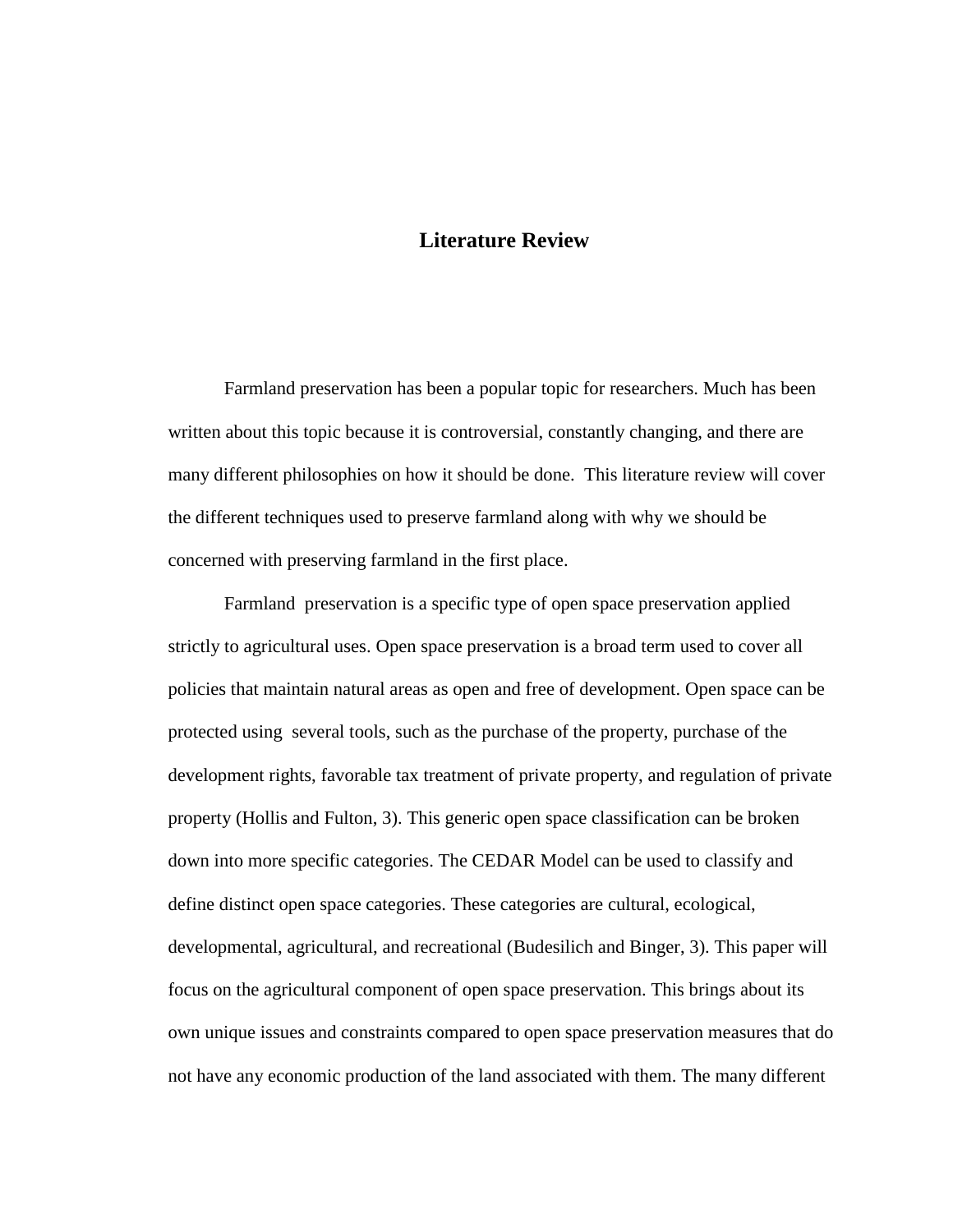# Literature Review

Farmland preservation has been a popular topic for researchers. Much has been written about this topic because it is controversial, constantly changing, and there are many different philosophies on how it should be done. This literature review will cover the different techniques used to preserve farmland along with why we should be concerned with preserving farmland in the first place.

Farmland preservation is a specific type of open space preservation applied strictly to agricultural uses. Open space preservation is a broad term used to cover all policies that maintain natural areas as open and free of development. Open space can be protected using several tools, such as the purchase of the property, purchase of the development rights, favorable tax treatment of private property, and regulation of private property (Hollis and Fulton, 3). This generic open space classification can be broken down into more specific categories. The CEDAR Model can be used to classify and define distinct open space categories. These categories are cultural, ecological, developmental, agricultural, and recreational (Budesilich and Binger, 3). This paper will focus on the agricultural component of open space preservation. This brings about its own unique issues and constraints compared to open space preservation measures that do not have any economic production of the land associated with them. The many different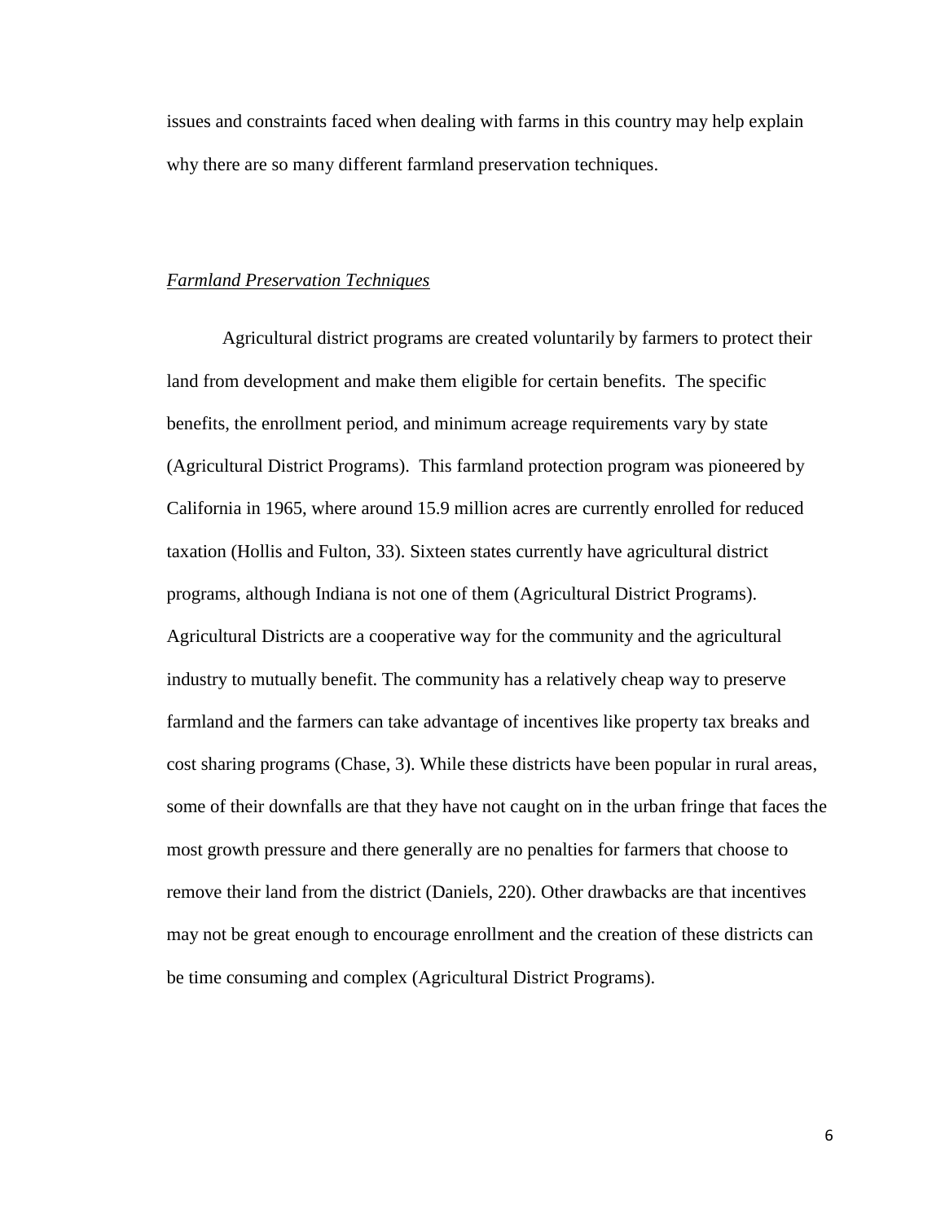issues and constraints faced when dealing with farms in this country may help explain why there are so many different farmland preservation techniques.

*Farmland Preservation Techniques*

Agricultural district programs are created voluntarily by farmers to protect their land from development and make them eligible for certain benefits. The specific benefits, the enrollment period, and minimum acreage requirements vary by state (Agricultural District Programs). This farmland protection program was pioneered by California in 1965, where around 15.9 million acres are currently enrolled for reduced taxation (Hollis and Fulton, 33). Sixteen states currently have agricultural district programs, although Indiana is not one of them (Agricultural District Programs). Agricultural Districts are a cooperative way for the community and the agricultural industry to mutually benefit. The community has a relatively cheap way to preserve farmland and the farmers can take advantage of incentives like property tax breaks and cost sharing programs (Chase, 3). While these districts have been popular in rural areas, some of their downfalls are that they have not caught on in the urban fringe that faces the most growth pressure and there generally are no penalties for farmers that choose to remove their land from the district (Daniels, 220). Other drawbacks are that incentives may not be great enough to encourage enrollment and the creation of these districts can be time consuming and complex (Agricultural District Programs).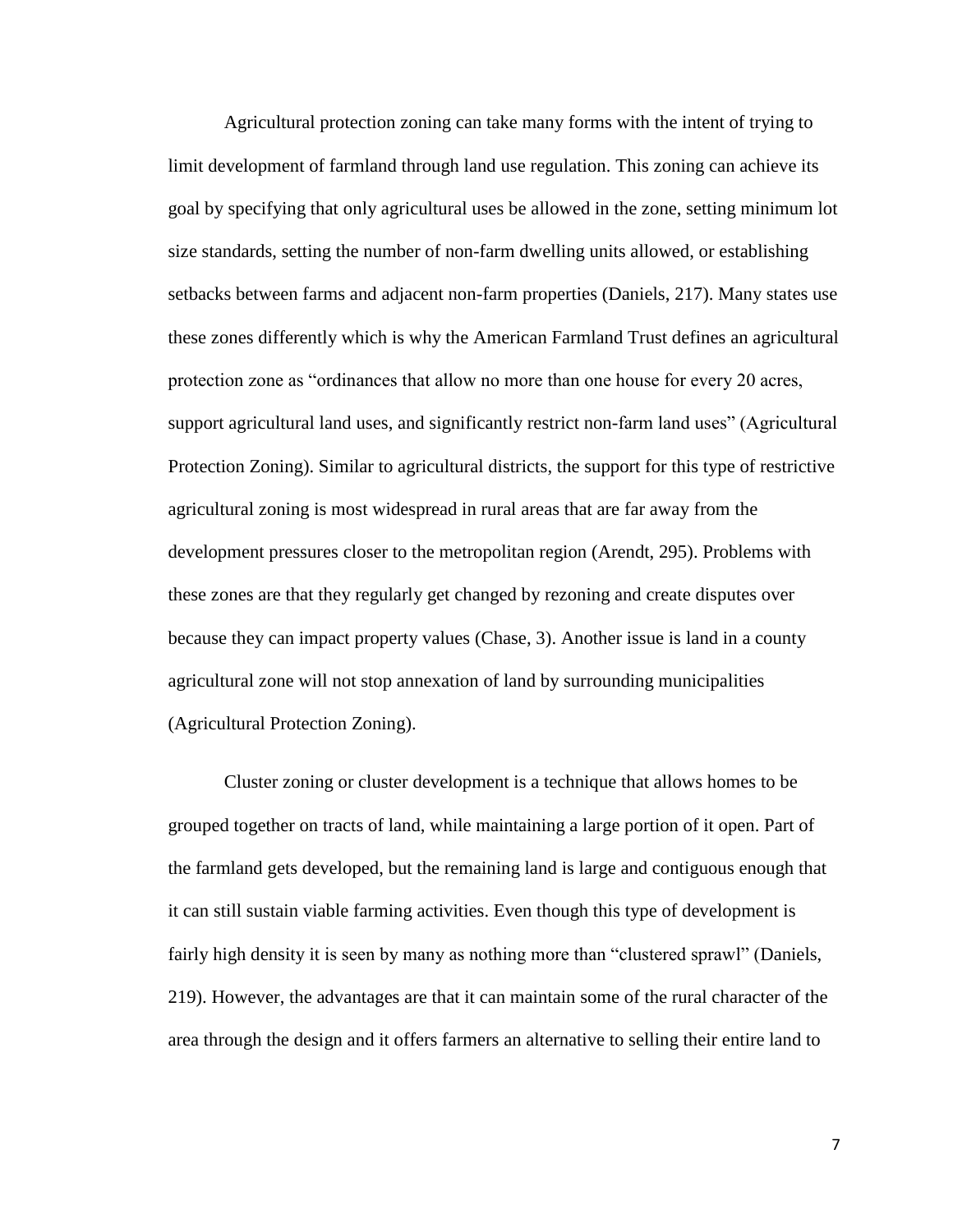Agricultural protection zoning can take many forms with the intent of trying to limit development of farmland through land use regulation. This zoning can achieve its goal by specifying that only agricultural uses be allowed in the zone, setting minimum lot size standards, setting the number of non-farm dwelling units allowed, or establishing setbacks between farms and adjacent non-farm properties (Daniels, 217). Many states use these zones differently which is why the American Farmland Trust defines an agricultural protection zone as "ordinances that allow no more than one house for every 20 acres, support agricultural land uses, and significantly restrict non-farm land uses" (Agricultural Protection Zoning). Similar to agricultural districts, the support for this type of restrictive agricultural zoning is most widespread in rural areas that are far away from the development pressures closer to the metropolitan region (Arendt, 295). Problems with these zones are that they regularly get changed by rezoning and create disputes over because they can impact property values (Chase, 3). Another issue is land in a county agricultural zone will not stop annexation of land by surrounding municipalities (Agricultural Protection Zoning).

Cluster zoning or cluster development is a technique that allows homes to be grouped together on tracts of land, while maintaining a large portion of it open. Part of the farmland gets developed, but the remaining land is large and contiguous enough that it can still sustain viable farming activities. Even though this type of development is fairly high density it is seen by many as nothing more than "clustered sprawl" (Daniels, 219). However, the advantages are that it can maintain some of the rural character of the area through the design and it offers farmers an alternative to selling their entire land to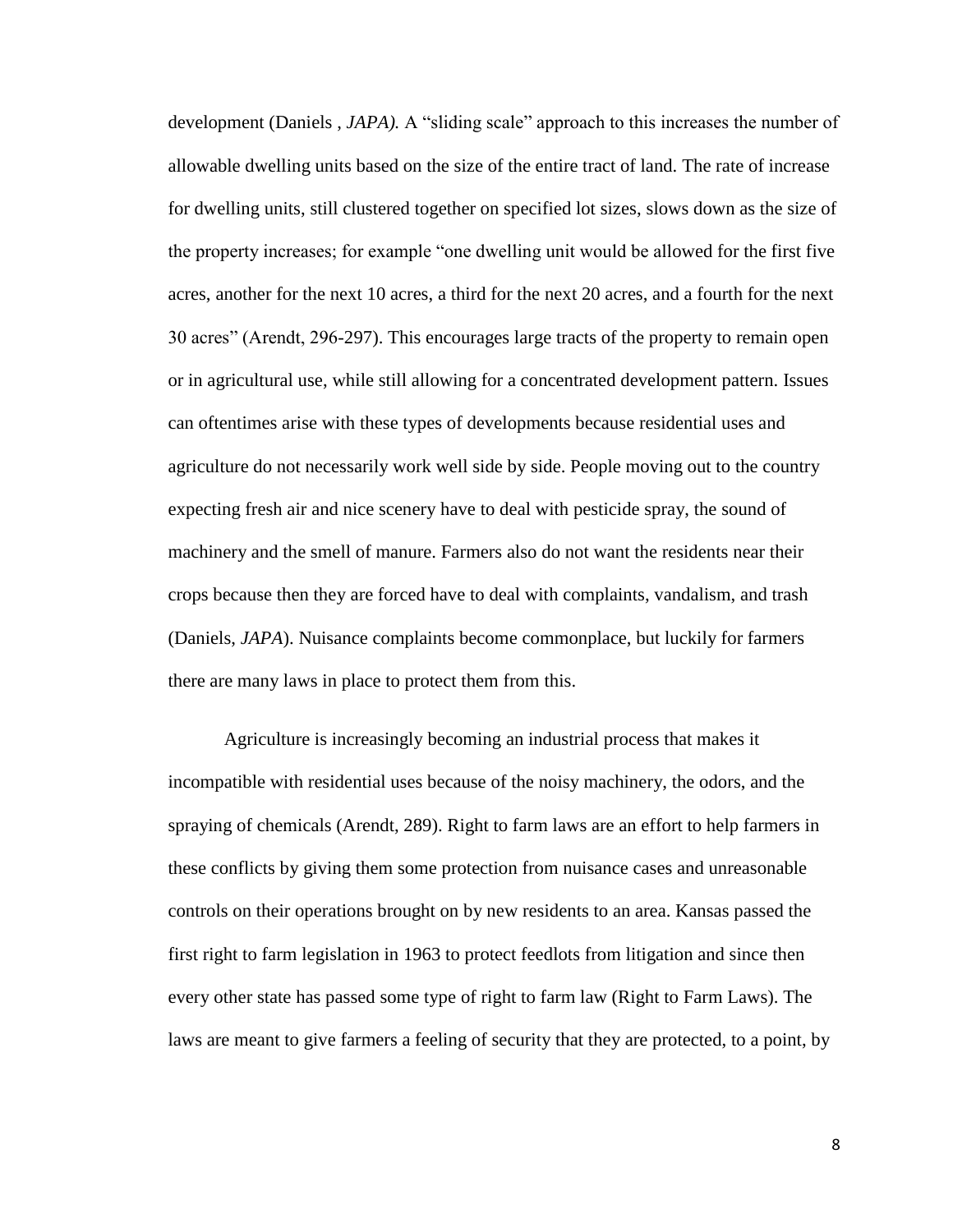development (Daniels , *JAPA).* A "sliding scale" approach to this increases the number of allowable dwelling units based on the size of the entire tract of land. The rate of increase for dwelling units, still clustered together on specified lot sizes, slows down as the size of the property increases; for example "one dwelling unit would be allowed for the first five acres, another for the next 10 acres, a third for the next 20 acres, and a fourth for the next 30 acres" (Arendt, 296-297). This encourages large tracts of the property to remain open or in agricultural use, while still allowing for a concentrated development pattern. Issues can oftentimes arise with these types of developments because residential uses and agriculture do not necessarily work well side by side. People moving out to the country expecting fresh air and nice scenery have to deal with pesticide spray, the sound of machinery and the smell of manure. Farmers also do not want the residents near their crops because then they are forced have to deal with complaints, vandalism, and trash (Daniels, *JAPA*). Nuisance complaints become commonplace, but luckily for farmers there are many laws in place to protect them from this.

Agriculture is increasingly becoming an industrial process that makes it incompatible with residential uses because of the noisy machinery, the odors, and the spraying of chemicals (Arendt, 289). Right to farm laws are an effort to help farmers in these conflicts by giving them some protection from nuisance cases and unreasonable controls on their operations brought on by new residents to an area. Kansas passed the first right to farm legislation in 1963 to protect feedlots from litigation and since then every other state has passed some type of right to farm law (Right to Farm Laws). The laws are meant to give farmers a feeling of security that they are protected, to a point, by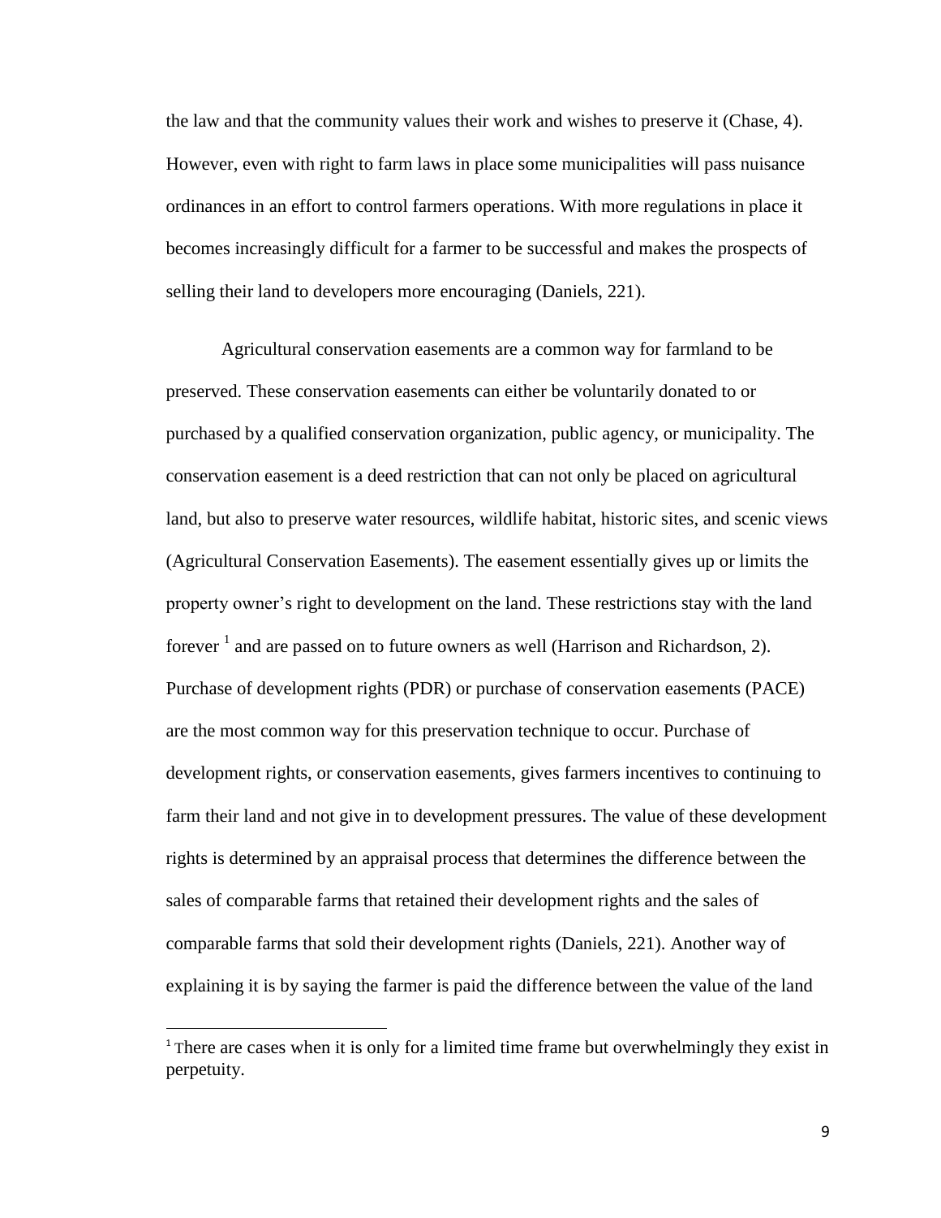the law and that the community values their work and wishes to preserve it (Chase, 4). However, even with right to farm laws in place some municipalities will pass nuisance ordinances in an effort to control farmers operations. With more regulations in place it becomes increasingly difficult for a farmer to be successful and makes the prospects of selling their land to developers more encouraging (Daniels, 221).

Agricultural conservation easements are a common way for farmland to be preserved. These conservation easements can either be voluntarily donated to or purchased by a qualified conservation organization, public agency, or municipality. The conservation easement is a deed restriction that can not only be placed on agricultural land, but also to preserve water resources, wildlife habitat, historic sites, and scenic views (Agricultural Conservation Easements). The easement essentially gives up or limits the property owner's right to development on the land. These restrictions stay with the land forever [1] and are passed on to future owners as well (Harrison and Richardson, 2). Purchase of development rights (PDR) or purchase of conservation easements (PACE) are the most common way for this preservation technique to occur. Purchase of development rights, or conservation easements, gives farmers incentives to continuing to farm their land and not give in to development pressures. The value of these development rights is determined by an appraisal process that determines the difference between the sales of comparable farms that retained their development rights and the sales of comparable farms that sold their development rights (Daniels, 221). Another way of explaining it is by saying the farmer is paid the difference between the value of the land

---

[1] There are cases when it is only for a limited time frame but overwhelmingly they exist in perpetuity.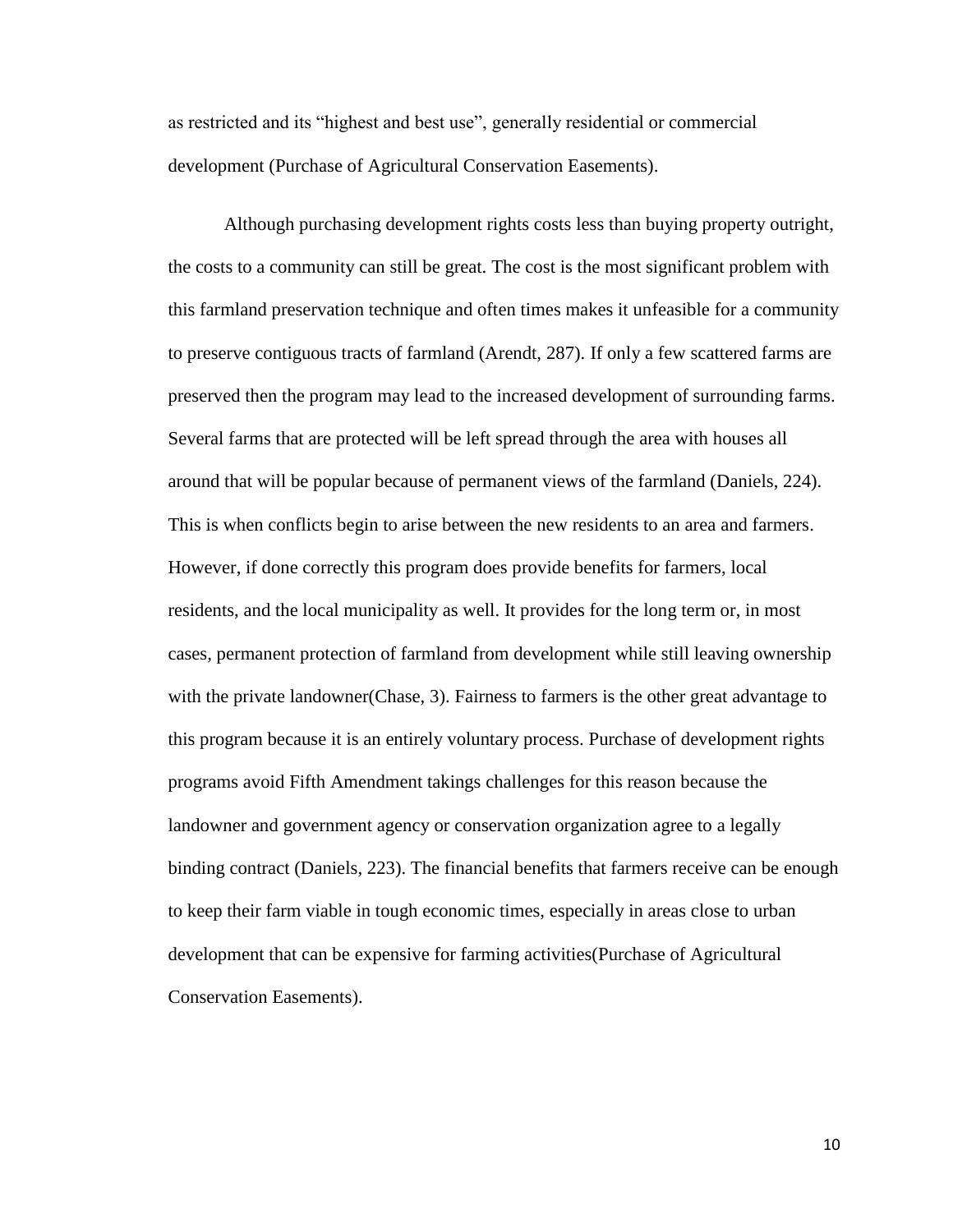as restricted and its "highest and best use", generally residential or commercial development (Purchase of Agricultural Conservation Easements).

Although purchasing development rights costs less than buying property outright, the costs to a community can still be great. The cost is the most significant problem with this farmland preservation technique and often times makes it unfeasible for a community to preserve contiguous tracts of farmland (Arendt, 287). If only a few scattered farms are preserved then the program may lead to the increased development of surrounding farms. Several farms that are protected will be left spread through the area with houses all around that will be popular because of permanent views of the farmland (Daniels, 224). This is when conflicts begin to arise between the new residents to an area and farmers. However, if done correctly this program does provide benefits for farmers, local residents, and the local municipality as well. It provides for the long term or, in most cases, permanent protection of farmland from development while still leaving ownership with the private landowner(Chase, 3). Fairness to farmers is the other great advantage to this program because it is an entirely voluntary process. Purchase of development rights programs avoid Fifth Amendment takings challenges for this reason because the landowner and government agency or conservation organization agree to a legally binding contract (Daniels, 223). The financial benefits that farmers receive can be enough to keep their farm viable in tough economic times, especially in areas close to urban development that can be expensive for farming activities(Purchase of Agricultural Conservation Easements).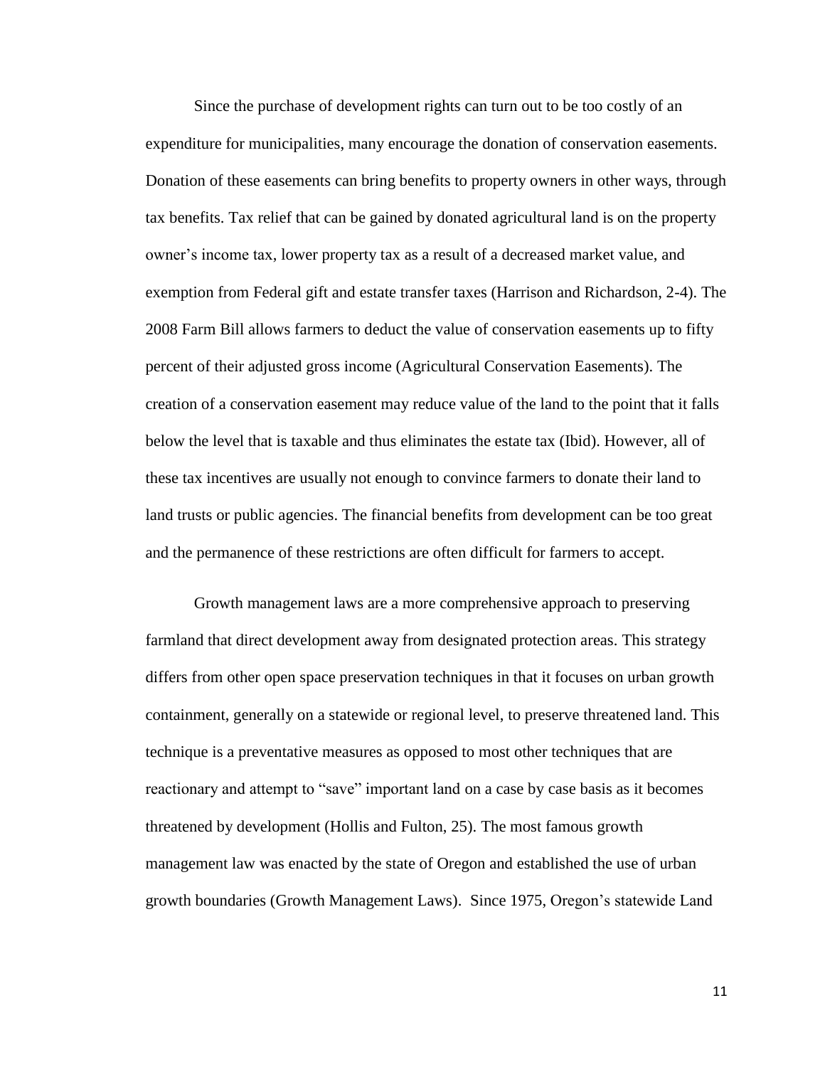Since the purchase of development rights can turn out to be too costly of an expenditure for municipalities, many encourage the donation of conservation easements. Donation of these easements can bring benefits to property owners in other ways, through tax benefits. Tax relief that can be gained by donated agricultural land is on the property owner's income tax, lower property tax as a result of a decreased market value, and exemption from Federal gift and estate transfer taxes (Harrison and Richardson, 2-4). The 2008 Farm Bill allows farmers to deduct the value of conservation easements up to fifty percent of their adjusted gross income (Agricultural Conservation Easements). The creation of a conservation easement may reduce value of the land to the point that it falls below the level that is taxable and thus eliminates the estate tax (Ibid). However, all of these tax incentives are usually not enough to convince farmers to donate their land to land trusts or public agencies. The financial benefits from development can be too great and the permanence of these restrictions are often difficult for farmers to accept.

Growth management laws are a more comprehensive approach to preserving farmland that direct development away from designated protection areas. This strategy differs from other open space preservation techniques in that it focuses on urban growth containment, generally on a statewide or regional level, to preserve threatened land. This technique is a preventative measures as opposed to most other techniques that are reactionary and attempt to "save" important land on a case by case basis as it becomes threatened by development (Hollis and Fulton, 25). The most famous growth management law was enacted by the state of Oregon and established the use of urban growth boundaries (Growth Management Laws). Since 1975, Oregon's statewide Land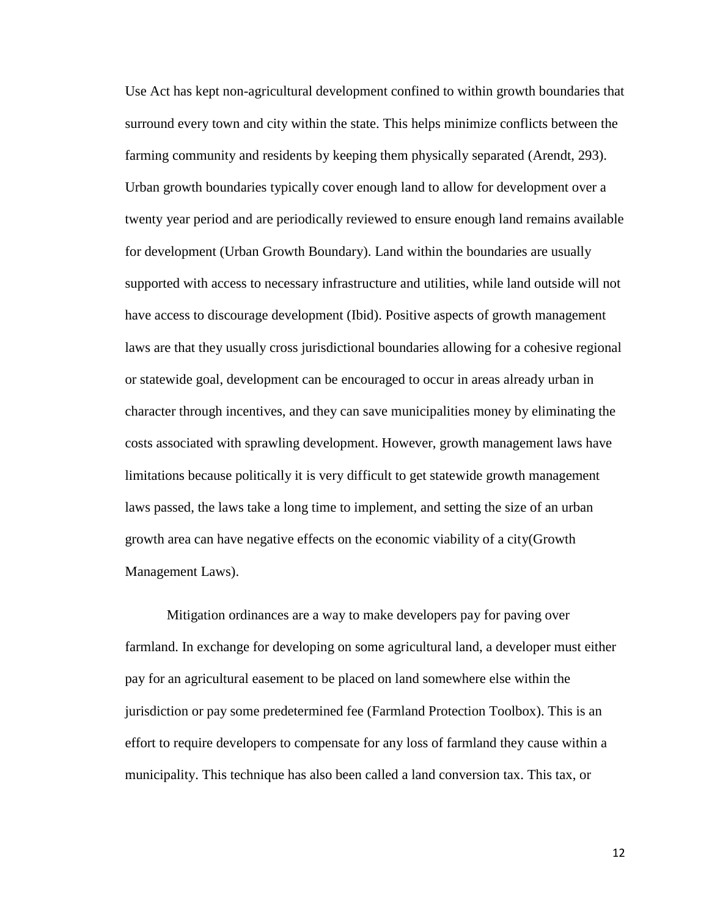Use Act has kept non-agricultural development confined to within growth boundaries that surround every town and city within the state. This helps minimize conflicts between the farming community and residents by keeping them physically separated (Arendt, 293). Urban growth boundaries typically cover enough land to allow for development over a twenty year period and are periodically reviewed to ensure enough land remains available for development (Urban Growth Boundary). Land within the boundaries are usually supported with access to necessary infrastructure and utilities, while land outside will not have access to discourage development (Ibid). Positive aspects of growth management laws are that they usually cross jurisdictional boundaries allowing for a cohesive regional or statewide goal, development can be encouraged to occur in areas already urban in character through incentives, and they can save municipalities money by eliminating the costs associated with sprawling development. However, growth management laws have limitations because politically it is very difficult to get statewide growth management laws passed, the laws take a long time to implement, and setting the size of an urban growth area can have negative effects on the economic viability of a city(Growth Management Laws).

Mitigation ordinances are a way to make developers pay for paving over farmland. In exchange for developing on some agricultural land, a developer must either pay for an agricultural easement to be placed on land somewhere else within the jurisdiction or pay some predetermined fee (Farmland Protection Toolbox). This is an effort to require developers to compensate for any loss of farmland they cause within a municipality. This technique has also been called a land conversion tax. This tax, or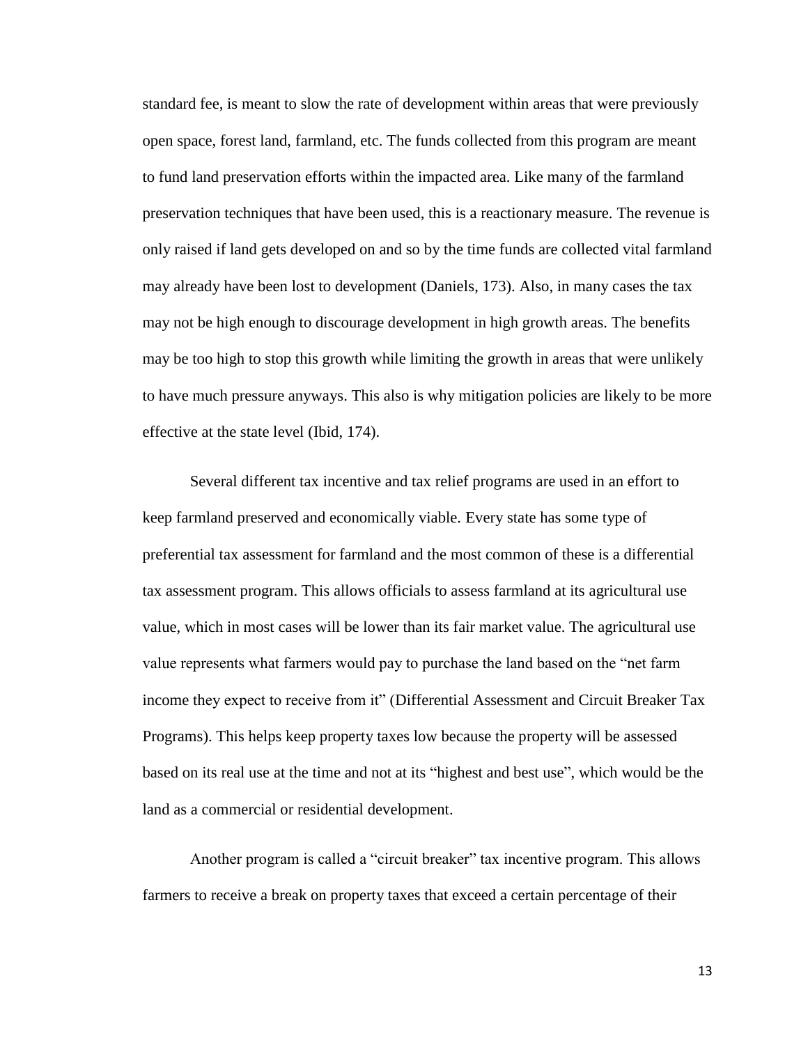standard fee, is meant to slow the rate of development within areas that were previously open space, forest land, farmland, etc. The funds collected from this program are meant to fund land preservation efforts within the impacted area. Like many of the farmland preservation techniques that have been used, this is a reactionary measure. The revenue is only raised if land gets developed on and so by the time funds are collected vital farmland may already have been lost to development (Daniels, 173). Also, in many cases the tax may not be high enough to discourage development in high growth areas. The benefits may be too high to stop this growth while limiting the growth in areas that were unlikely to have much pressure anyways. This also is why mitigation policies are likely to be more effective at the state level (Ibid, 174).

Several different tax incentive and tax relief programs are used in an effort to keep farmland preserved and economically viable. Every state has some type of preferential tax assessment for farmland and the most common of these is a differential tax assessment program. This allows officials to assess farmland at its agricultural use value, which in most cases will be lower than its fair market value. The agricultural use value represents what farmers would pay to purchase the land based on the "net farm income they expect to receive from it" (Differential Assessment and Circuit Breaker Tax Programs). This helps keep property taxes low because the property will be assessed based on its real use at the time and not at its "highest and best use", which would be the land as a commercial or residential development.

Another program is called a "circuit breaker" tax incentive program. This allows farmers to receive a break on property taxes that exceed a certain percentage of their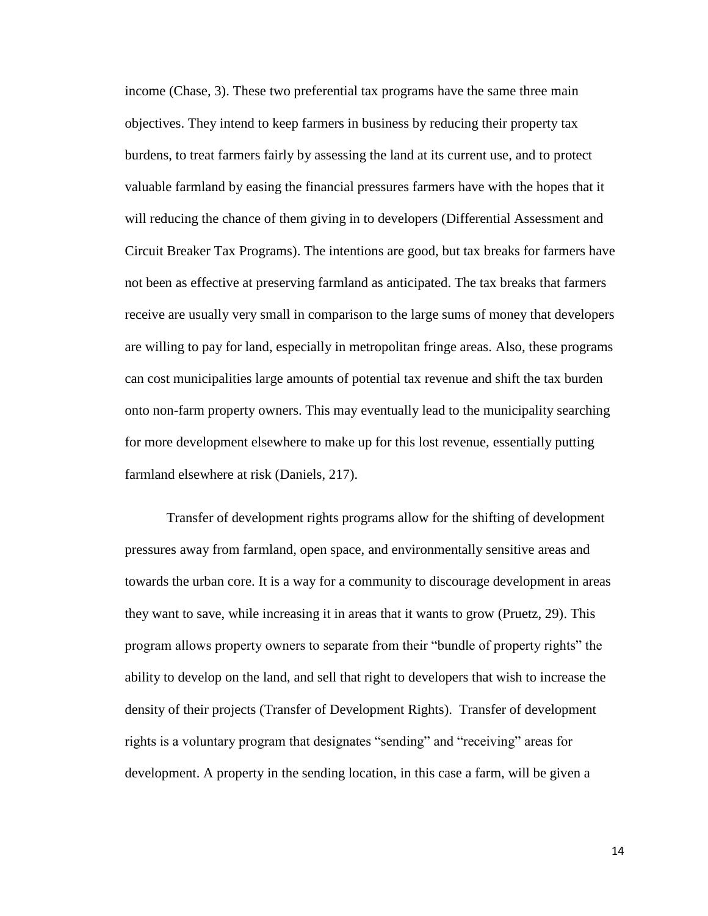income (Chase, 3). These two preferential tax programs have the same three main objectives. They intend to keep farmers in business by reducing their property tax burdens, to treat farmers fairly by assessing the land at its current use, and to protect valuable farmland by easing the financial pressures farmers have with the hopes that it will reducing the chance of them giving in to developers (Differential Assessment and Circuit Breaker Tax Programs). The intentions are good, but tax breaks for farmers have not been as effective at preserving farmland as anticipated. The tax breaks that farmers receive are usually very small in comparison to the large sums of money that developers are willing to pay for land, especially in metropolitan fringe areas. Also, these programs can cost municipalities large amounts of potential tax revenue and shift the tax burden onto non-farm property owners. This may eventually lead to the municipality searching for more development elsewhere to make up for this lost revenue, essentially putting farmland elsewhere at risk (Daniels, 217).

Transfer of development rights programs allow for the shifting of development pressures away from farmland, open space, and environmentally sensitive areas and towards the urban core. It is a way for a community to discourage development in areas they want to save, while increasing it in areas that it wants to grow (Pruetz, 29). This program allows property owners to separate from their "bundle of property rights" the ability to develop on the land, and sell that right to developers that wish to increase the density of their projects (Transfer of Development Rights). Transfer of development rights is a voluntary program that designates "sending" and "receiving" areas for development. A property in the sending location, in this case a farm, will be given a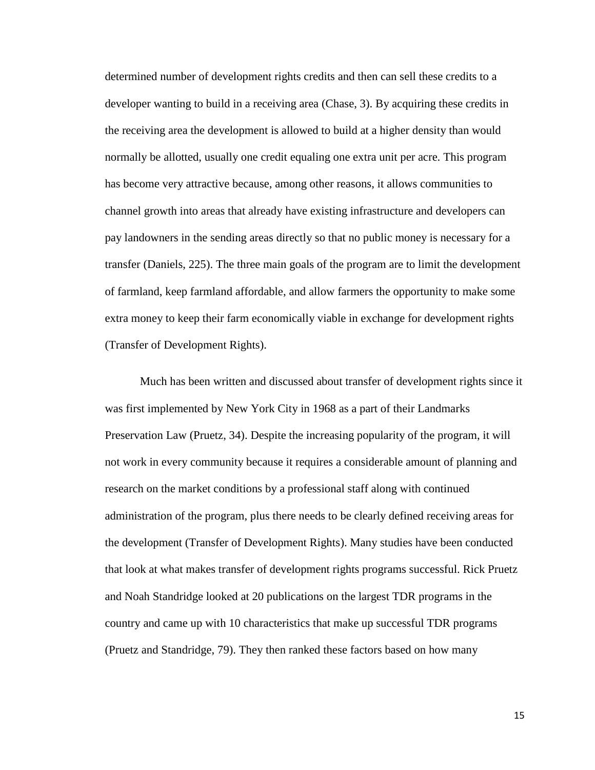determined number of development rights credits and then can sell these credits to a developer wanting to build in a receiving area (Chase, 3). By acquiring these credits in the receiving area the development is allowed to build at a higher density than would normally be allotted, usually one credit equaling one extra unit per acre. This program has become very attractive because, among other reasons, it allows communities to channel growth into areas that already have existing infrastructure and developers can pay landowners in the sending areas directly so that no public money is necessary for a transfer (Daniels, 225). The three main goals of the program are to limit the development of farmland, keep farmland affordable, and allow farmers the opportunity to make some extra money to keep their farm economically viable in exchange for development rights (Transfer of Development Rights).

Much has been written and discussed about transfer of development rights since it was first implemented by New York City in 1968 as a part of their Landmarks Preservation Law (Pruetz, 34). Despite the increasing popularity of the program, it will not work in every community because it requires a considerable amount of planning and research on the market conditions by a professional staff along with continued administration of the program, plus there needs to be clearly defined receiving areas for the development (Transfer of Development Rights). Many studies have been conducted that look at what makes transfer of development rights programs successful. Rick Pruetz and Noah Standridge looked at 20 publications on the largest TDR programs in the country and came up with 10 characteristics that make up successful TDR programs (Pruetz and Standridge, 79). They then ranked these factors based on how many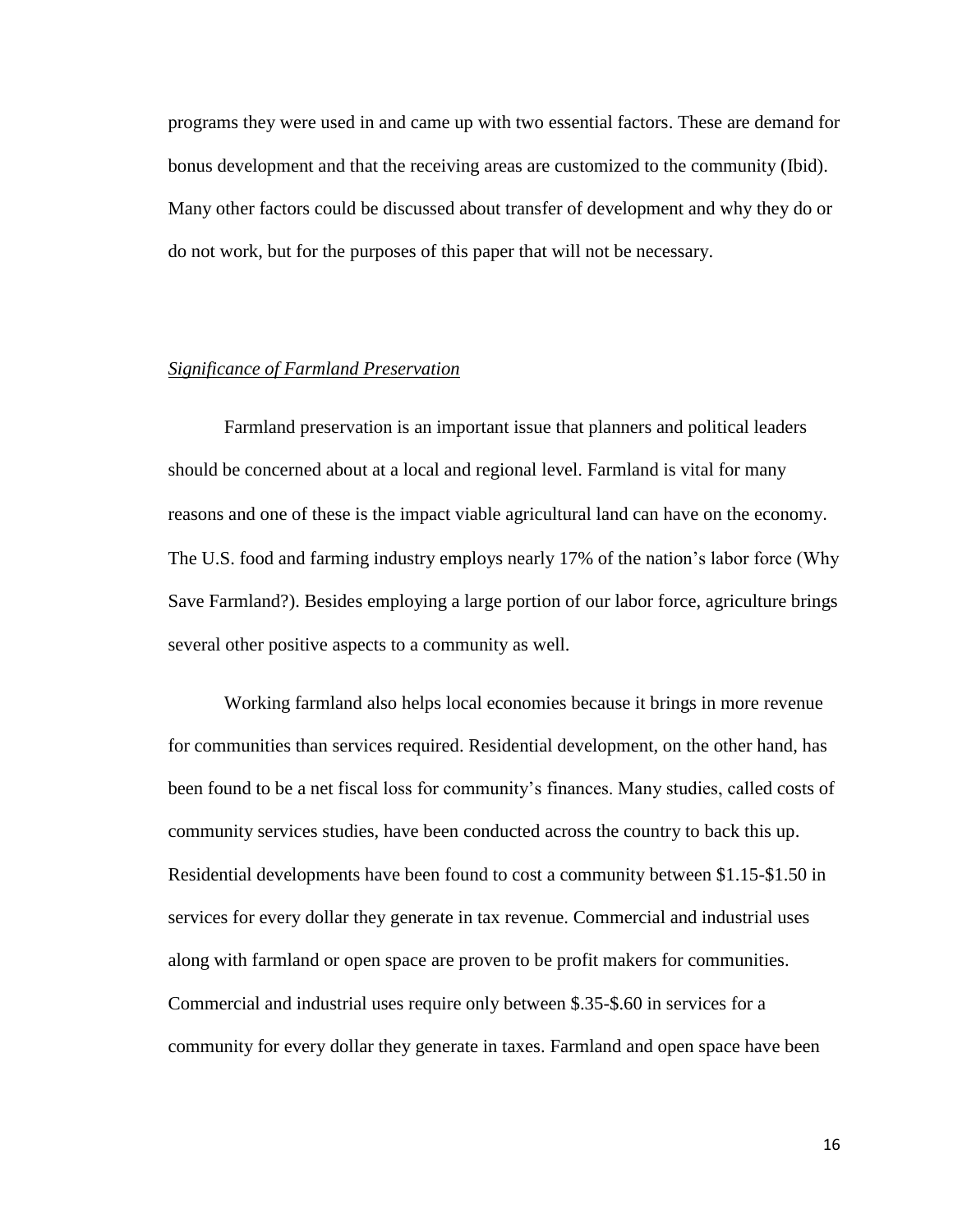programs they were used in and came up with two essential factors. These are demand for bonus development and that the receiving areas are customized to the community (Ibid). Many other factors could be discussed about transfer of development and why they do or do not work, but for the purposes of this paper that will not be necessary.

*Significance of Farmland Preservation*

Farmland preservation is an important issue that planners and political leaders should be concerned about at a local and regional level. Farmland is vital for many reasons and one of these is the impact viable agricultural land can have on the economy. The U.S. food and farming industry employs nearly 17% of the nation's labor force (Why Save Farmland?). Besides employing a large portion of our labor force, agriculture brings several other positive aspects to a community as well.

Working farmland also helps local economies because it brings in more revenue for communities than services required. Residential development, on the other hand, has been found to be a net fiscal loss for community's finances. Many studies, called costs of community services studies, have been conducted across the country to back this up. Residential developments have been found to cost a community between $1.15-$1.50 in services for every dollar they generate in tax revenue. Commercial and industrial uses along with farmland or open space are proven to be profit makers for communities. Commercial and industrial uses require only between $.35-$.60 in services for a community for every dollar they generate in taxes. Farmland and open space have been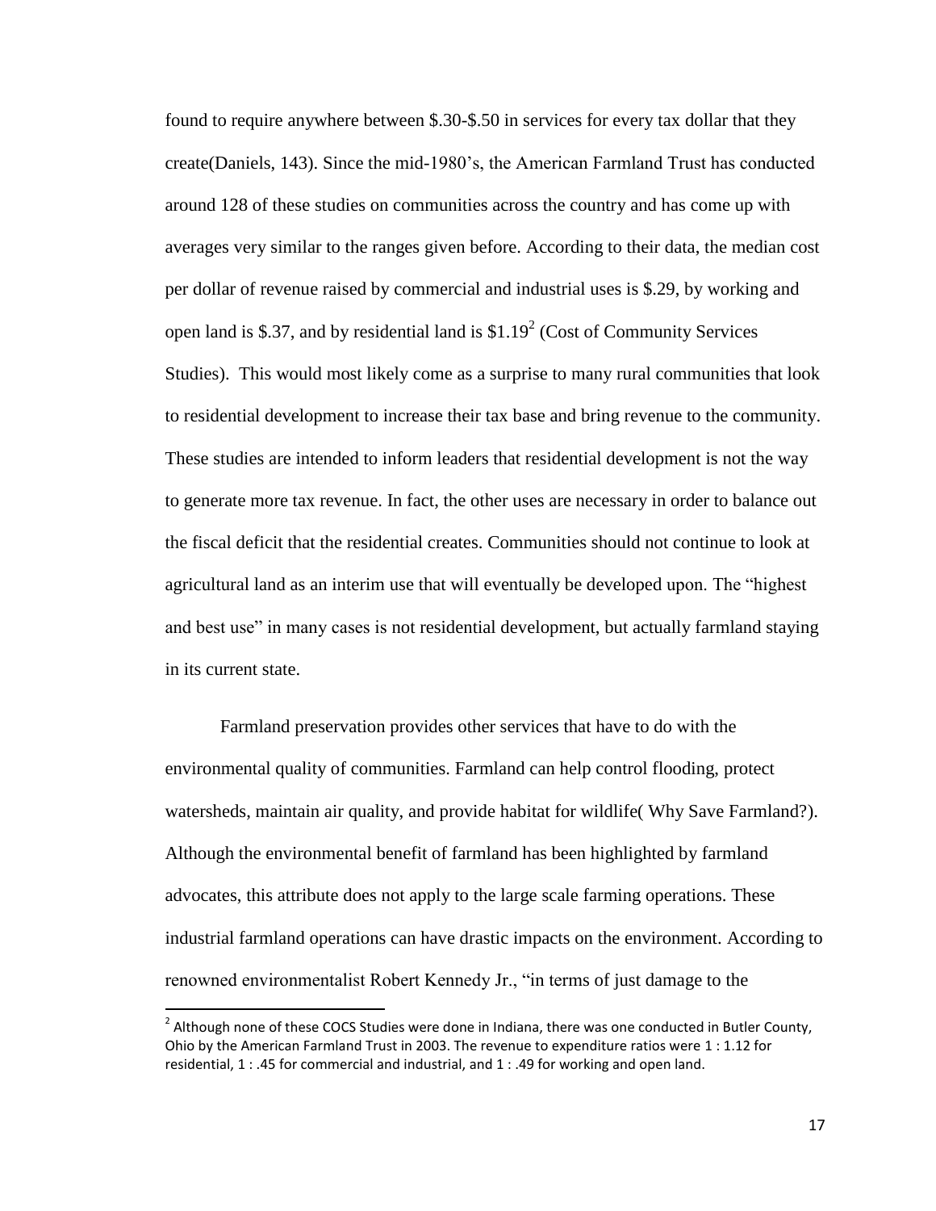found to require anywhere between \$.30-\$.50 in services for every tax dollar that they create(Daniels, 143). Since the mid-1980's, the American Farmland Trust has conducted around 128 of these studies on communities across the country and has come up with averages very similar to the ranges given before. According to their data, the median cost per dollar of revenue raised by commercial and industrial uses is \$.29, by working and open land is \$.37, and by residential land is \$1.19[2] (Cost of Community Services Studies). This would most likely come as a surprise to many rural communities that look to residential development to increase their tax base and bring revenue to the community. These studies are intended to inform leaders that residential development is not the way to generate more tax revenue. In fact, the other uses are necessary in order to balance out the fiscal deficit that the residential creates. Communities should not continue to look at agricultural land as an interim use that will eventually be developed upon. The "highest and best use" in many cases is not residential development, but actually farmland staying in its current state.

Farmland preservation provides other services that have to do with the environmental quality of communities. Farmland can help control flooding, protect watersheds, maintain air quality, and provide habitat for wildlife( Why Save Farmland?). Although the environmental benefit of farmland has been highlighted by farmland advocates, this attribute does not apply to the large scale farming operations. These industrial farmland operations can have drastic impacts on the environment. According to renowned environmentalist Robert Kennedy Jr., "in terms of just damage to the

[2] Although none of these COCS Studies were done in Indiana, there was one conducted in Butler County, Ohio by the American Farmland Trust in 2003. The revenue to expenditure ratios were 1 : 1.12 for residential, 1 : .45 for commercial and industrial, and 1 : .49 for working and open land.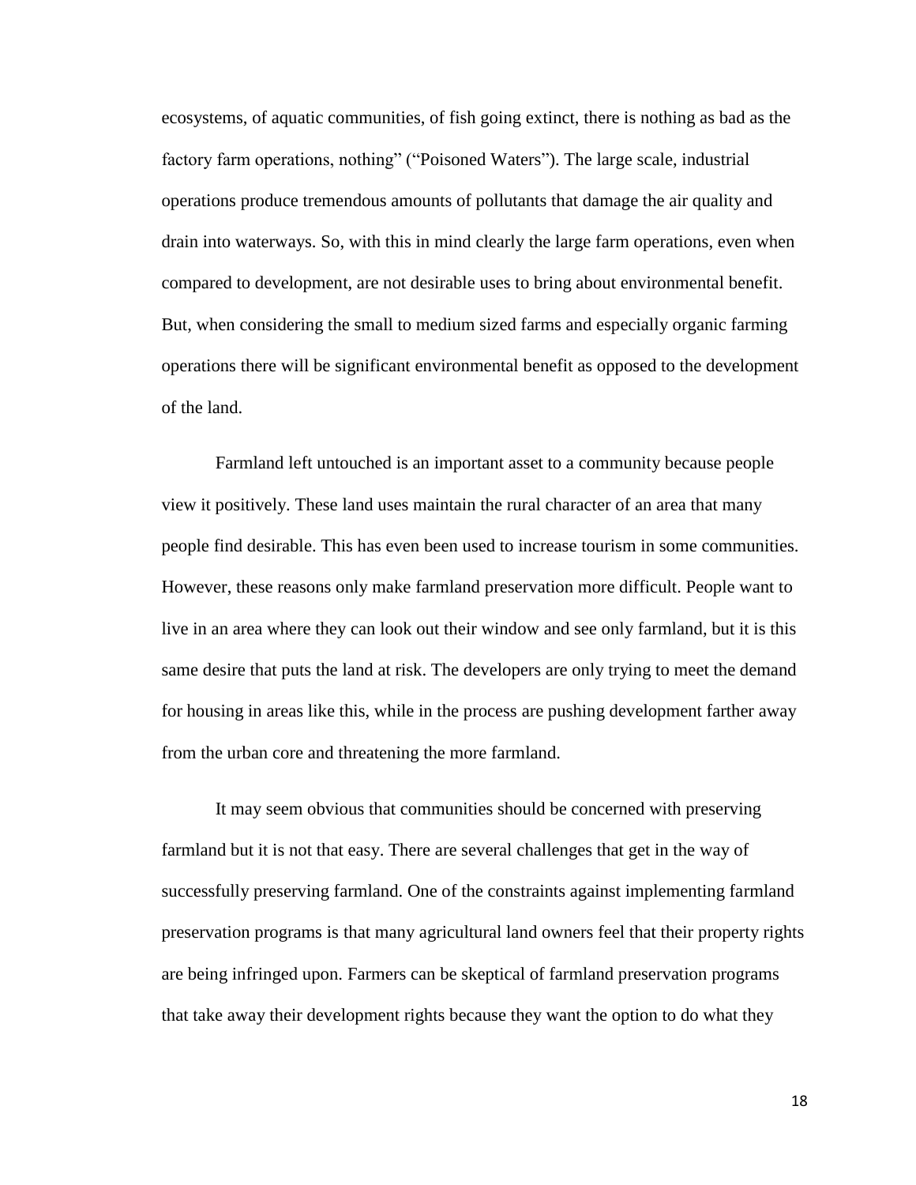ecosystems, of aquatic communities, of fish going extinct, there is nothing as bad as the factory farm operations, nothing" ("Poisoned Waters"). The large scale, industrial operations produce tremendous amounts of pollutants that damage the air quality and drain into waterways. So, with this in mind clearly the large farm operations, even when compared to development, are not desirable uses to bring about environmental benefit. But, when considering the small to medium sized farms and especially organic farming operations there will be significant environmental benefit as opposed to the development of the land.

Farmland left untouched is an important asset to a community because people view it positively. These land uses maintain the rural character of an area that many people find desirable. This has even been used to increase tourism in some communities. However, these reasons only make farmland preservation more difficult. People want to live in an area where they can look out their window and see only farmland, but it is this same desire that puts the land at risk. The developers are only trying to meet the demand for housing in areas like this, while in the process are pushing development farther away from the urban core and threatening the more farmland.

It may seem obvious that communities should be concerned with preserving farmland but it is not that easy. There are several challenges that get in the way of successfully preserving farmland. One of the constraints against implementing farmland preservation programs is that many agricultural land owners feel that their property rights are being infringed upon. Farmers can be skeptical of farmland preservation programs that take away their development rights because they want the option to do what they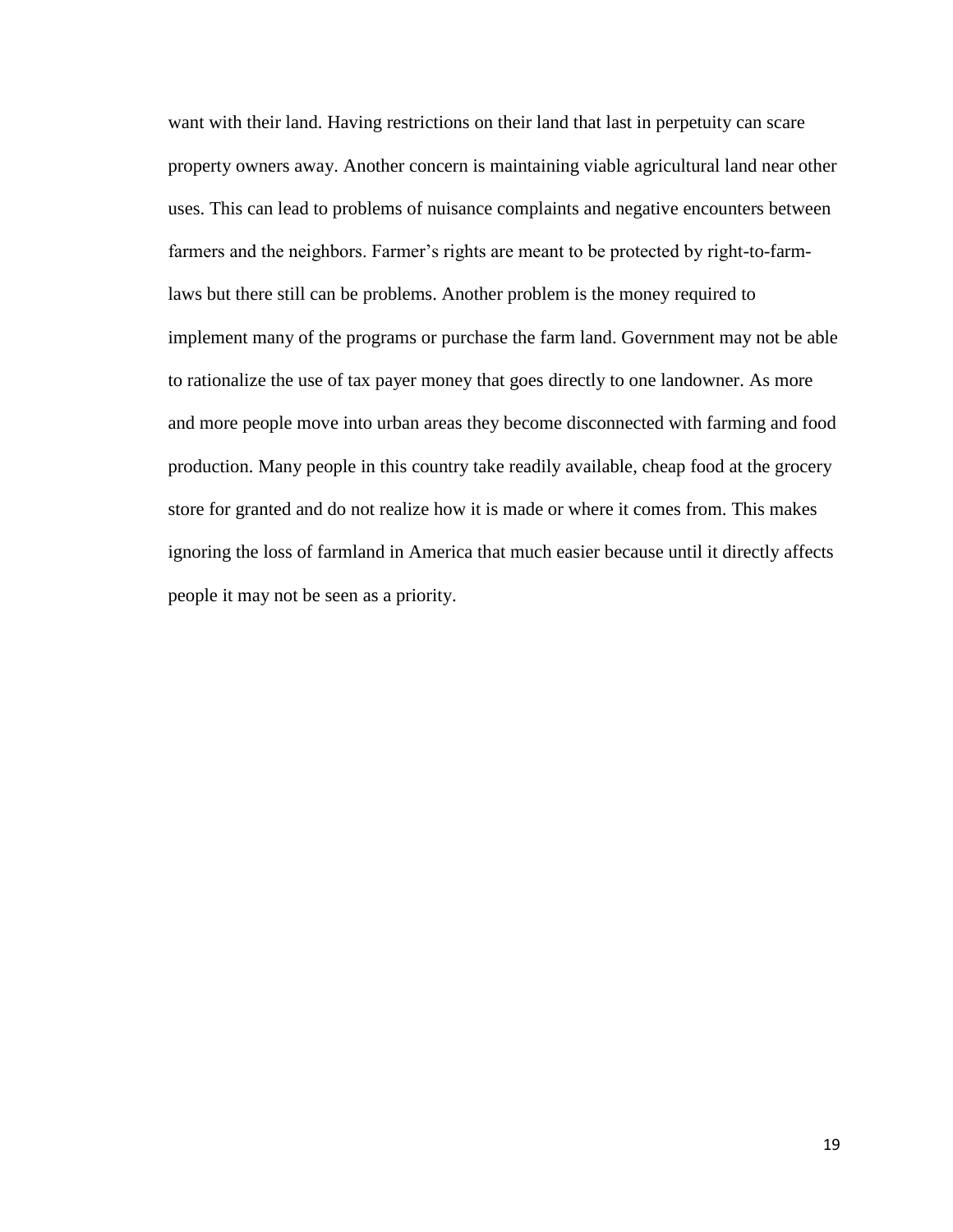want with their land. Having restrictions on their land that last in perpetuity can scare property owners away. Another concern is maintaining viable agricultural land near other uses. This can lead to problems of nuisance complaints and negative encounters between farmers and the neighbors. Farmer's rights are meant to be protected by right-to-farm-laws but there still can be problems. Another problem is the money required to implement many of the programs or purchase the farm land. Government may not be able to rationalize the use of tax payer money that goes directly to one landowner. As more and more people move into urban areas they become disconnected with farming and food production. Many people in this country take readily available, cheap food at the grocery store for granted and do not realize how it is made or where it comes from. This makes ignoring the loss of farmland in America that much easier because until it directly affects people it may not be seen as a priority.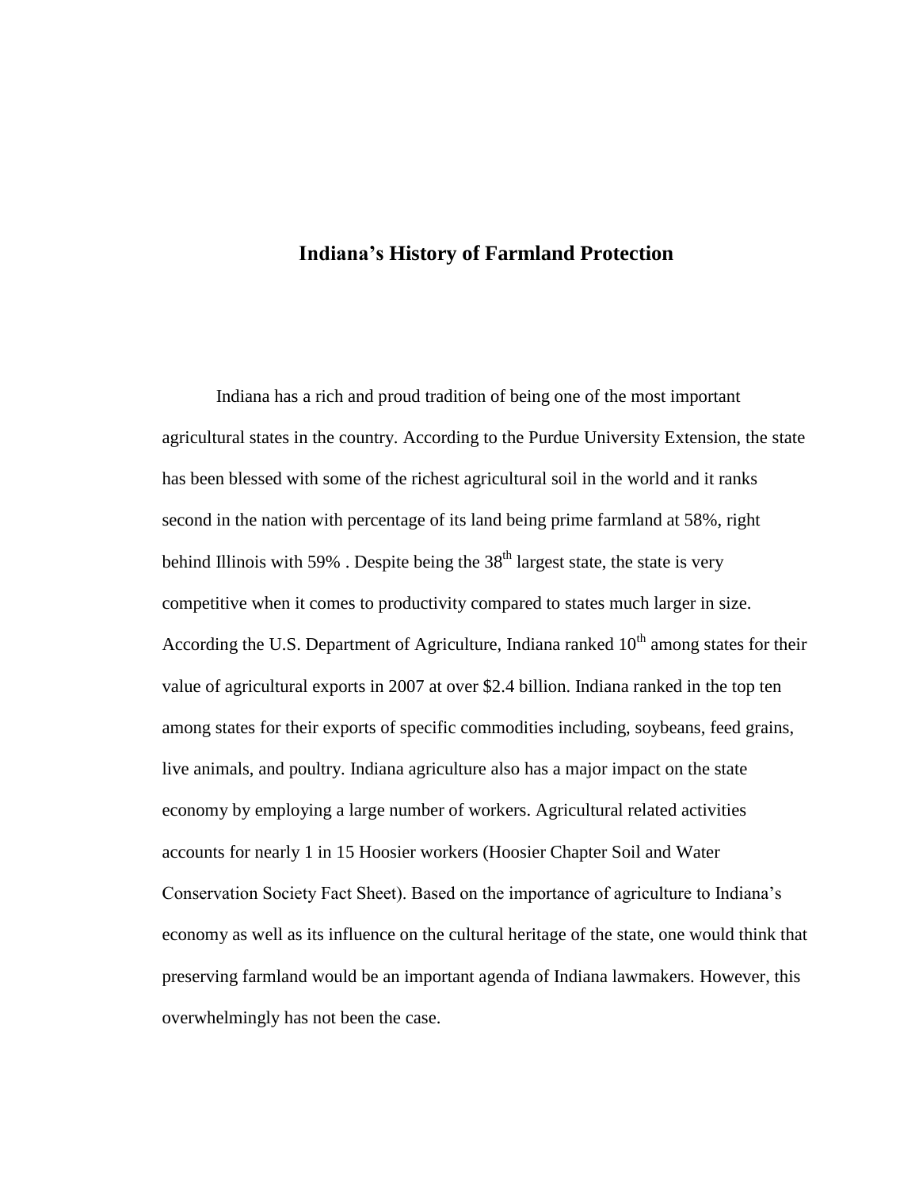## Indiana's History of Farmland Protection

Indiana has a rich and proud tradition of being one of the most important agricultural states in the country. According to the Purdue University Extension, the state has been blessed with some of the richest agricultural soil in the world and it ranks second in the nation with percentage of its land being prime farmland at 58%, right behind Illinois with 59% . Despite being the 38$^{th}$ largest state, the state is very competitive when it comes to productivity compared to states much larger in size. According the U.S. Department of Agriculture, Indiana ranked 10$^{th}$ among states for their value of agricultural exports in 2007 at over $2.4 billion. Indiana ranked in the top ten among states for their exports of specific commodities including, soybeans, feed grains, live animals, and poultry. Indiana agriculture also has a major impact on the state economy by employing a large number of workers. Agricultural related activities accounts for nearly 1 in 15 Hoosier workers (Hoosier Chapter Soil and Water Conservation Society Fact Sheet). Based on the importance of agriculture to Indiana's economy as well as its influence on the cultural heritage of the state, one would think that preserving farmland would be an important agenda of Indiana lawmakers. However, this overwhelmingly has not been the case.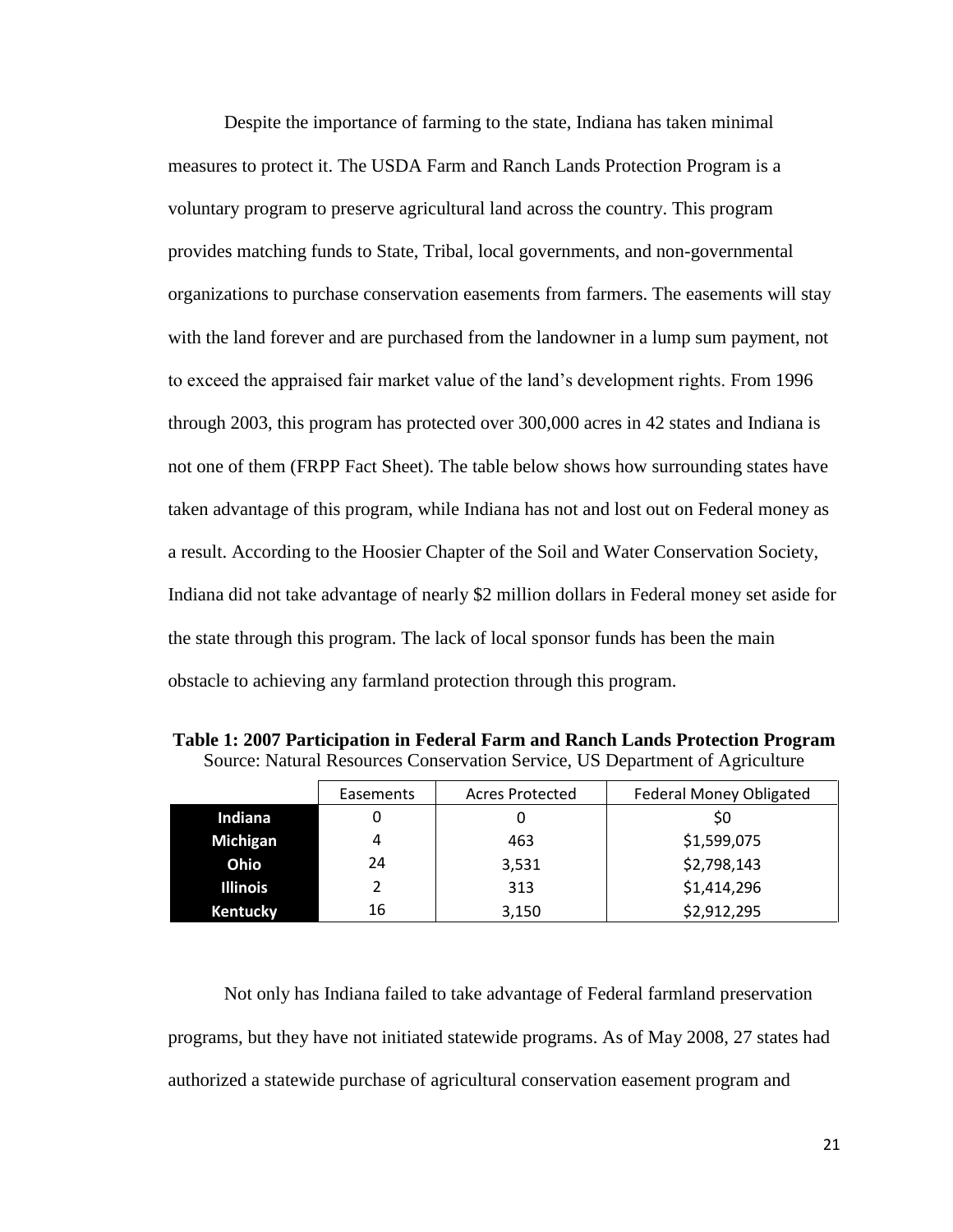Despite the importance of farming to the state, Indiana has taken minimal measures to protect it. The USDA Farm and Ranch Lands Protection Program is a voluntary program to preserve agricultural land across the country. This program provides matching funds to State, Tribal, local governments, and non-governmental organizations to purchase conservation easements from farmers. The easements will stay with the land forever and are purchased from the landowner in a lump sum payment, not to exceed the appraised fair market value of the land's development rights. From 1996 through 2003, this program has protected over 300,000 acres in 42 states and Indiana is not one of them (FRPP Fact Sheet). The table below shows how surrounding states have taken advantage of this program, while Indiana has not and lost out on Federal money as a result. According to the Hoosier Chapter of the Soil and Water Conservation Society, Indiana did not take advantage of nearly $2 million dollars in Federal money set aside for the state through this program. The lack of local sponsor funds has been the main obstacle to achieving any farmland protection through this program.

**Table 1: 2007 Participation in Federal Farm and Ranch Lands Protection Program**
Source: Natural Resources Conservation Service, US Department of Agriculture

| | Easements | Acres Protected | Federal Money Obligated |
|---|---|---|---|
| **Indiana** | 0 | 0 | $0 |
| **Michigan** | 4 | 463 | $1,599,075 |
| **Ohio** | 24 | 3,531 | $2,798,143 |
| **Illinois** | 2 | 313 | $1,414,296 |
| **Kentucky** | 16 | 3,150 | $2,912,295 |

Not only has Indiana failed to take advantage of Federal farmland preservation programs, but they have not initiated statewide programs. As of May 2008, 27 states had authorized a statewide purchase of agricultural conservation easement program and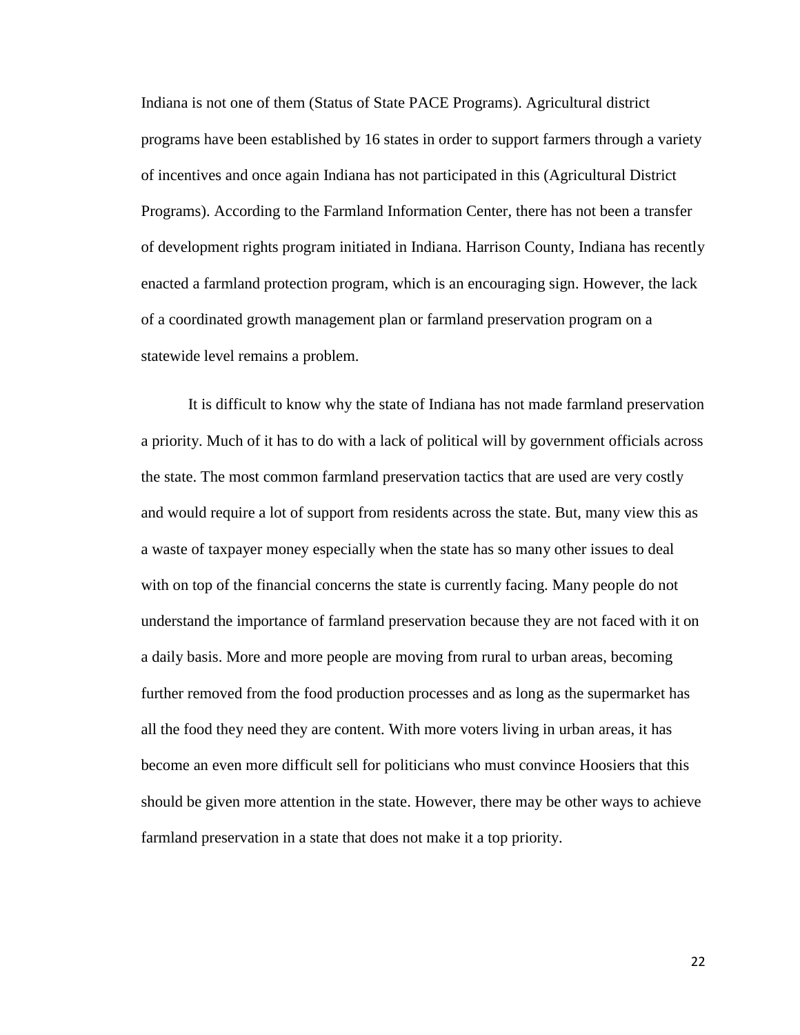Indiana is not one of them (Status of State PACE Programs). Agricultural district programs have been established by 16 states in order to support farmers through a variety of incentives and once again Indiana has not participated in this (Agricultural District Programs). According to the Farmland Information Center, there has not been a transfer of development rights program initiated in Indiana. Harrison County, Indiana has recently enacted a farmland protection program, which is an encouraging sign. However, the lack of a coordinated growth management plan or farmland preservation program on a statewide level remains a problem.

It is difficult to know why the state of Indiana has not made farmland preservation a priority. Much of it has to do with a lack of political will by government officials across the state. The most common farmland preservation tactics that are used are very costly and would require a lot of support from residents across the state. But, many view this as a waste of taxpayer money especially when the state has so many other issues to deal with on top of the financial concerns the state is currently facing. Many people do not understand the importance of farmland preservation because they are not faced with it on a daily basis. More and more people are moving from rural to urban areas, becoming further removed from the food production processes and as long as the supermarket has all the food they need they are content. With more voters living in urban areas, it has become an even more difficult sell for politicians who must convince Hoosiers that this should be given more attention in the state. However, there may be other ways to achieve farmland preservation in a state that does not make it a top priority.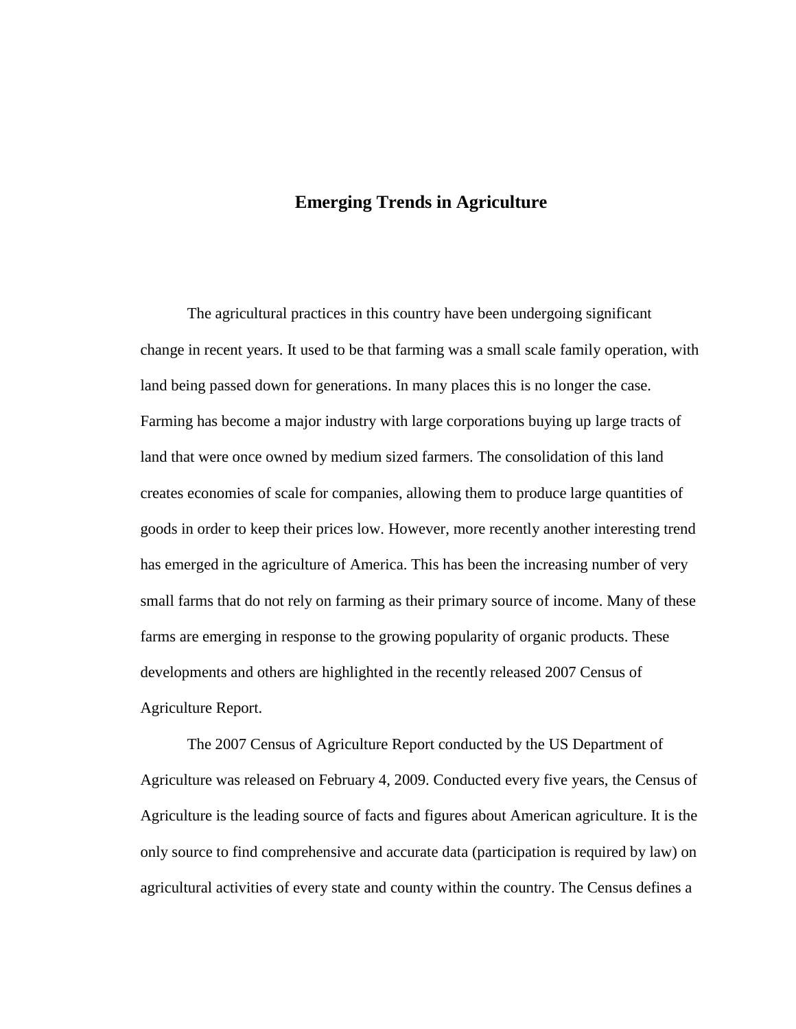## Emerging Trends in Agriculture

The agricultural practices in this country have been undergoing significant change in recent years. It used to be that farming was a small scale family operation, with land being passed down for generations. In many places this is no longer the case. Farming has become a major industry with large corporations buying up large tracts of land that were once owned by medium sized farmers. The consolidation of this land creates economies of scale for companies, allowing them to produce large quantities of goods in order to keep their prices low. However, more recently another interesting trend has emerged in the agriculture of America. This has been the increasing number of very small farms that do not rely on farming as their primary source of income. Many of these farms are emerging in response to the growing popularity of organic products. These developments and others are highlighted in the recently released 2007 Census of Agriculture Report.

The 2007 Census of Agriculture Report conducted by the US Department of Agriculture was released on February 4, 2009. Conducted every five years, the Census of Agriculture is the leading source of facts and figures about American agriculture. It is the only source to find comprehensive and accurate data (participation is required by law) on agricultural activities of every state and county within the country. The Census defines a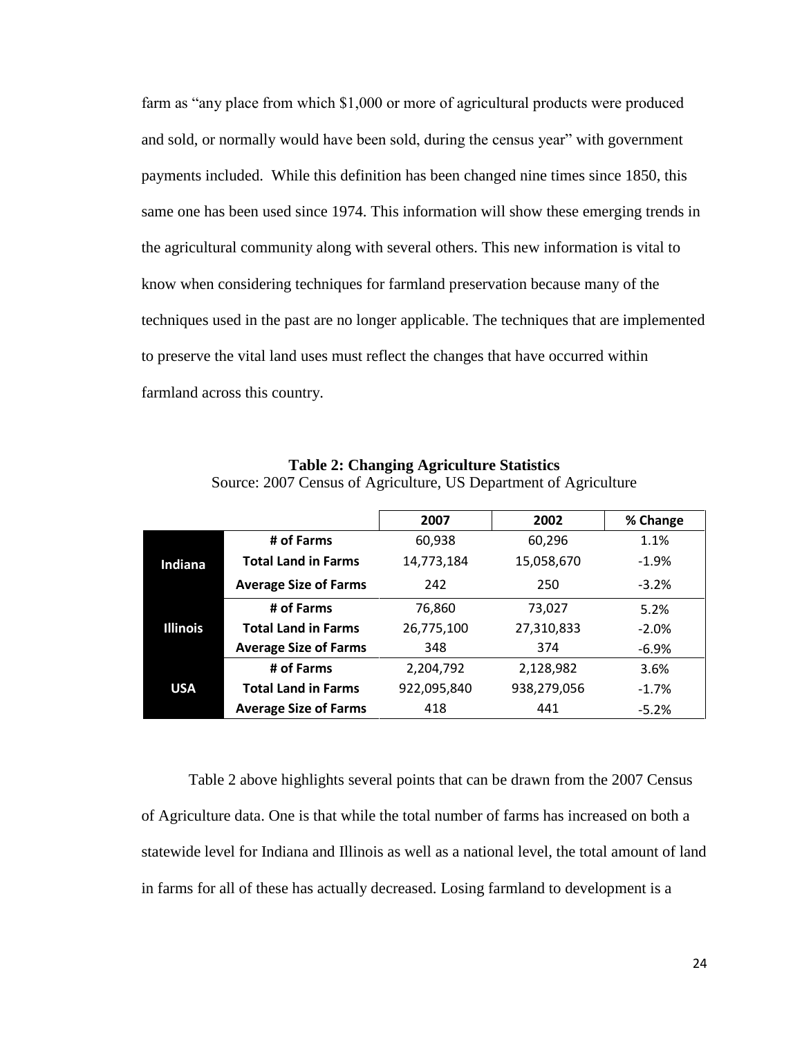farm as "any place from which $1,000 or more of agricultural products were produced and sold, or normally would have been sold, during the census year" with government payments included. While this definition has been changed nine times since 1850, this same one has been used since 1974. This information will show these emerging trends in the agricultural community along with several others. This new information is vital to know when considering techniques for farmland preservation because many of the techniques used in the past are no longer applicable. The techniques that are implemented to preserve the vital land uses must reflect the changes that have occurred within farmland across this country.

**Table 2: Changing Agriculture Statistics**
Source: 2007 Census of Agriculture, US Department of Agriculture

| | | 2007 | 2002 | % Change |
|---|---|---|---|---|
| **Indiana** | **# of Farms** | 60,938 | 60,296 | 1.1% |
| | **Total Land in Farms** | 14,773,184 | 15,058,670 | -1.9% |
| | **Average Size of Farms** | 242 | 250 | -3.2% |
| **Illinois** | **# of Farms** | 76,860 | 73,027 | 5.2% |
| | **Total Land in Farms** | 26,775,100 | 27,310,833 | -2.0% |
| | **Average Size of Farms** | 348 | 374 | -6.9% |
| **USA** | **# of Farms** | 2,204,792 | 2,128,982 | 3.6% |
| | **Total Land in Farms** | 922,095,840 | 938,279,056 | -1.7% |
| | **Average Size of Farms** | 418 | 441 | -5.2% |

Table 2 above highlights several points that can be drawn from the 2007 Census of Agriculture data. One is that while the total number of farms has increased on both a statewide level for Indiana and Illinois as well as a national level, the total amount of land in farms for all of these has actually decreased. Losing farmland to development is a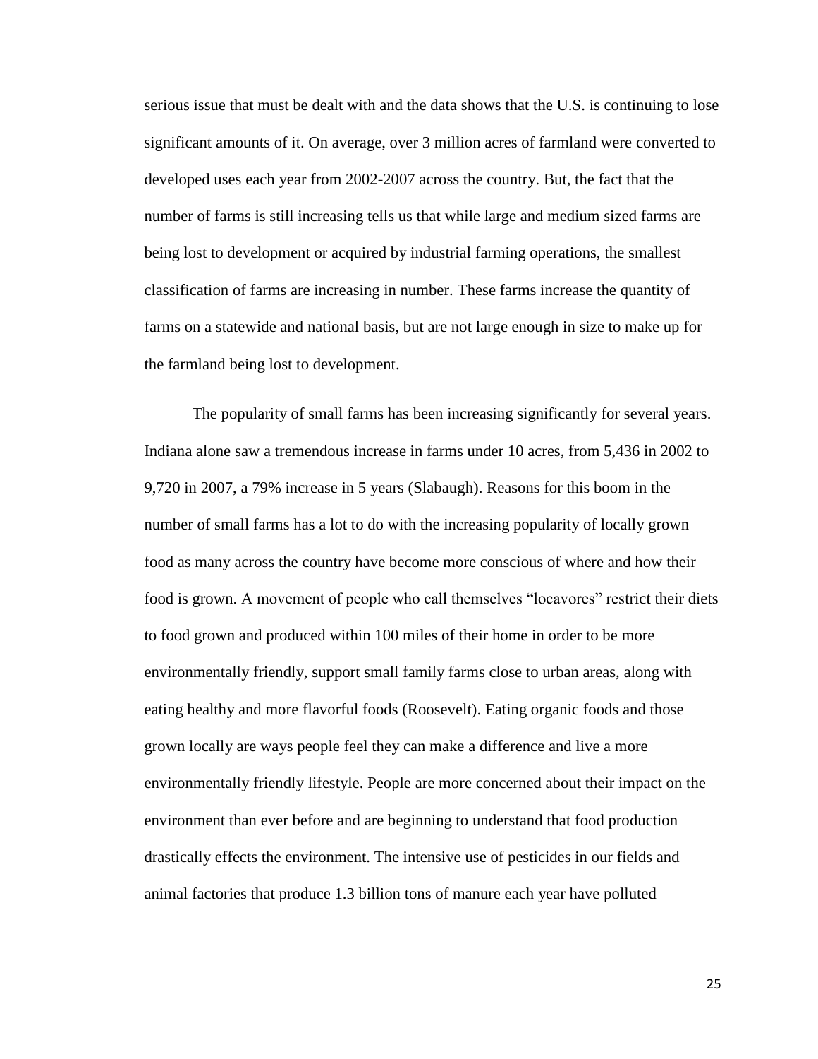serious issue that must be dealt with and the data shows that the U.S. is continuing to lose significant amounts of it. On average, over 3 million acres of farmland were converted to developed uses each year from 2002-2007 across the country. But, the fact that the number of farms is still increasing tells us that while large and medium sized farms are being lost to development or acquired by industrial farming operations, the smallest classification of farms are increasing in number. These farms increase the quantity of farms on a statewide and national basis, but are not large enough in size to make up for the farmland being lost to development.

The popularity of small farms has been increasing significantly for several years. Indiana alone saw a tremendous increase in farms under 10 acres, from 5,436 in 2002 to 9,720 in 2007, a 79% increase in 5 years (Slabaugh). Reasons for this boom in the number of small farms has a lot to do with the increasing popularity of locally grown food as many across the country have become more conscious of where and how their food is grown. A movement of people who call themselves "locavores" restrict their diets to food grown and produced within 100 miles of their home in order to be more environmentally friendly, support small family farms close to urban areas, along with eating healthy and more flavorful foods (Roosevelt). Eating organic foods and those grown locally are ways people feel they can make a difference and live a more environmentally friendly lifestyle. People are more concerned about their impact on the environment than ever before and are beginning to understand that food production drastically effects the environment. The intensive use of pesticides in our fields and animal factories that produce 1.3 billion tons of manure each year have polluted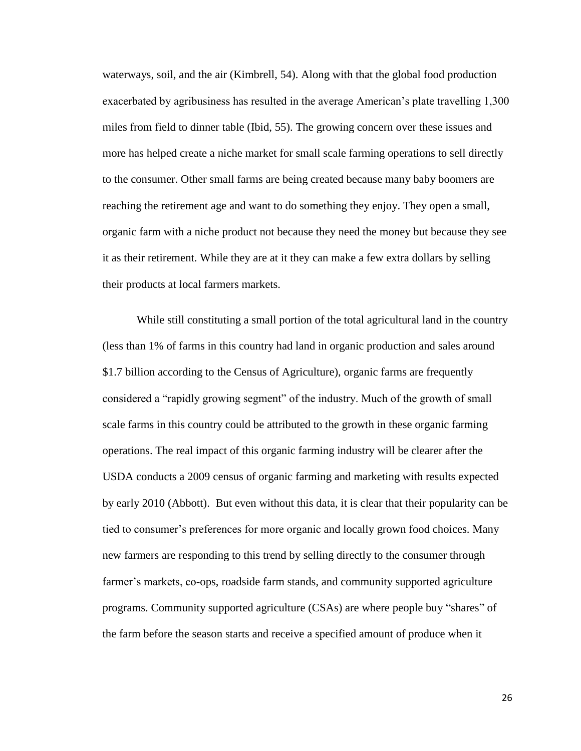waterways, soil, and the air (Kimbrell, 54). Along with that the global food production exacerbated by agribusiness has resulted in the average American's plate travelling 1,300 miles from field to dinner table (Ibid, 55). The growing concern over these issues and more has helped create a niche market for small scale farming operations to sell directly to the consumer. Other small farms are being created because many baby boomers are reaching the retirement age and want to do something they enjoy. They open a small, organic farm with a niche product not because they need the money but because they see it as their retirement. While they are at it they can make a few extra dollars by selling their products at local farmers markets.

While still constituting a small portion of the total agricultural land in the country (less than 1% of farms in this country had land in organic production and sales around $1.7 billion according to the Census of Agriculture), organic farms are frequently considered a "rapidly growing segment" of the industry. Much of the growth of small scale farms in this country could be attributed to the growth in these organic farming operations. The real impact of this organic farming industry will be clearer after the USDA conducts a 2009 census of organic farming and marketing with results expected by early 2010 (Abbott). But even without this data, it is clear that their popularity can be tied to consumer's preferences for more organic and locally grown food choices. Many new farmers are responding to this trend by selling directly to the consumer through farmer's markets, co-ops, roadside farm stands, and community supported agriculture programs. Community supported agriculture (CSAs) are where people buy "shares" of the farm before the season starts and receive a specified amount of produce when it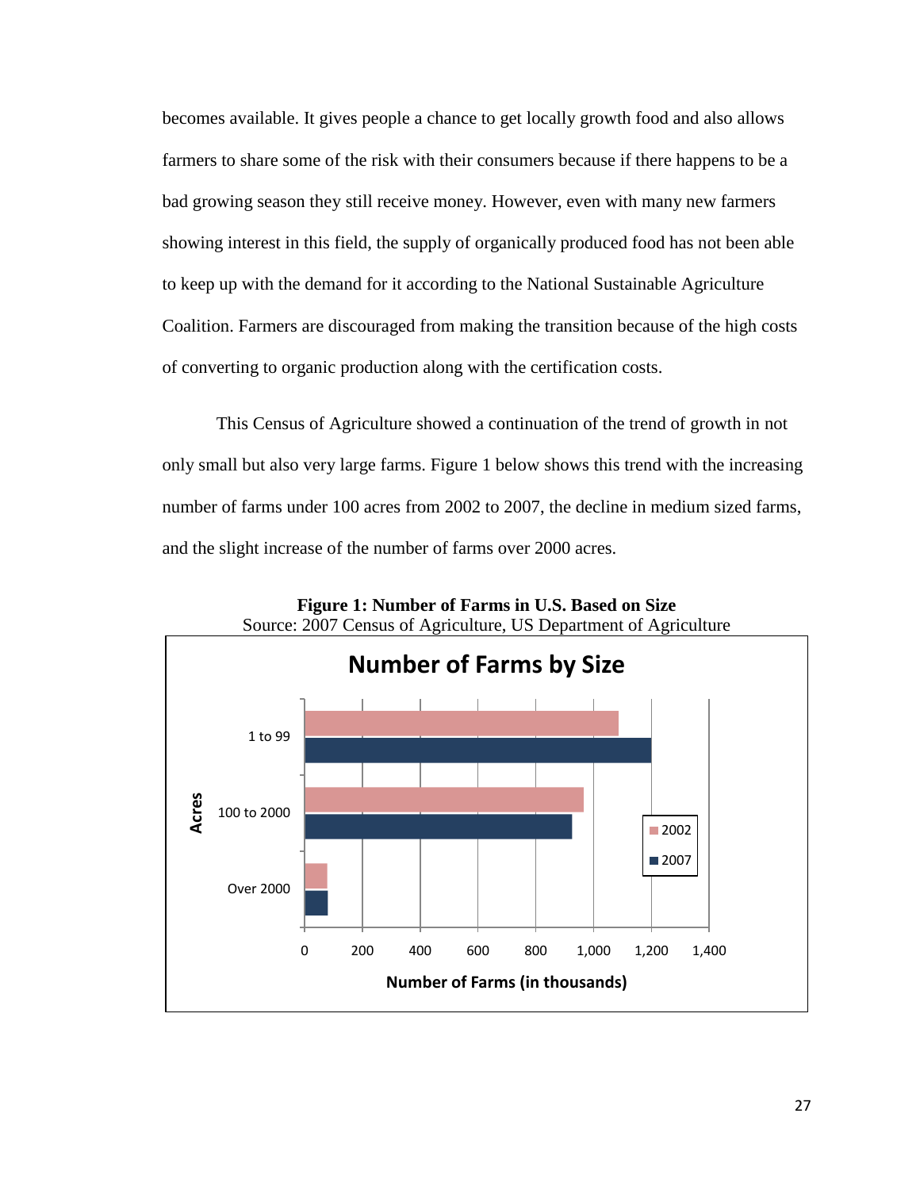becomes available. It gives people a chance to get locally growth food and also allows farmers to share some of the risk with their consumers because if there happens to be a bad growing season they still receive money. However, even with many new farmers showing interest in this field, the supply of organically produced food has not been able to keep up with the demand for it according to the National Sustainable Agriculture Coalition. Farmers are discouraged from making the transition because of the high costs of converting to organic production along with the certification costs.

This Census of Agriculture showed a continuation of the trend of growth in not only small but also very large farms. Figure 1 below shows this trend with the increasing number of farms under 100 acres from 2002 to 2007, the decline in medium sized farms, and the slight increase of the number of farms over 2000 acres.

**Figure 1: Number of Farms in U.S. Based on Size**
Source: 2007 Census of Agriculture, US Department of Agriculture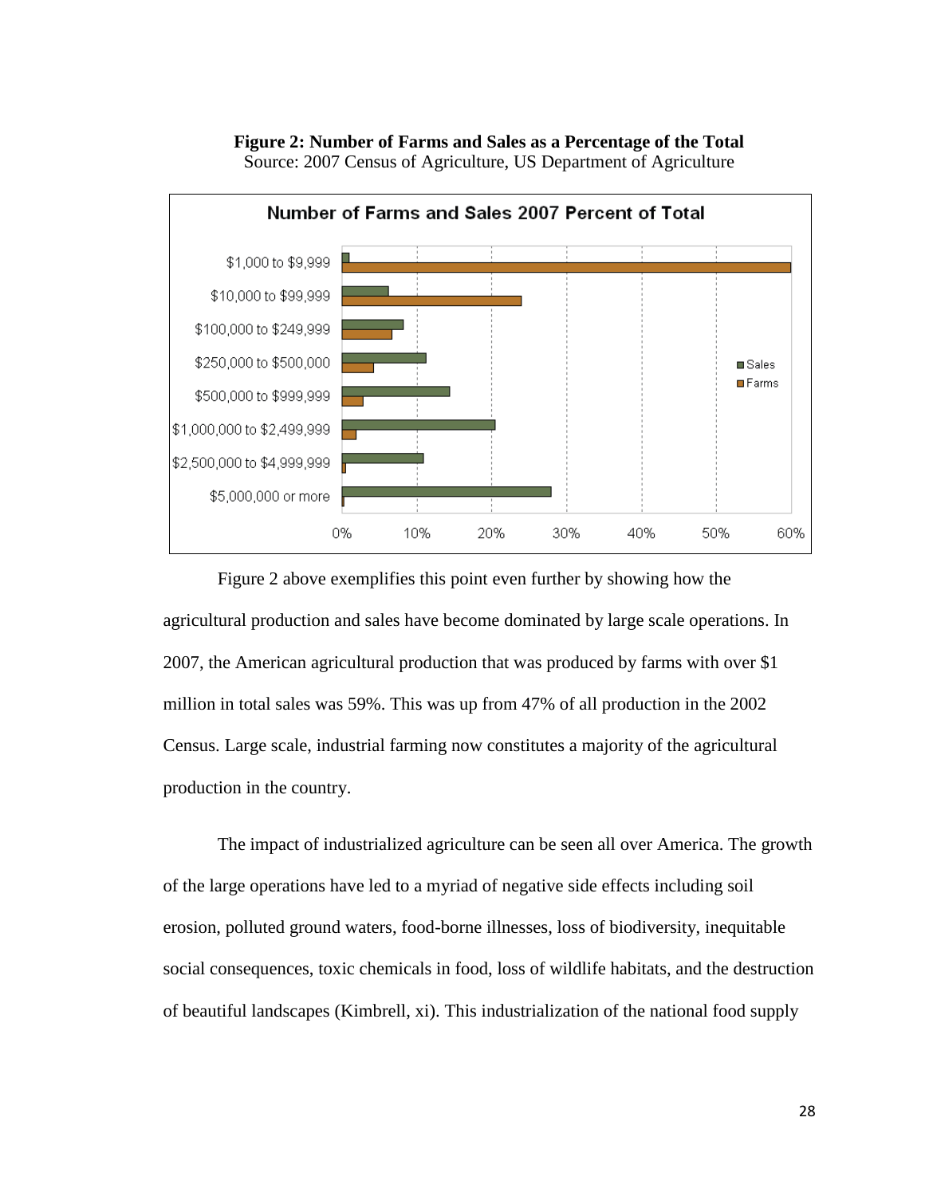**Figure 2: Number of Farms and Sales as a Percentage of the Total**
Source: 2007 Census of Agriculture, US Department of Agriculture

Figure 2 above exemplifies this point even further by showing how the agricultural production and sales have become dominated by large scale operations. In 2007, the American agricultural production that was produced by farms with over $1 million in total sales was 59%. This was up from 47% of all production in the 2002 Census. Large scale, industrial farming now constitutes a majority of the agricultural production in the country.

The impact of industrialized agriculture can be seen all over America. The growth of the large operations have led to a myriad of negative side effects including soil erosion, polluted ground waters, food-borne illnesses, loss of biodiversity, inequitable social consequences, toxic chemicals in food, loss of wildlife habitats, and the destruction of beautiful landscapes (Kimbrell, xi). This industrialization of the national food supply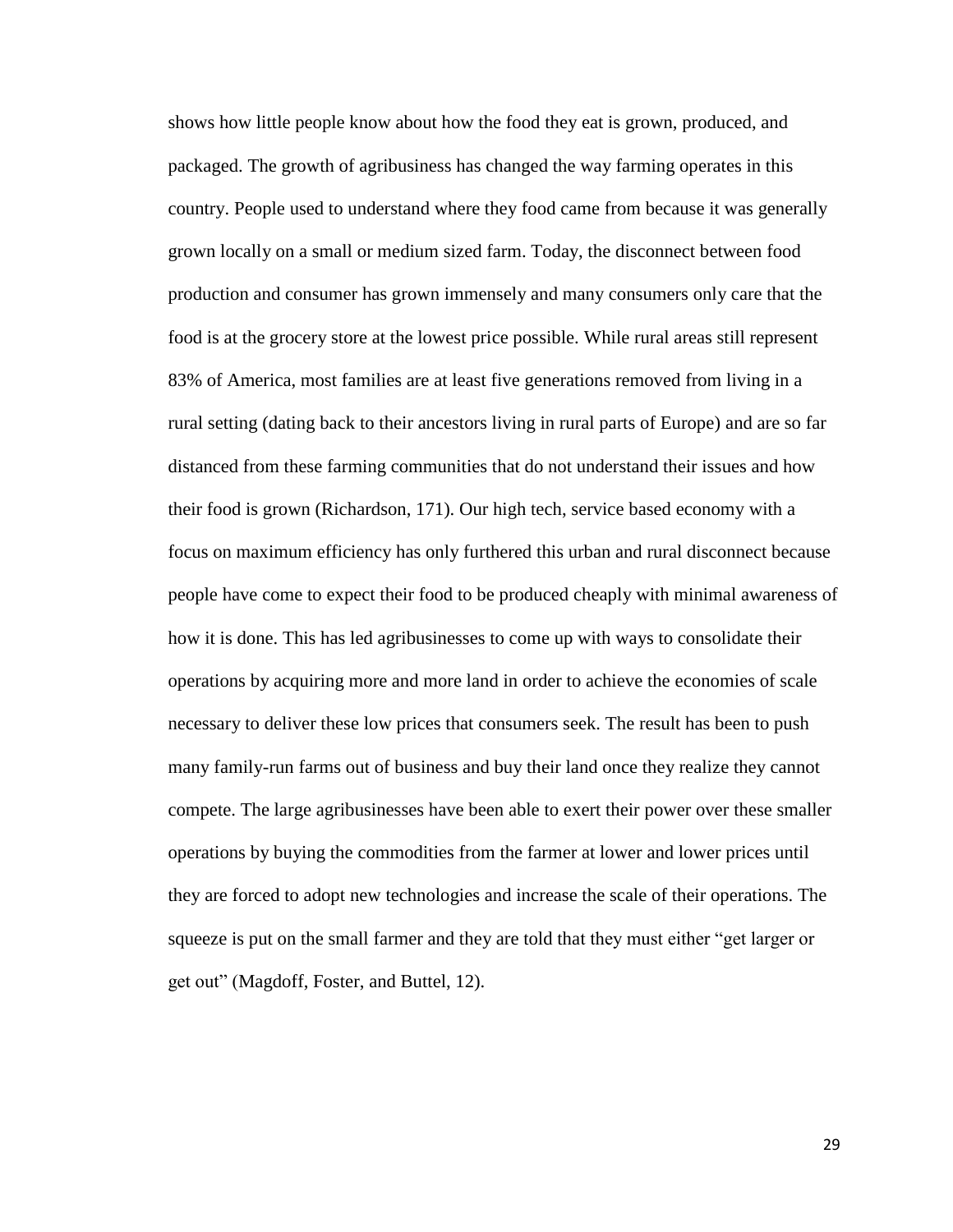shows how little people know about how the food they eat is grown, produced, and packaged. The growth of agribusiness has changed the way farming operates in this country. People used to understand where they food came from because it was generally grown locally on a small or medium sized farm. Today, the disconnect between food production and consumer has grown immensely and many consumers only care that the food is at the grocery store at the lowest price possible. While rural areas still represent 83% of America, most families are at least five generations removed from living in a rural setting (dating back to their ancestors living in rural parts of Europe) and are so far distanced from these farming communities that do not understand their issues and how their food is grown (Richardson, 171). Our high tech, service based economy with a focus on maximum efficiency has only furthered this urban and rural disconnect because people have come to expect their food to be produced cheaply with minimal awareness of how it is done. This has led agribusinesses to come up with ways to consolidate their operations by acquiring more and more land in order to achieve the economies of scale necessary to deliver these low prices that consumers seek. The result has been to push many family-run farms out of business and buy their land once they realize they cannot compete. The large agribusinesses have been able to exert their power over these smaller operations by buying the commodities from the farmer at lower and lower prices until they are forced to adopt new technologies and increase the scale of their operations. The squeeze is put on the small farmer and they are told that they must either "get larger or get out" (Magdoff, Foster, and Buttel, 12).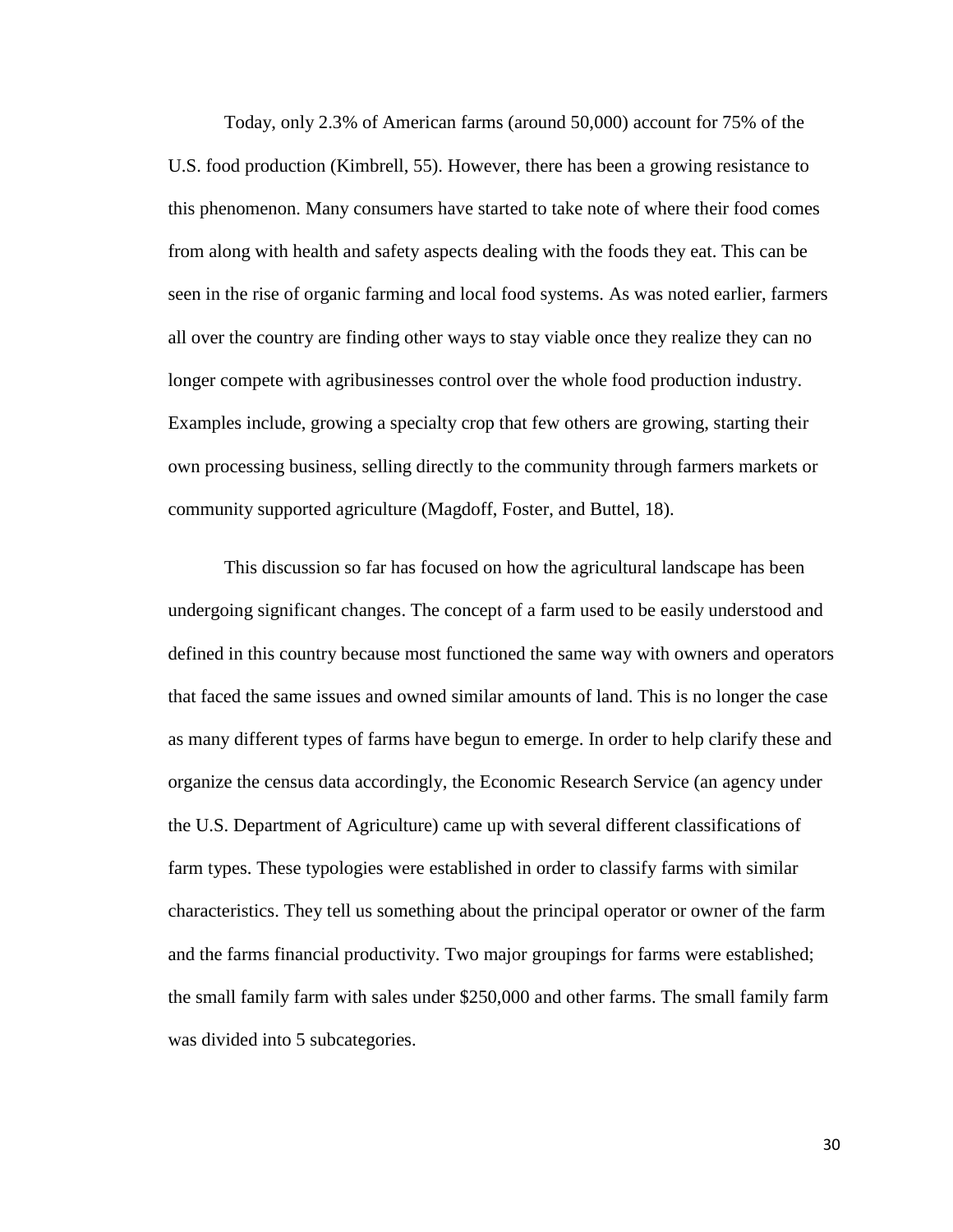Today, only 2.3% of American farms (around 50,000) account for 75% of the U.S. food production (Kimbrell, 55). However, there has been a growing resistance to this phenomenon. Many consumers have started to take note of where their food comes from along with health and safety aspects dealing with the foods they eat. This can be seen in the rise of organic farming and local food systems. As was noted earlier, farmers all over the country are finding other ways to stay viable once they realize they can no longer compete with agribusinesses control over the whole food production industry. Examples include, growing a specialty crop that few others are growing, starting their own processing business, selling directly to the community through farmers markets or community supported agriculture (Magdoff, Foster, and Buttel, 18).

This discussion so far has focused on how the agricultural landscape has been undergoing significant changes. The concept of a farm used to be easily understood and defined in this country because most functioned the same way with owners and operators that faced the same issues and owned similar amounts of land. This is no longer the case as many different types of farms have begun to emerge. In order to help clarify these and organize the census data accordingly, the Economic Research Service (an agency under the U.S. Department of Agriculture) came up with several different classifications of farm types. These typologies were established in order to classify farms with similar characteristics. They tell us something about the principal operator or owner of the farm and the farms financial productivity. Two major groupings for farms were established; the small family farm with sales under $250,000 and other farms. The small family farm was divided into 5 subcategories.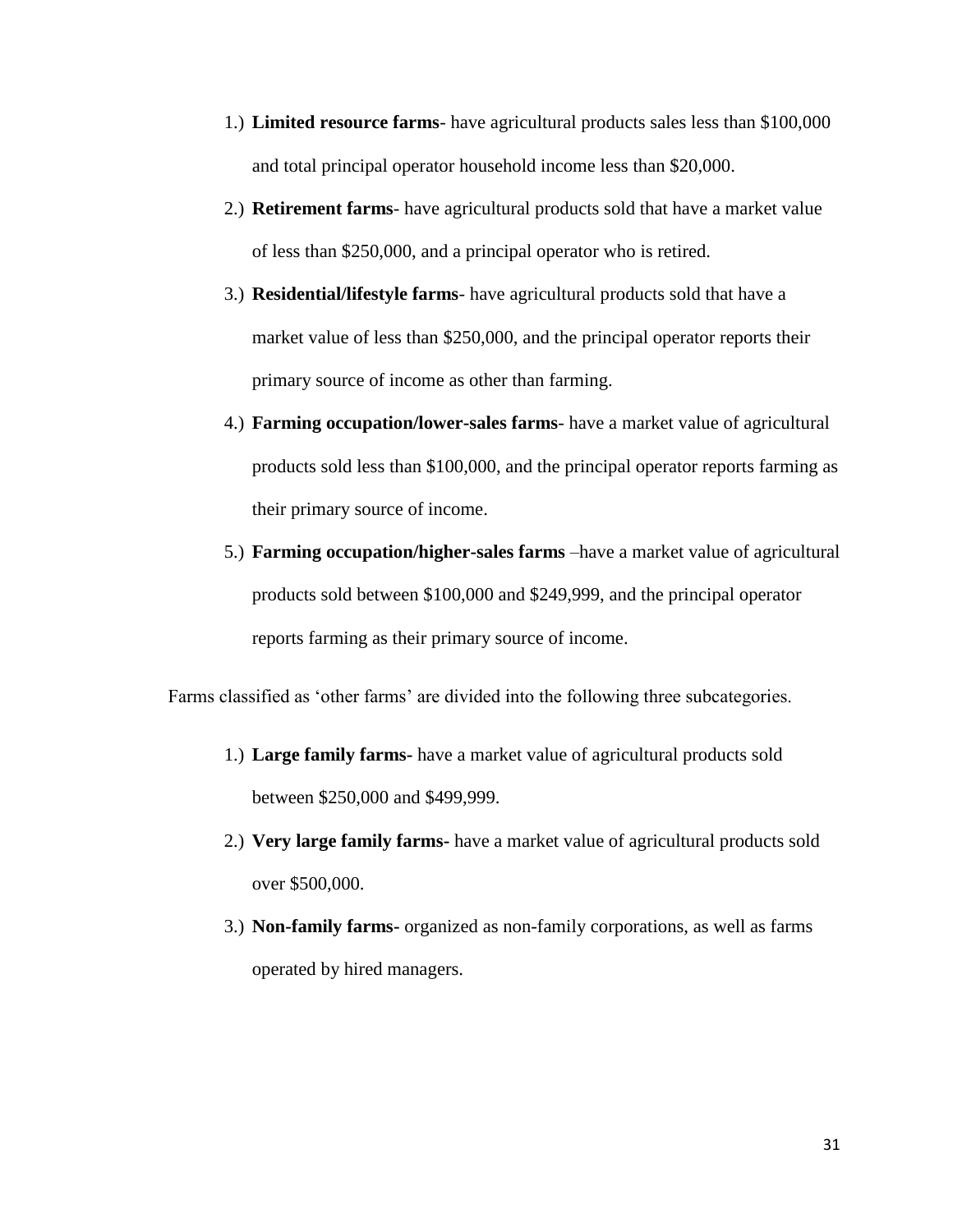1.) **Limited resource farms**- have agricultural products sales less than $100,000 and total principal operator household income less than $20,000.

2.) **Retirement farms**- have agricultural products sold that have a market value of less than $250,000, and a principal operator who is retired.

3.) **Residential/lifestyle farms**- have agricultural products sold that have a market value of less than $250,000, and the principal operator reports their primary source of income as other than farming.

4.) **Farming occupation/lower-sales farms**- have a market value of agricultural products sold less than $100,000, and the principal operator reports farming as their primary source of income.

5.) **Farming occupation/higher-sales farms** –have a market value of agricultural products sold between $100,000 and $249,999, and the principal operator reports farming as their primary source of income.

Farms classified as 'other farms' are divided into the following three subcategories.

1.) **Large family farms-** have a market value of agricultural products sold between $250,000 and $499,999.

2.) **Very large family farms-** have a market value of agricultural products sold over $500,000.

3.) **Non-family farms-** organized as non-family corporations, as well as farms operated by hired managers.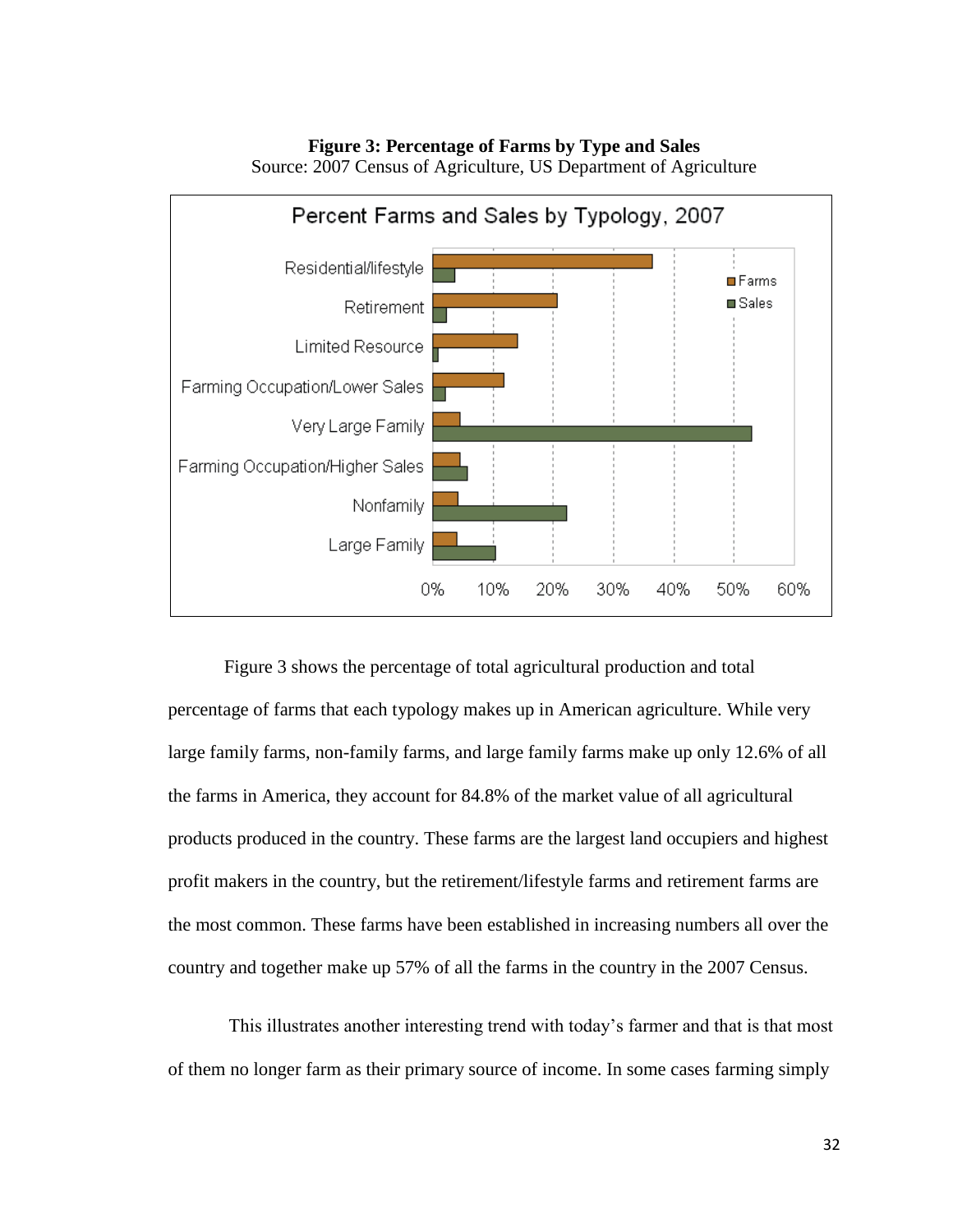**Figure 3: Percentage of Farms by Type and Sales**
Source: 2007 Census of Agriculture, US Department of Agriculture

Figure 3 shows the percentage of total agricultural production and total percentage of farms that each typology makes up in American agriculture. While very large family farms, non-family farms, and large family farms make up only 12.6% of all the farms in America, they account for 84.8% of the market value of all agricultural products produced in the country. These farms are the largest land occupiers and highest profit makers in the country, but the retirement/lifestyle farms and retirement farms are the most common. These farms have been established in increasing numbers all over the country and together make up 57% of all the farms in the country in the 2007 Census.

This illustrates another interesting trend with today's farmer and that is that most of them no longer farm as their primary source of income. In some cases farming simply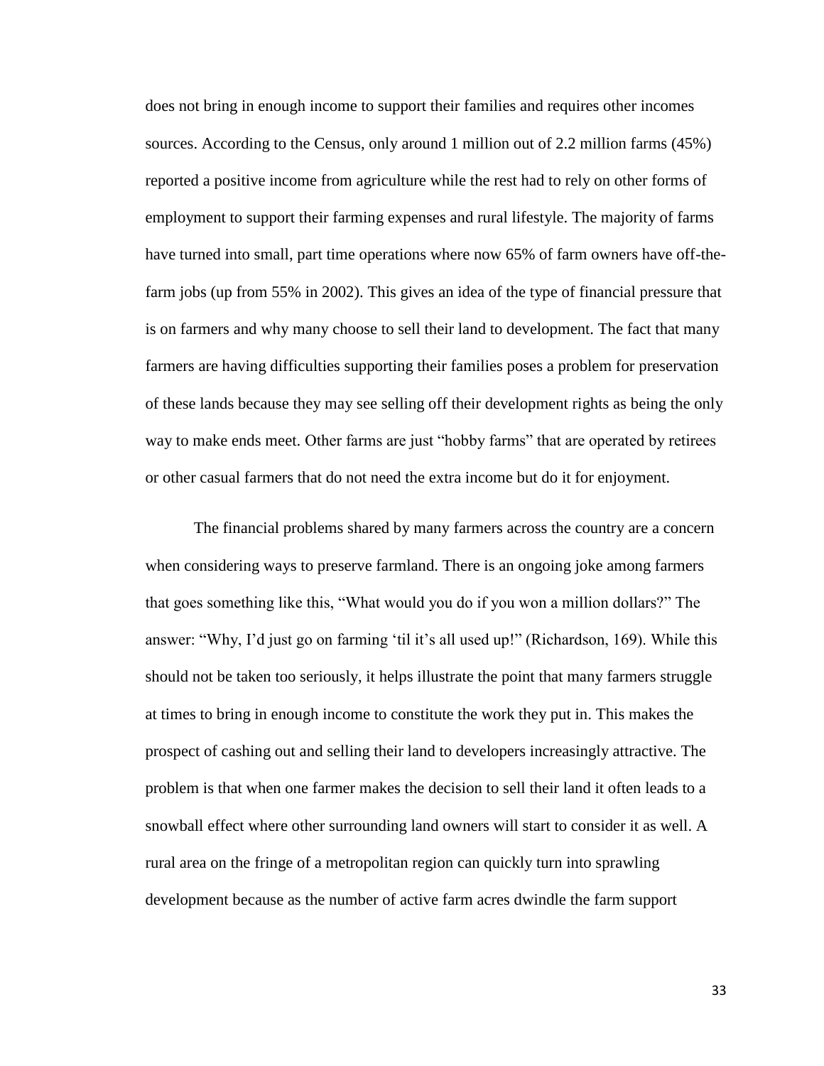does not bring in enough income to support their families and requires other incomes sources. According to the Census, only around 1 million out of 2.2 million farms (45%) reported a positive income from agriculture while the rest had to rely on other forms of employment to support their farming expenses and rural lifestyle. The majority of farms have turned into small, part time operations where now 65% of farm owners have off-the-farm jobs (up from 55% in 2002). This gives an idea of the type of financial pressure that is on farmers and why many choose to sell their land to development. The fact that many farmers are having difficulties supporting their families poses a problem for preservation of these lands because they may see selling off their development rights as being the only way to make ends meet. Other farms are just “hobby farms” that are operated by retirees or other casual farmers that do not need the extra income but do it for enjoyment.

The financial problems shared by many farmers across the country are a concern when considering ways to preserve farmland. There is an ongoing joke among farmers that goes something like this, “What would you do if you won a million dollars?” The answer: “Why, I’d just go on farming ‘til it’s all used up!” (Richardson, 169). While this should not be taken too seriously, it helps illustrate the point that many farmers struggle at times to bring in enough income to constitute the work they put in. This makes the prospect of cashing out and selling their land to developers increasingly attractive. The problem is that when one farmer makes the decision to sell their land it often leads to a snowball effect where other surrounding land owners will start to consider it as well. A rural area on the fringe of a metropolitan region can quickly turn into sprawling development because as the number of active farm acres dwindle the farm support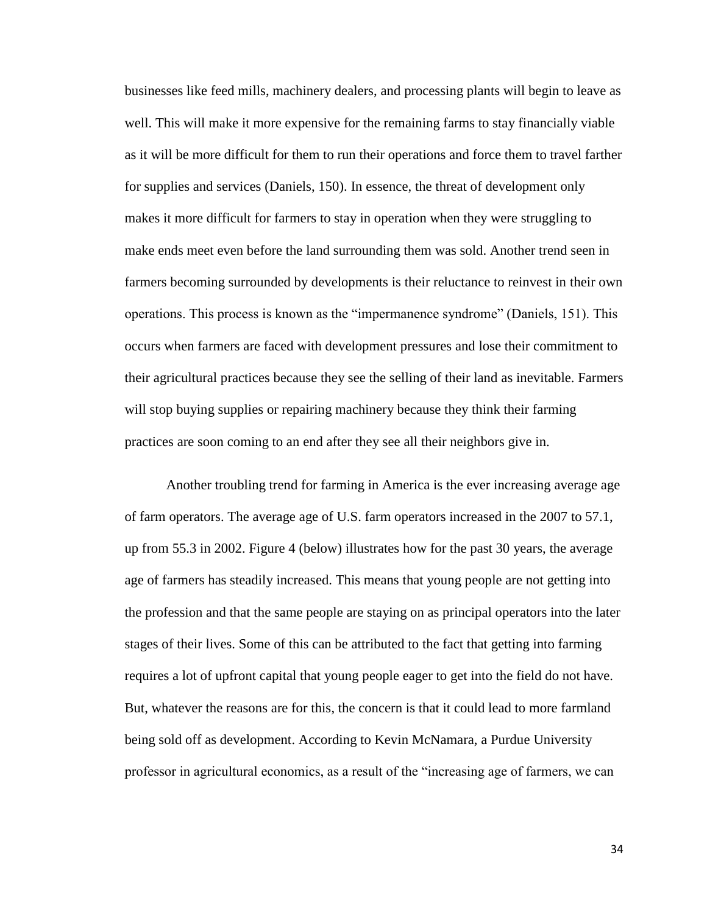businesses like feed mills, machinery dealers, and processing plants will begin to leave as well. This will make it more expensive for the remaining farms to stay financially viable as it will be more difficult for them to run their operations and force them to travel farther for supplies and services (Daniels, 150). In essence, the threat of development only makes it more difficult for farmers to stay in operation when they were struggling to make ends meet even before the land surrounding them was sold. Another trend seen in farmers becoming surrounded by developments is their reluctance to reinvest in their own operations. This process is known as the "impermanence syndrome" (Daniels, 151). This occurs when farmers are faced with development pressures and lose their commitment to their agricultural practices because they see the selling of their land as inevitable. Farmers will stop buying supplies or repairing machinery because they think their farming practices are soon coming to an end after they see all their neighbors give in.

Another troubling trend for farming in America is the ever increasing average age of farm operators. The average age of U.S. farm operators increased in the 2007 to 57.1, up from 55.3 in 2002. Figure 4 (below) illustrates how for the past 30 years, the average age of farmers has steadily increased. This means that young people are not getting into the profession and that the same people are staying on as principal operators into the later stages of their lives. Some of this can be attributed to the fact that getting into farming requires a lot of upfront capital that young people eager to get into the field do not have. But, whatever the reasons are for this, the concern is that it could lead to more farmland being sold off as development. According to Kevin McNamara, a Purdue University professor in agricultural economics, as a result of the "increasing age of farmers, we can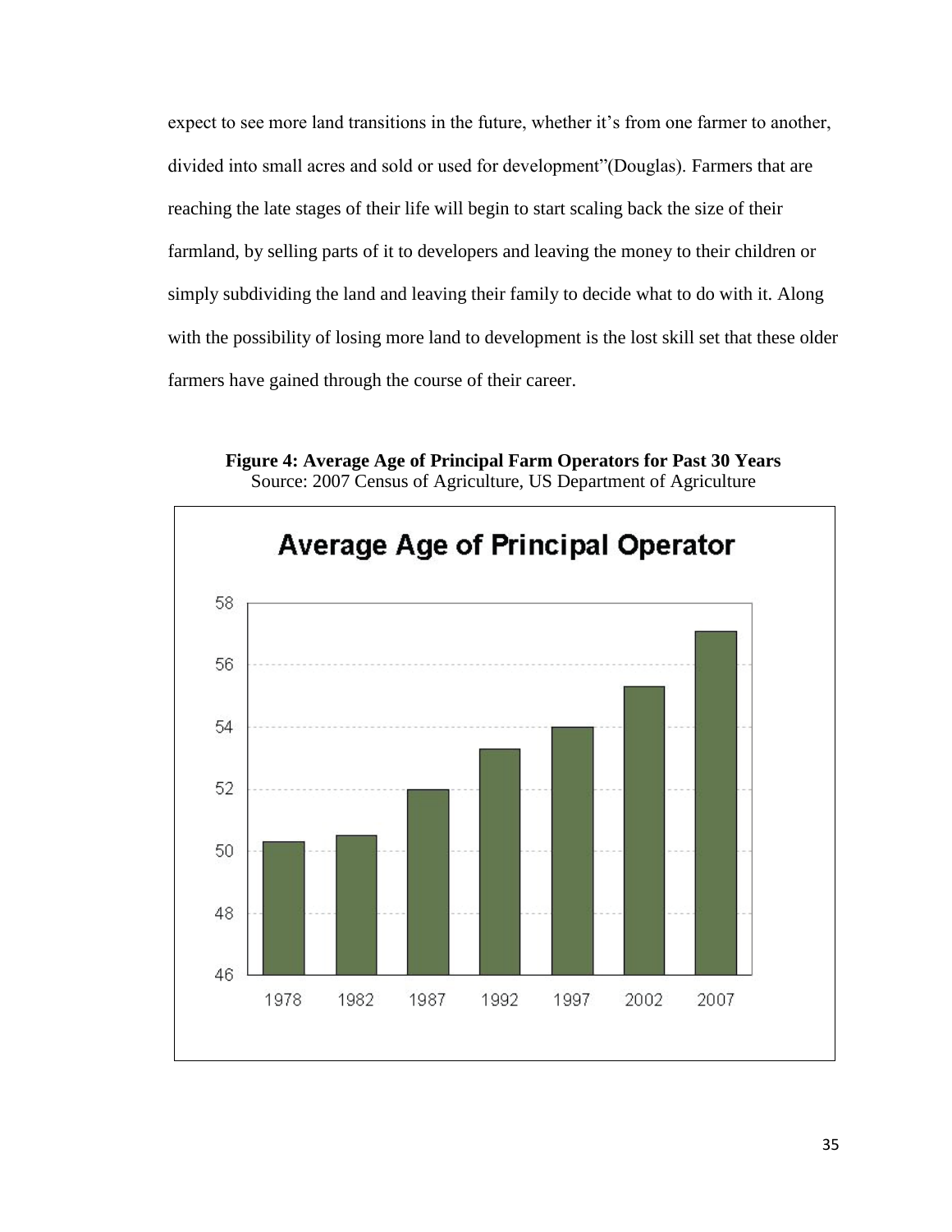expect to see more land transitions in the future, whether it's from one farmer to another, divided into small acres and sold or used for development"(Douglas). Farmers that are reaching the late stages of their life will begin to start scaling back the size of their farmland, by selling parts of it to developers and leaving the money to their children or simply subdividing the land and leaving their family to decide what to do with it. Along with the possibility of losing more land to development is the lost skill set that these older farmers have gained through the course of their career.

**Figure 4: Average Age of Principal Farm Operators for Past 30 Years**
Source: 2007 Census of Agriculture, US Department of Agriculture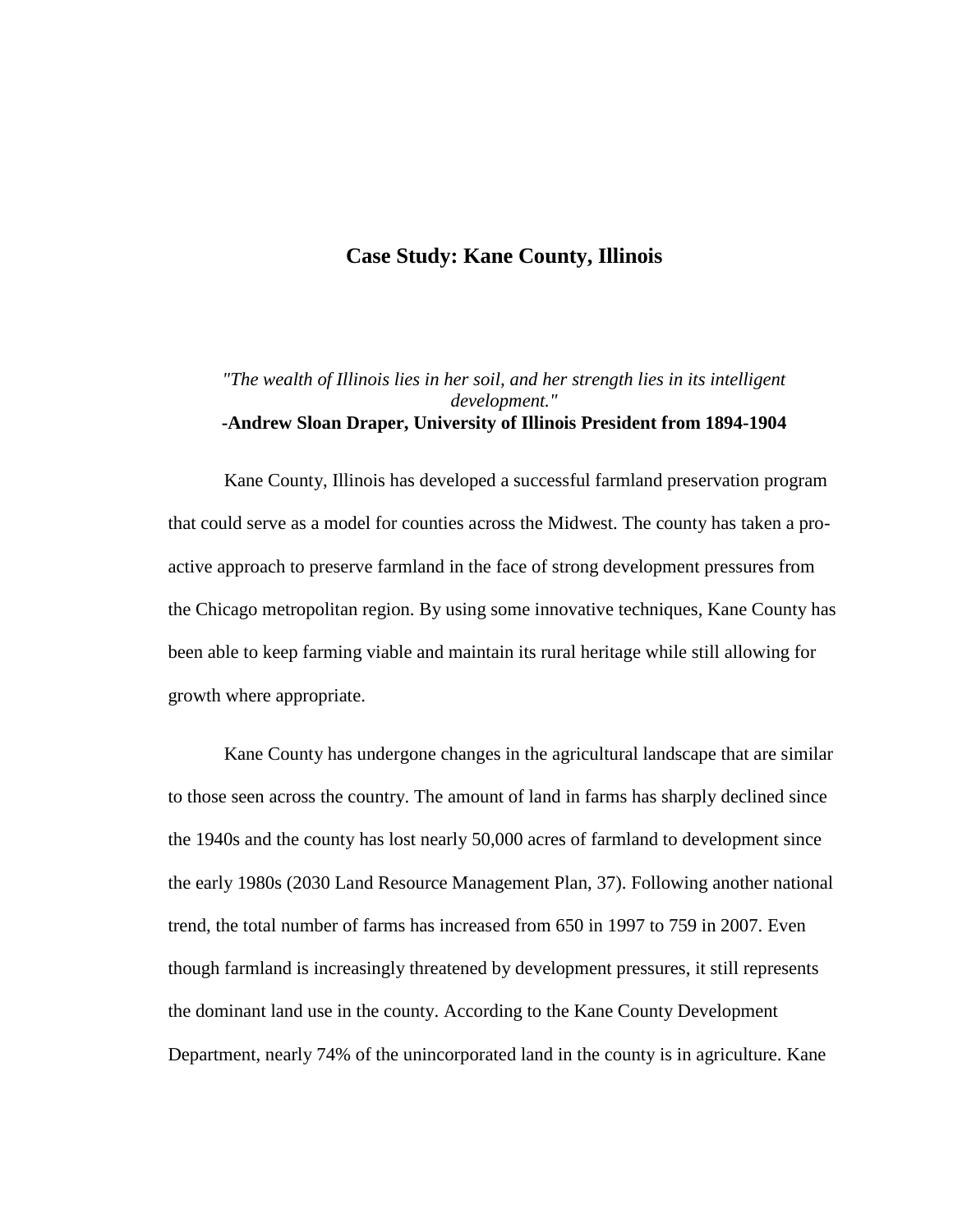# Case Study: Kane County, Illinois

*"The wealth of Illinois lies in her soil, and her strength lies in its intelligent development."*
**-Andrew Sloan Draper, University of Illinois President from 1894-1904**

Kane County, Illinois has developed a successful farmland preservation program that could serve as a model for counties across the Midwest. The county has taken a pro-active approach to preserve farmland in the face of strong development pressures from the Chicago metropolitan region. By using some innovative techniques, Kane County has been able to keep farming viable and maintain its rural heritage while still allowing for growth where appropriate.

Kane County has undergone changes in the agricultural landscape that are similar to those seen across the country. The amount of land in farms has sharply declined since the 1940s and the county has lost nearly 50,000 acres of farmland to development since the early 1980s (2030 Land Resource Management Plan, 37). Following another national trend, the total number of farms has increased from 650 in 1997 to 759 in 2007. Even though farmland is increasingly threatened by development pressures, it still represents the dominant land use in the county. According to the Kane County Development Department, nearly 74% of the unincorporated land in the county is in agriculture. Kane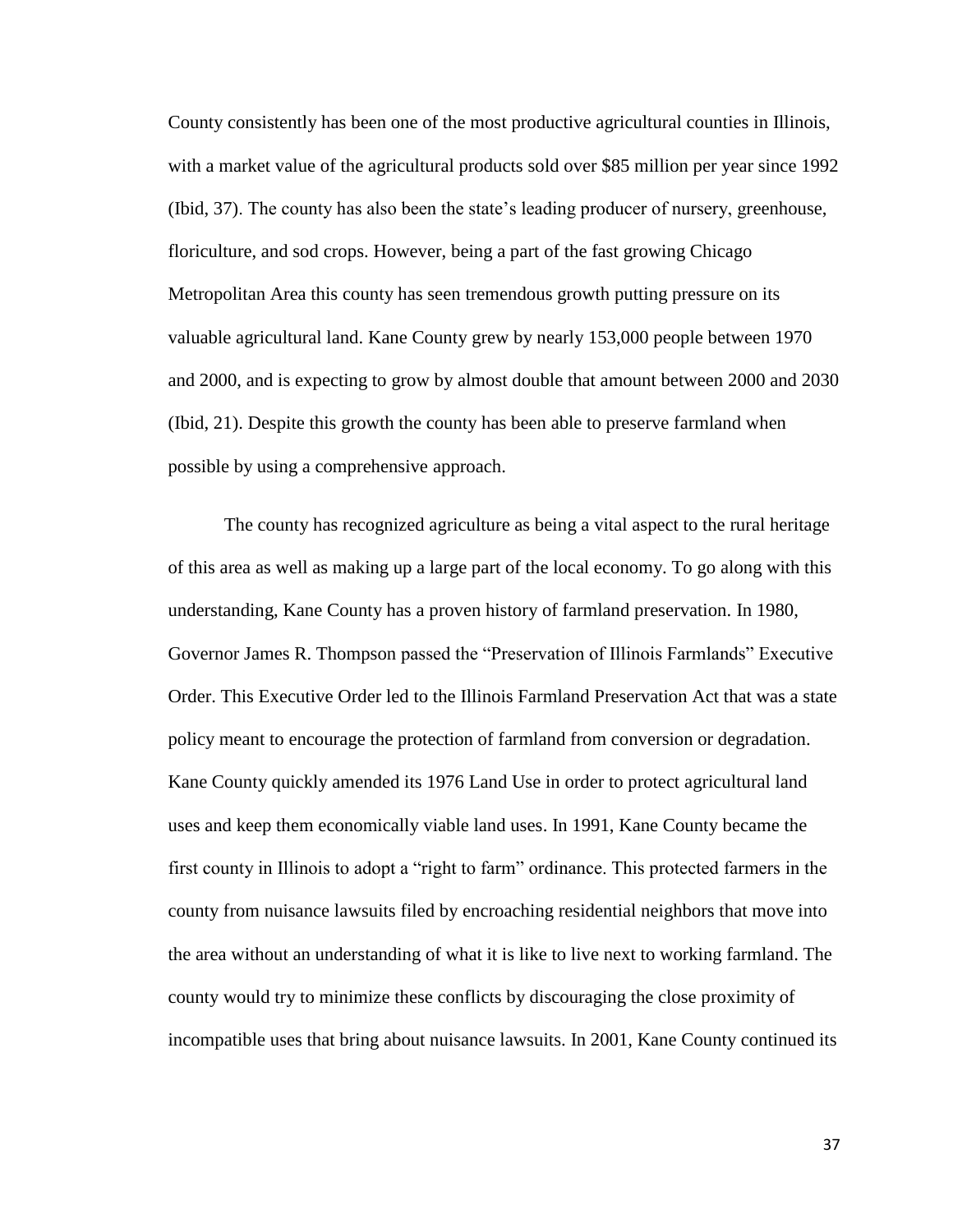County consistently has been one of the most productive agricultural counties in Illinois, with a market value of the agricultural products sold over $85 million per year since 1992 (Ibid, 37). The county has also been the state's leading producer of nursery, greenhouse, floriculture, and sod crops. However, being a part of the fast growing Chicago Metropolitan Area this county has seen tremendous growth putting pressure on its valuable agricultural land. Kane County grew by nearly 153,000 people between 1970 and 2000, and is expecting to grow by almost double that amount between 2000 and 2030 (Ibid, 21). Despite this growth the county has been able to preserve farmland when possible by using a comprehensive approach.

The county has recognized agriculture as being a vital aspect to the rural heritage of this area as well as making up a large part of the local economy. To go along with this understanding, Kane County has a proven history of farmland preservation. In 1980, Governor James R. Thompson passed the "Preservation of Illinois Farmlands" Executive Order. This Executive Order led to the Illinois Farmland Preservation Act that was a state policy meant to encourage the protection of farmland from conversion or degradation. Kane County quickly amended its 1976 Land Use in order to protect agricultural land uses and keep them economically viable land uses. In 1991, Kane County became the first county in Illinois to adopt a "right to farm" ordinance. This protected farmers in the county from nuisance lawsuits filed by encroaching residential neighbors that move into the area without an understanding of what it is like to live next to working farmland. The county would try to minimize these conflicts by discouraging the close proximity of incompatible uses that bring about nuisance lawsuits. In 2001, Kane County continued its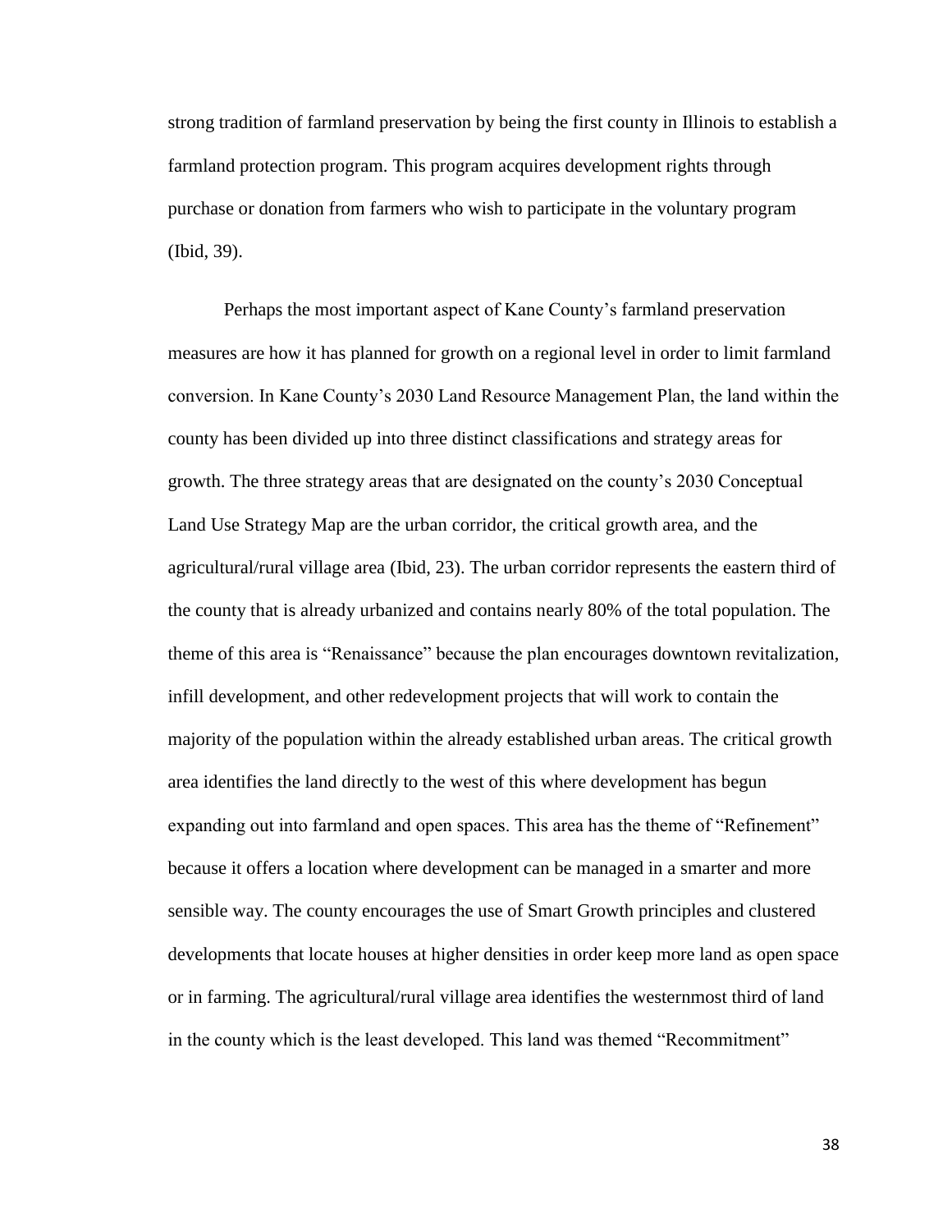strong tradition of farmland preservation by being the first county in Illinois to establish a farmland protection program. This program acquires development rights through purchase or donation from farmers who wish to participate in the voluntary program (Ibid, 39).

Perhaps the most important aspect of Kane County's farmland preservation measures are how it has planned for growth on a regional level in order to limit farmland conversion. In Kane County's 2030 Land Resource Management Plan, the land within the county has been divided up into three distinct classifications and strategy areas for growth. The three strategy areas that are designated on the county's 2030 Conceptual Land Use Strategy Map are the urban corridor, the critical growth area, and the agricultural/rural village area (Ibid, 23). The urban corridor represents the eastern third of the county that is already urbanized and contains nearly 80% of the total population. The theme of this area is "Renaissance" because the plan encourages downtown revitalization, infill development, and other redevelopment projects that will work to contain the majority of the population within the already established urban areas. The critical growth area identifies the land directly to the west of this where development has begun expanding out into farmland and open spaces. This area has the theme of "Refinement" because it offers a location where development can be managed in a smarter and more sensible way. The county encourages the use of Smart Growth principles and clustered developments that locate houses at higher densities in order keep more land as open space or in farming. The agricultural/rural village area identifies the westernmost third of land in the county which is the least developed. This land was themed "Recommitment"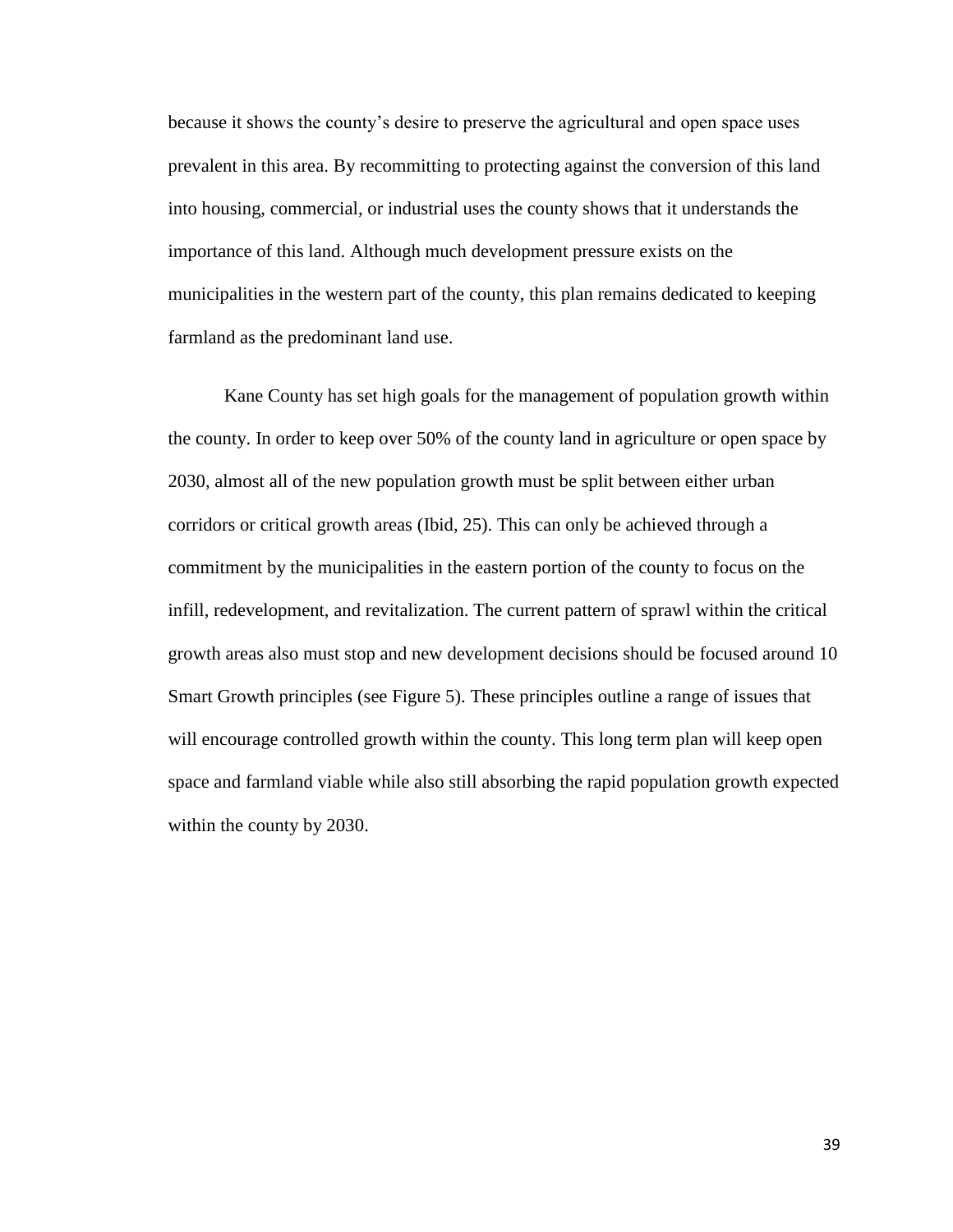because it shows the county's desire to preserve the agricultural and open space uses prevalent in this area. By recommitting to protecting against the conversion of this land into housing, commercial, or industrial uses the county shows that it understands the importance of this land. Although much development pressure exists on the municipalities in the western part of the county, this plan remains dedicated to keeping farmland as the predominant land use.

Kane County has set high goals for the management of population growth within the county. In order to keep over 50% of the county land in agriculture or open space by 2030, almost all of the new population growth must be split between either urban corridors or critical growth areas (Ibid, 25). This can only be achieved through a commitment by the municipalities in the eastern portion of the county to focus on the infill, redevelopment, and revitalization. The current pattern of sprawl within the critical growth areas also must stop and new development decisions should be focused around 10 Smart Growth principles (see Figure 5). These principles outline a range of issues that will encourage controlled growth within the county. This long term plan will keep open space and farmland viable while also still absorbing the rapid population growth expected within the county by 2030.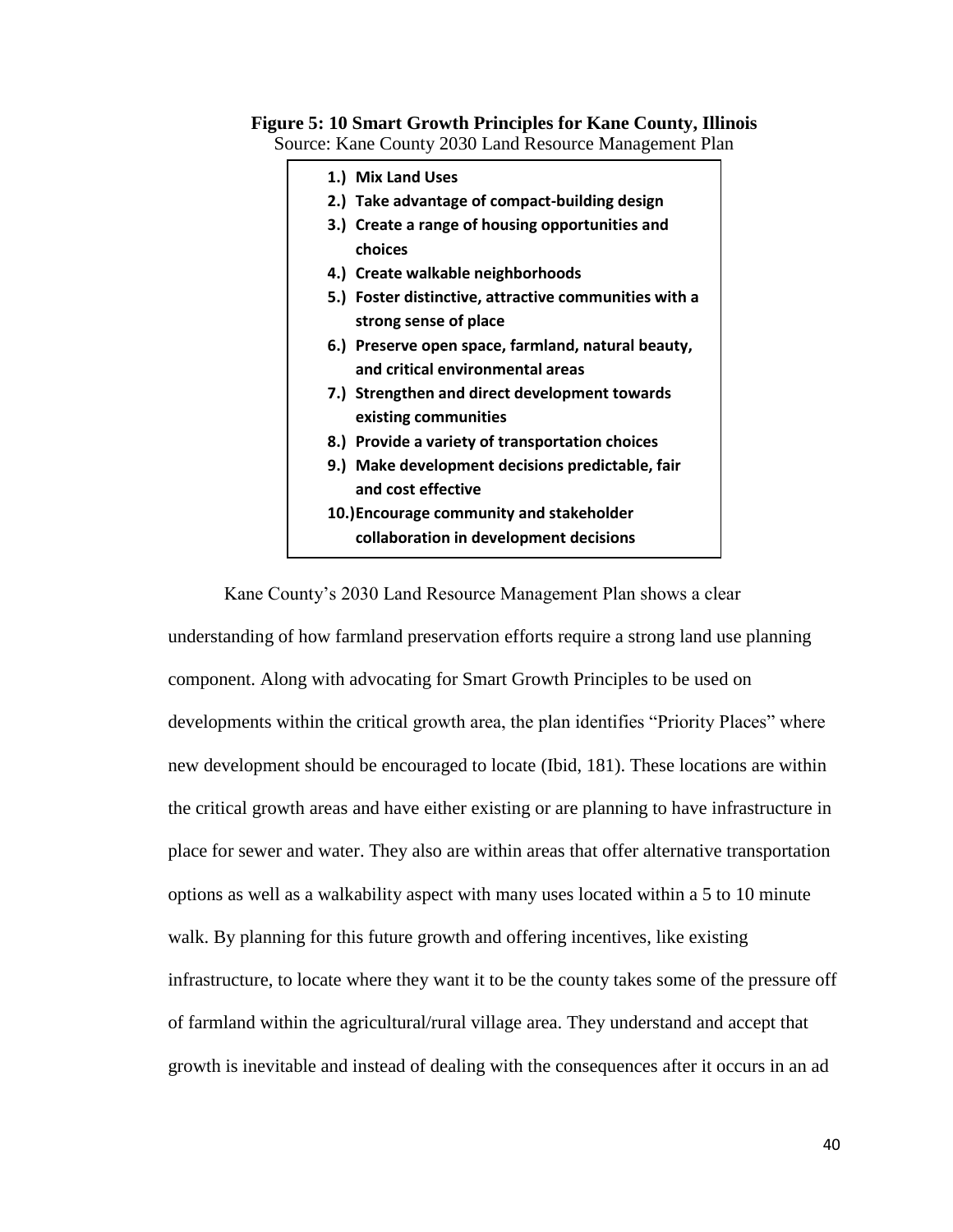**Figure 5: 10 Smart Growth Principles for Kane County, Illinois**

Source: Kane County 2030 Land Resource Management Plan

1.) **Mix Land Uses**
2.) **Take advantage of compact-building design**
3.) **Create a range of housing opportunities and choices**
4.) **Create walkable neighborhoods**
5.) **Foster distinctive, attractive communities with a strong sense of place**
6.) **Preserve open space, farmland, natural beauty, and critical environmental areas**
7.) **Strengthen and direct development towards existing communities**
8.) **Provide a variety of transportation choices**
9.) **Make development decisions predictable, fair and cost effective**
10.) **Encourage community and stakeholder collaboration in development decisions**

Kane County's 2030 Land Resource Management Plan shows a clear understanding of how farmland preservation efforts require a strong land use planning component. Along with advocating for Smart Growth Principles to be used on developments within the critical growth area, the plan identifies "Priority Places" where new development should be encouraged to locate (Ibid, 181). These locations are within the critical growth areas and have either existing or are planning to have infrastructure in place for sewer and water. They also are within areas that offer alternative transportation options as well as a walkability aspect with many uses located within a 5 to 10 minute walk. By planning for this future growth and offering incentives, like existing infrastructure, to locate where they want it to be the county takes some of the pressure off of farmland within the agricultural/rural village area. They understand and accept that growth is inevitable and instead of dealing with the consequences after it occurs in an ad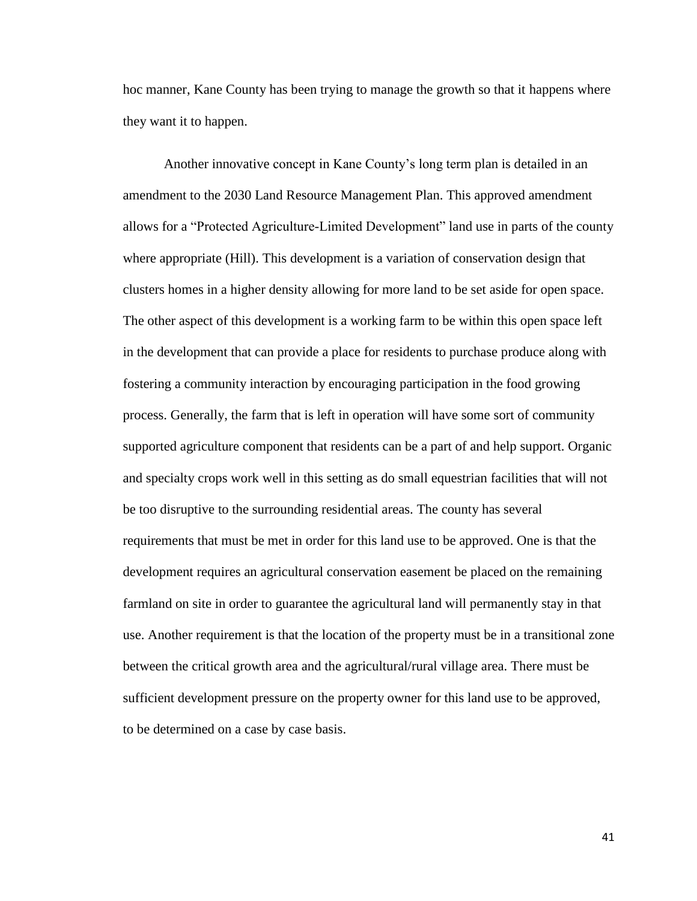hoc manner, Kane County has been trying to manage the growth so that it happens where they want it to happen.

Another innovative concept in Kane County's long term plan is detailed in an amendment to the 2030 Land Resource Management Plan. This approved amendment allows for a "Protected Agriculture-Limited Development" land use in parts of the county where appropriate (Hill). This development is a variation of conservation design that clusters homes in a higher density allowing for more land to be set aside for open space. The other aspect of this development is a working farm to be within this open space left in the development that can provide a place for residents to purchase produce along with fostering a community interaction by encouraging participation in the food growing process. Generally, the farm that is left in operation will have some sort of community supported agriculture component that residents can be a part of and help support. Organic and specialty crops work well in this setting as do small equestrian facilities that will not be too disruptive to the surrounding residential areas. The county has several requirements that must be met in order for this land use to be approved. One is that the development requires an agricultural conservation easement be placed on the remaining farmland on site in order to guarantee the agricultural land will permanently stay in that use. Another requirement is that the location of the property must be in a transitional zone between the critical growth area and the agricultural/rural village area. There must be sufficient development pressure on the property owner for this land use to be approved, to be determined on a case by case basis.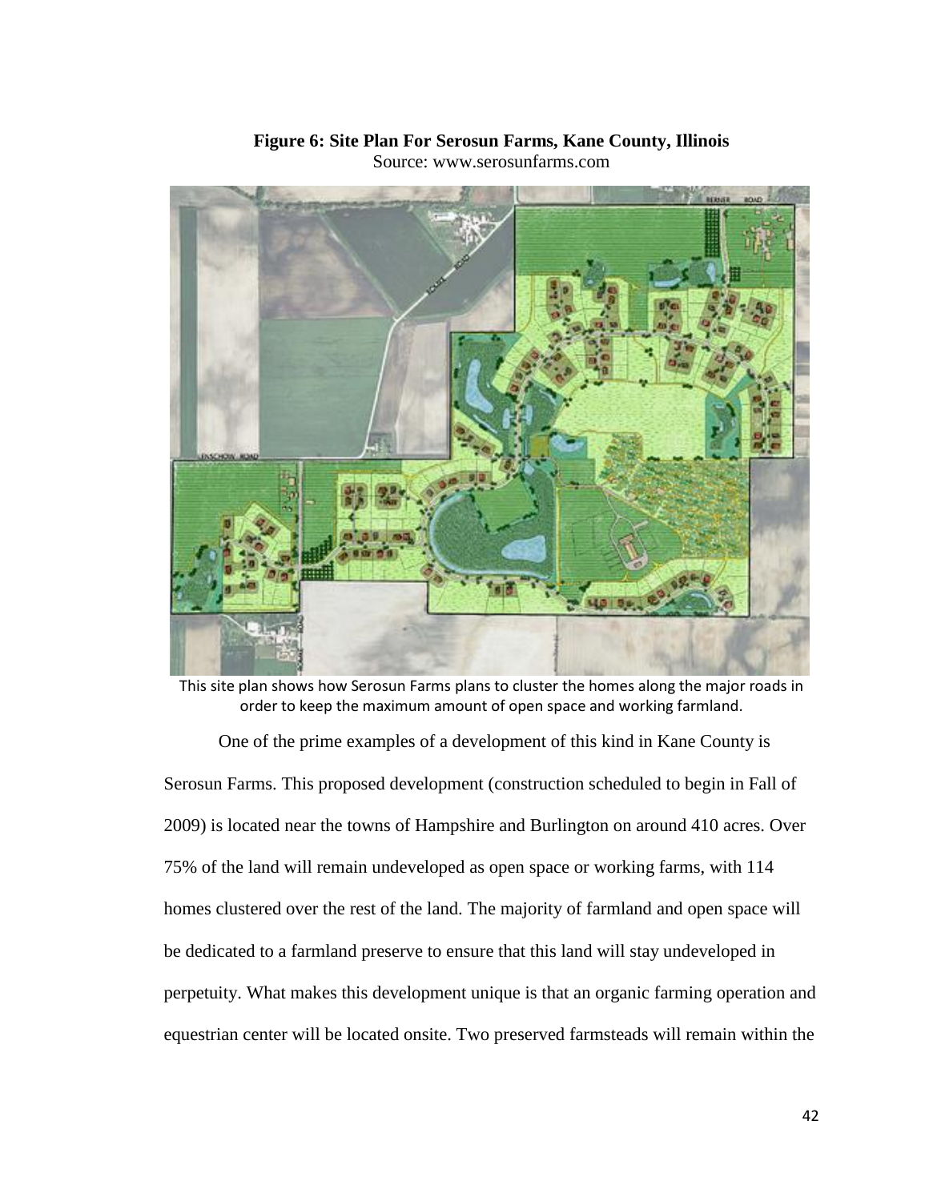**Figure 6: Site Plan For Serosun Farms, Kane County, Illinois**
Source: www.serosunfarms.com

This site plan shows how Serosun Farms plans to cluster the homes along the major roads in order to keep the maximum amount of open space and working farmland.

One of the prime examples of a development of this kind in Kane County is Serosun Farms. This proposed development (construction scheduled to begin in Fall of 2009) is located near the towns of Hampshire and Burlington on around 410 acres. Over 75% of the land will remain undeveloped as open space or working farms, with 114 homes clustered over the rest of the land. The majority of farmland and open space will be dedicated to a farmland preserve to ensure that this land will stay undeveloped in perpetuity. What makes this development unique is that an organic farming operation and equestrian center will be located onsite. Two preserved farmsteads will remain within the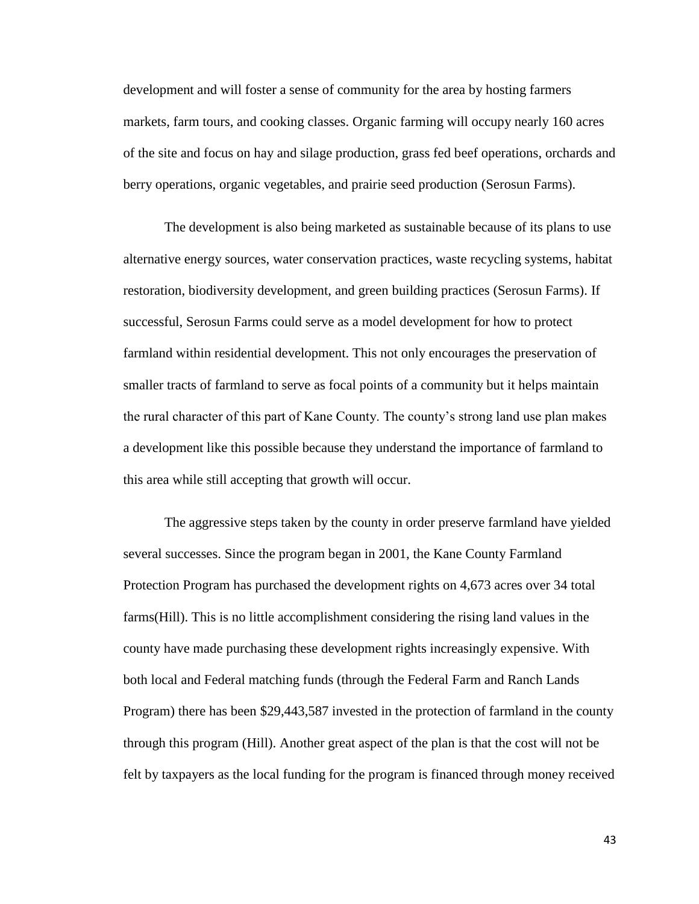development and will foster a sense of community for the area by hosting farmers markets, farm tours, and cooking classes. Organic farming will occupy nearly 160 acres of the site and focus on hay and silage production, grass fed beef operations, orchards and berry operations, organic vegetables, and prairie seed production (Serosun Farms).

The development is also being marketed as sustainable because of its plans to use alternative energy sources, water conservation practices, waste recycling systems, habitat restoration, biodiversity development, and green building practices (Serosun Farms). If successful, Serosun Farms could serve as a model development for how to protect farmland within residential development. This not only encourages the preservation of smaller tracts of farmland to serve as focal points of a community but it helps maintain the rural character of this part of Kane County. The county's strong land use plan makes a development like this possible because they understand the importance of farmland to this area while still accepting that growth will occur.

The aggressive steps taken by the county in order preserve farmland have yielded several successes. Since the program began in 2001, the Kane County Farmland Protection Program has purchased the development rights on 4,673 acres over 34 total farms(Hill). This is no little accomplishment considering the rising land values in the county have made purchasing these development rights increasingly expensive. With both local and Federal matching funds (through the Federal Farm and Ranch Lands Program) there has been $29,443,587 invested in the protection of farmland in the county through this program (Hill). Another great aspect of the plan is that the cost will not be felt by taxpayers as the local funding for the program is financed through money received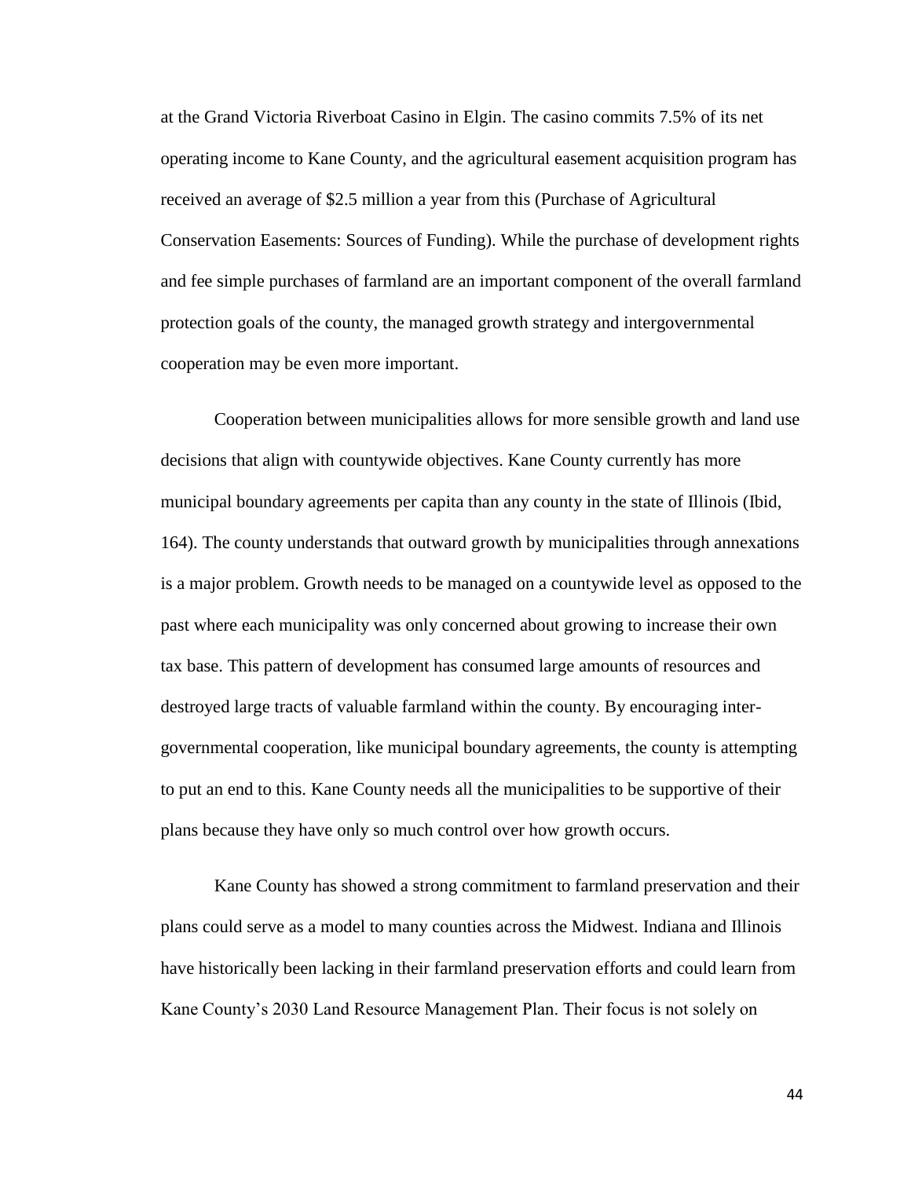at the Grand Victoria Riverboat Casino in Elgin. The casino commits 7.5% of its net operating income to Kane County, and the agricultural easement acquisition program has received an average of $2.5 million a year from this (Purchase of Agricultural Conservation Easements: Sources of Funding). While the purchase of development rights and fee simple purchases of farmland are an important component of the overall farmland protection goals of the county, the managed growth strategy and intergovernmental cooperation may be even more important.

Cooperation between municipalities allows for more sensible growth and land use decisions that align with countywide objectives. Kane County currently has more municipal boundary agreements per capita than any county in the state of Illinois (Ibid, 164). The county understands that outward growth by municipalities through annexations is a major problem. Growth needs to be managed on a countywide level as opposed to the past where each municipality was only concerned about growing to increase their own tax base. This pattern of development has consumed large amounts of resources and destroyed large tracts of valuable farmland within the county. By encouraging inter-governmental cooperation, like municipal boundary agreements, the county is attempting to put an end to this. Kane County needs all the municipalities to be supportive of their plans because they have only so much control over how growth occurs.

Kane County has showed a strong commitment to farmland preservation and their plans could serve as a model to many counties across the Midwest. Indiana and Illinois have historically been lacking in their farmland preservation efforts and could learn from Kane County's 2030 Land Resource Management Plan. Their focus is not solely on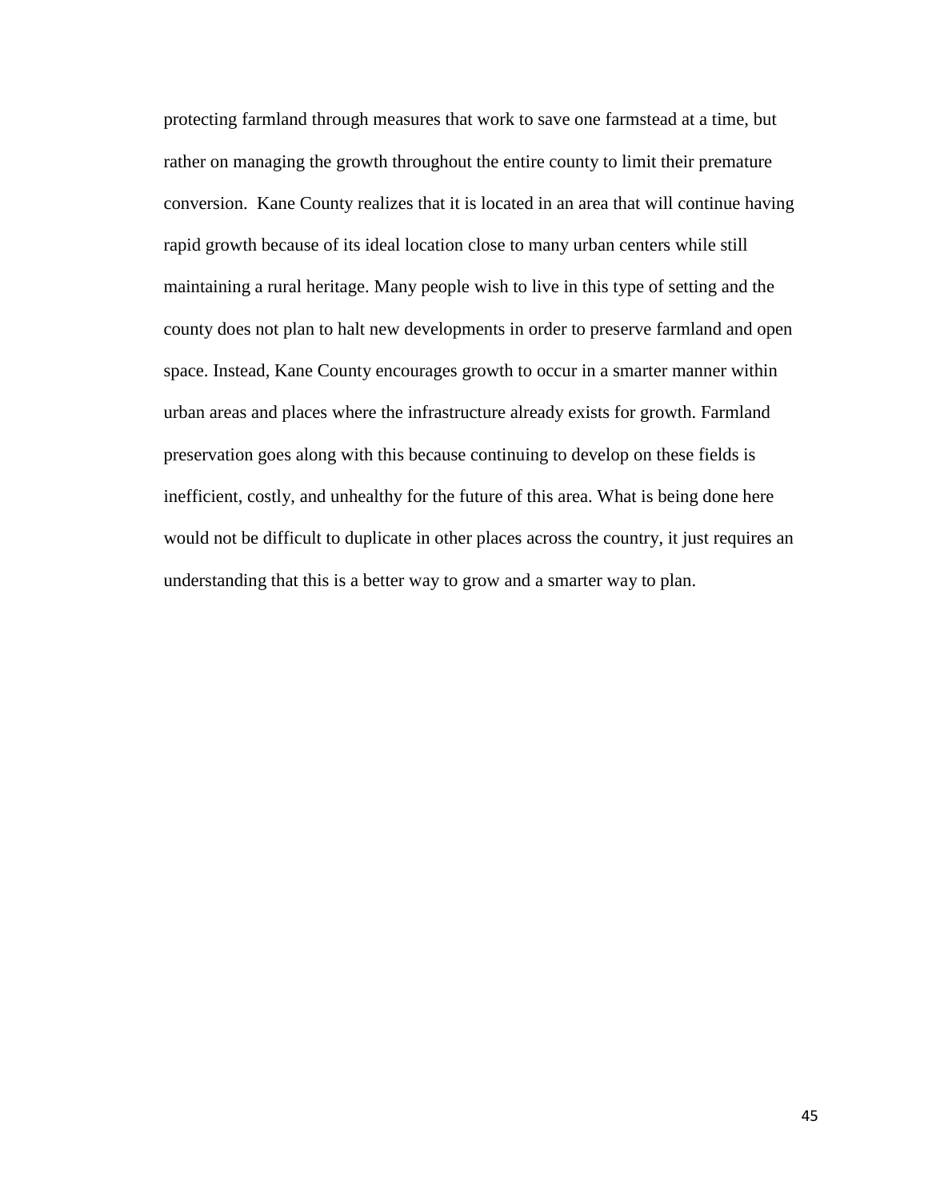protecting farmland through measures that work to save one farmstead at a time, but rather on managing the growth throughout the entire county to limit their premature conversion.  Kane County realizes that it is located in an area that will continue having rapid growth because of its ideal location close to many urban centers while still maintaining a rural heritage. Many people wish to live in this type of setting and the county does not plan to halt new developments in order to preserve farmland and open space. Instead, Kane County encourages growth to occur in a smarter manner within urban areas and places where the infrastructure already exists for growth. Farmland preservation goes along with this because continuing to develop on these fields is inefficient, costly, and unhealthy for the future of this area. What is being done here would not be difficult to duplicate in other places across the country, it just requires an understanding that this is a better way to grow and a smarter way to plan.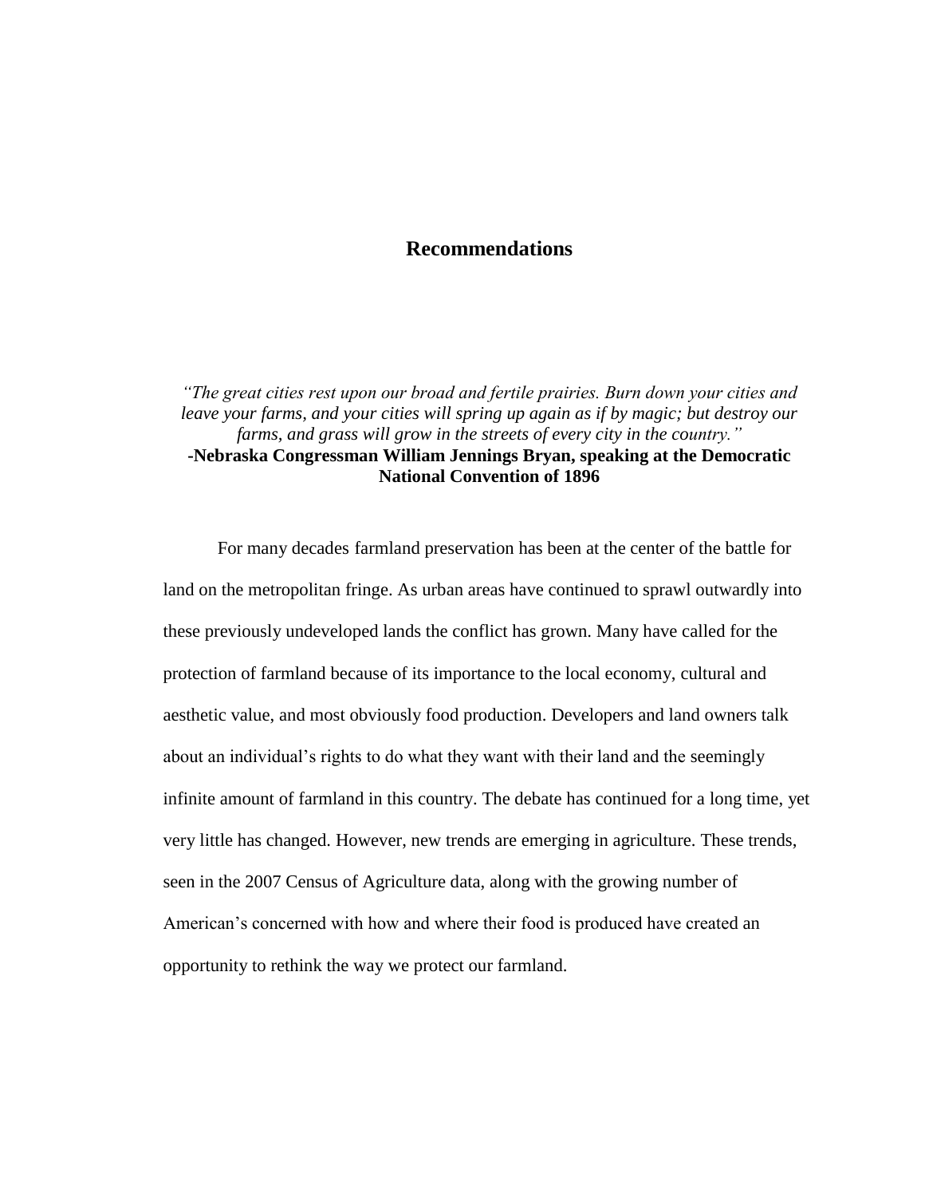# Recommendations

*"The great cities rest upon our broad and fertile prairies. Burn down your cities and leave your farms, and your cities will spring up again as if by magic; but destroy our farms, and grass will grow in the streets of every city in the country."*
**-Nebraska Congressman William Jennings Bryan, speaking at the Democratic National Convention of 1896**

For many decades farmland preservation has been at the center of the battle for land on the metropolitan fringe. As urban areas have continued to sprawl outwardly into these previously undeveloped lands the conflict has grown. Many have called for the protection of farmland because of its importance to the local economy, cultural and aesthetic value, and most obviously food production. Developers and land owners talk about an individual's rights to do what they want with their land and the seemingly infinite amount of farmland in this country. The debate has continued for a long time, yet very little has changed. However, new trends are emerging in agriculture. These trends, seen in the 2007 Census of Agriculture data, along with the growing number of American's concerned with how and where their food is produced have created an opportunity to rethink the way we protect our farmland.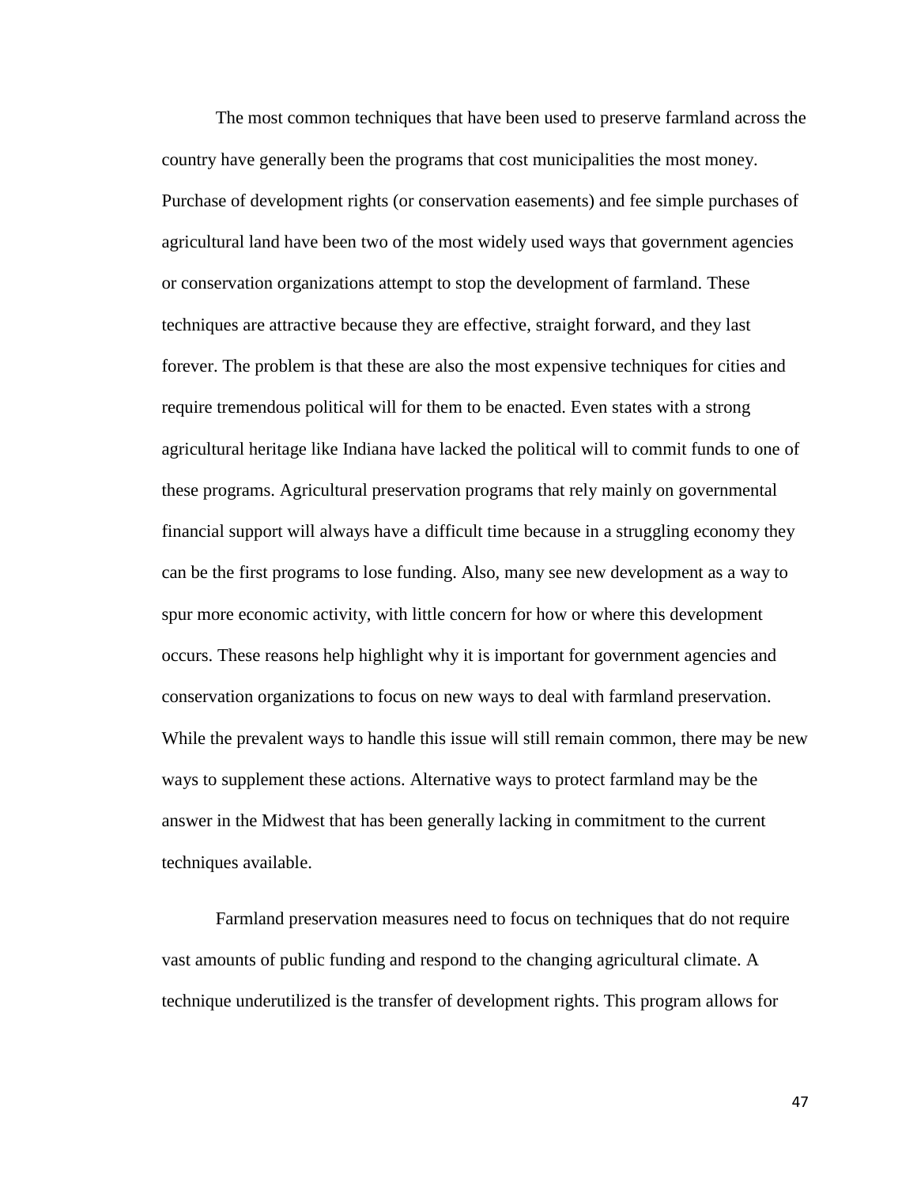The most common techniques that have been used to preserve farmland across the country have generally been the programs that cost municipalities the most money. Purchase of development rights (or conservation easements) and fee simple purchases of agricultural land have been two of the most widely used ways that government agencies or conservation organizations attempt to stop the development of farmland. These techniques are attractive because they are effective, straight forward, and they last forever. The problem is that these are also the most expensive techniques for cities and require tremendous political will for them to be enacted. Even states with a strong agricultural heritage like Indiana have lacked the political will to commit funds to one of these programs. Agricultural preservation programs that rely mainly on governmental financial support will always have a difficult time because in a struggling economy they can be the first programs to lose funding. Also, many see new development as a way to spur more economic activity, with little concern for how or where this development occurs. These reasons help highlight why it is important for government agencies and conservation organizations to focus on new ways to deal with farmland preservation. While the prevalent ways to handle this issue will still remain common, there may be new ways to supplement these actions. Alternative ways to protect farmland may be the answer in the Midwest that has been generally lacking in commitment to the current techniques available.

Farmland preservation measures need to focus on techniques that do not require vast amounts of public funding and respond to the changing agricultural climate. A technique underutilized is the transfer of development rights. This program allows for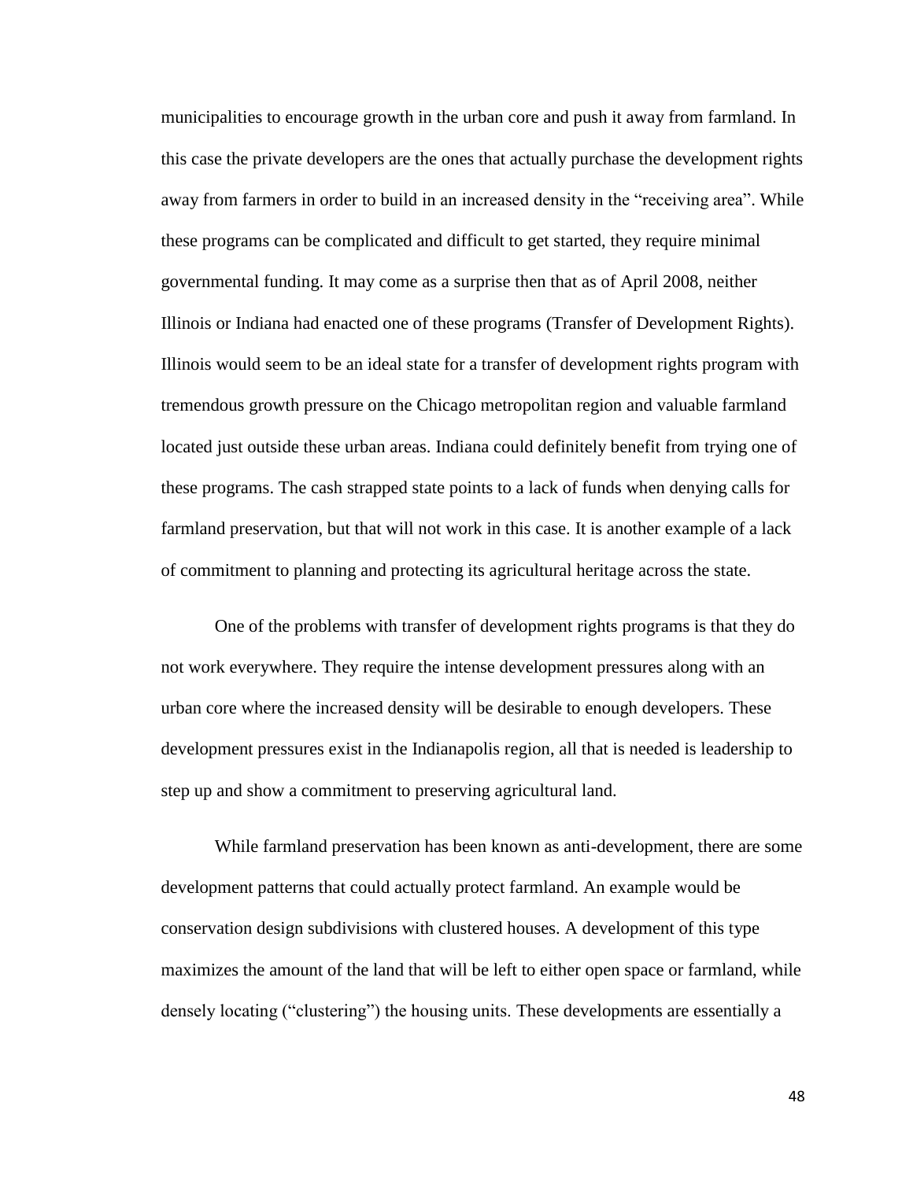municipalities to encourage growth in the urban core and push it away from farmland. In this case the private developers are the ones that actually purchase the development rights away from farmers in order to build in an increased density in the "receiving area". While these programs can be complicated and difficult to get started, they require minimal governmental funding. It may come as a surprise then that as of April 2008, neither Illinois or Indiana had enacted one of these programs (Transfer of Development Rights). Illinois would seem to be an ideal state for a transfer of development rights program with tremendous growth pressure on the Chicago metropolitan region and valuable farmland located just outside these urban areas. Indiana could definitely benefit from trying one of these programs. The cash strapped state points to a lack of funds when denying calls for farmland preservation, but that will not work in this case. It is another example of a lack of commitment to planning and protecting its agricultural heritage across the state.

One of the problems with transfer of development rights programs is that they do not work everywhere. They require the intense development pressures along with an urban core where the increased density will be desirable to enough developers. These development pressures exist in the Indianapolis region, all that is needed is leadership to step up and show a commitment to preserving agricultural land.

While farmland preservation has been known as anti-development, there are some development patterns that could actually protect farmland. An example would be conservation design subdivisions with clustered houses. A development of this type maximizes the amount of the land that will be left to either open space or farmland, while densely locating ("clustering") the housing units. These developments are essentially a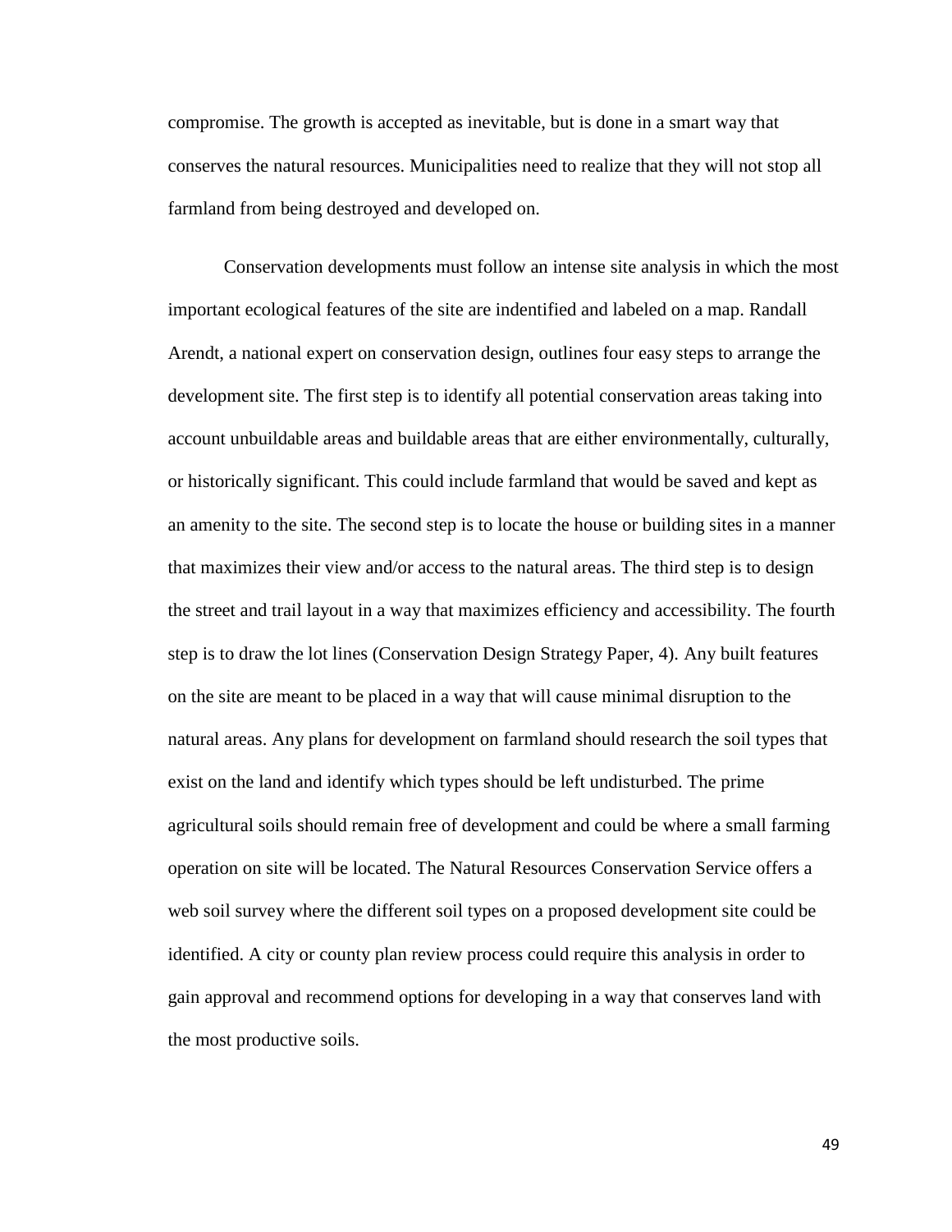compromise. The growth is accepted as inevitable, but is done in a smart way that conserves the natural resources. Municipalities need to realize that they will not stop all farmland from being destroyed and developed on.

Conservation developments must follow an intense site analysis in which the most important ecological features of the site are indentified and labeled on a map. Randall Arendt, a national expert on conservation design, outlines four easy steps to arrange the development site. The first step is to identify all potential conservation areas taking into account unbuildable areas and buildable areas that are either environmentally, culturally, or historically significant. This could include farmland that would be saved and kept as an amenity to the site. The second step is to locate the house or building sites in a manner that maximizes their view and/or access to the natural areas. The third step is to design the street and trail layout in a way that maximizes efficiency and accessibility. The fourth step is to draw the lot lines (Conservation Design Strategy Paper, 4). Any built features on the site are meant to be placed in a way that will cause minimal disruption to the natural areas. Any plans for development on farmland should research the soil types that exist on the land and identify which types should be left undisturbed. The prime agricultural soils should remain free of development and could be where a small farming operation on site will be located. The Natural Resources Conservation Service offers a web soil survey where the different soil types on a proposed development site could be identified. A city or county plan review process could require this analysis in order to gain approval and recommend options for developing in a way that conserves land with the most productive soils.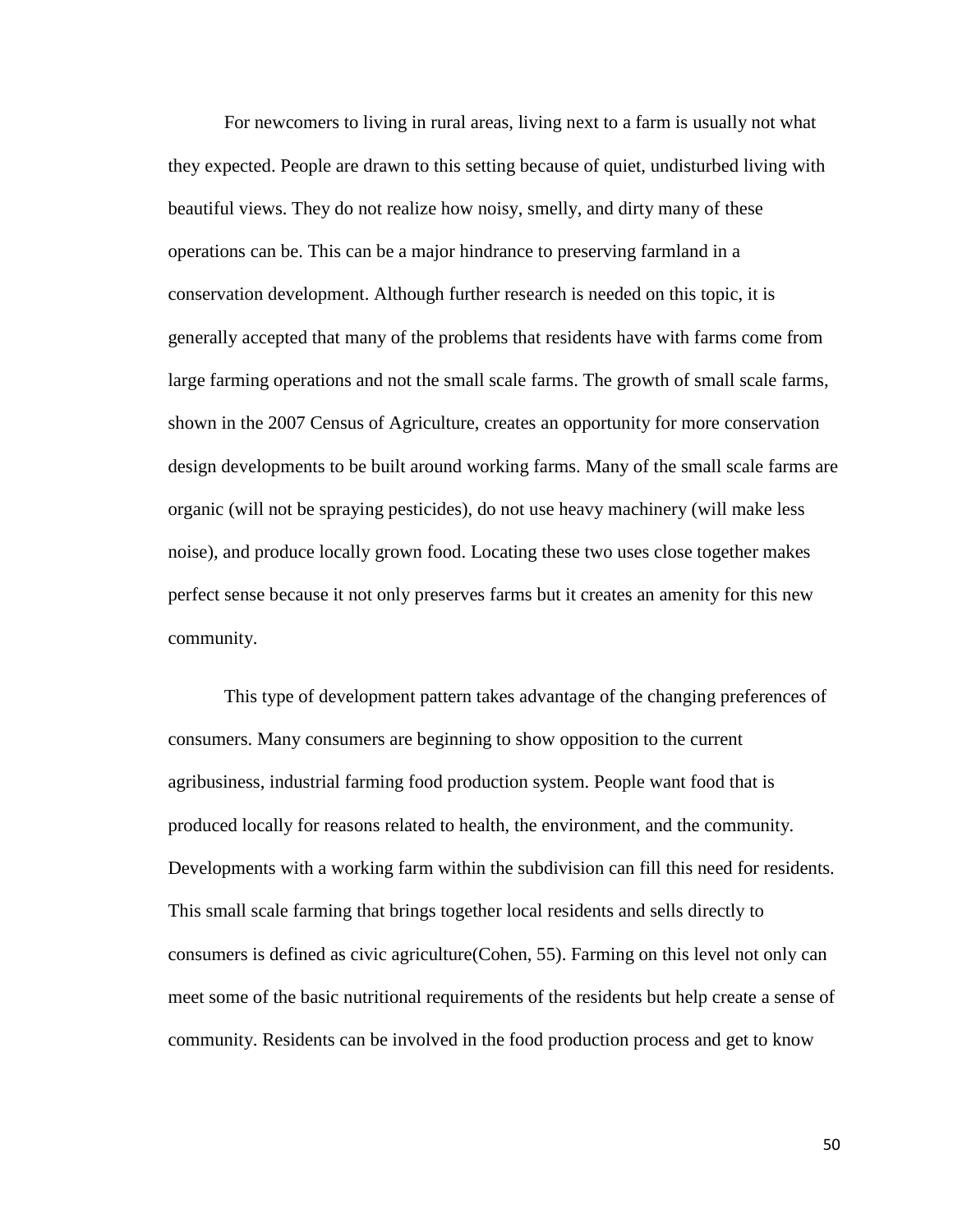For newcomers to living in rural areas, living next to a farm is usually not what they expected. People are drawn to this setting because of quiet, undisturbed living with beautiful views. They do not realize how noisy, smelly, and dirty many of these operations can be. This can be a major hindrance to preserving farmland in a conservation development. Although further research is needed on this topic, it is generally accepted that many of the problems that residents have with farms come from large farming operations and not the small scale farms. The growth of small scale farms, shown in the 2007 Census of Agriculture, creates an opportunity for more conservation design developments to be built around working farms. Many of the small scale farms are organic (will not be spraying pesticides), do not use heavy machinery (will make less noise), and produce locally grown food. Locating these two uses close together makes perfect sense because it not only preserves farms but it creates an amenity for this new community.

This type of development pattern takes advantage of the changing preferences of consumers. Many consumers are beginning to show opposition to the current agribusiness, industrial farming food production system. People want food that is produced locally for reasons related to health, the environment, and the community. Developments with a working farm within the subdivision can fill this need for residents. This small scale farming that brings together local residents and sells directly to consumers is defined as civic agriculture(Cohen, 55). Farming on this level not only can meet some of the basic nutritional requirements of the residents but help create a sense of community. Residents can be involved in the food production process and get to know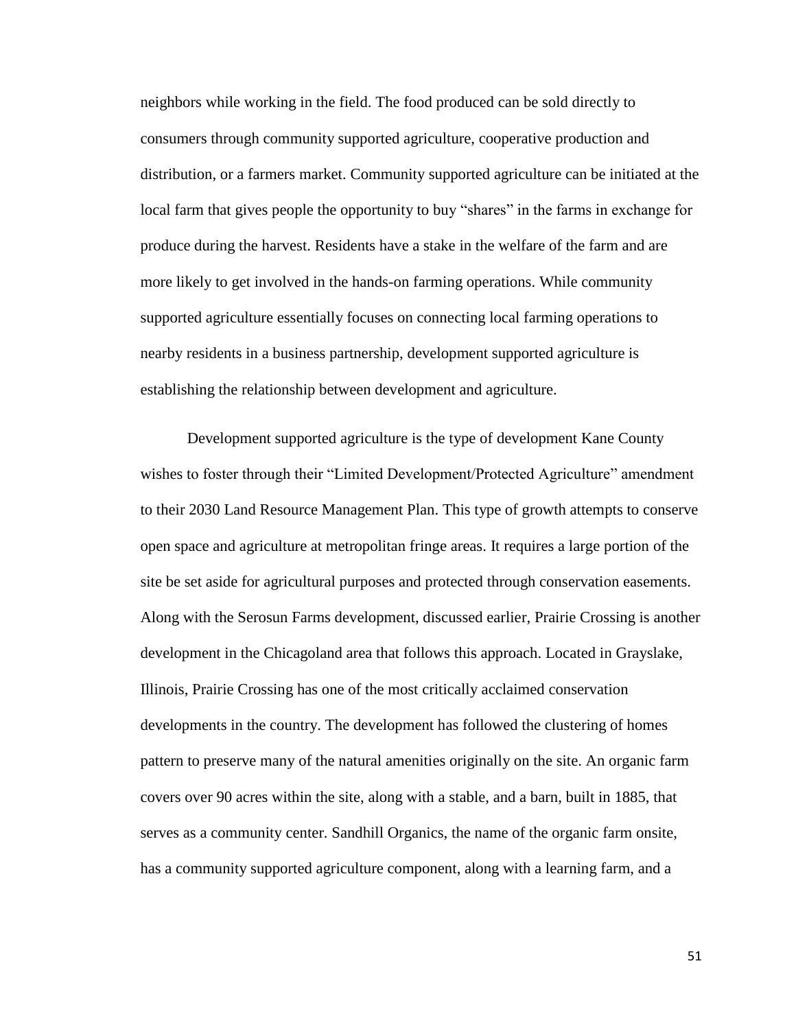neighbors while working in the field. The food produced can be sold directly to consumers through community supported agriculture, cooperative production and distribution, or a farmers market. Community supported agriculture can be initiated at the local farm that gives people the opportunity to buy "shares" in the farms in exchange for produce during the harvest. Residents have a stake in the welfare of the farm and are more likely to get involved in the hands-on farming operations. While community supported agriculture essentially focuses on connecting local farming operations to nearby residents in a business partnership, development supported agriculture is establishing the relationship between development and agriculture.

Development supported agriculture is the type of development Kane County wishes to foster through their "Limited Development/Protected Agriculture" amendment to their 2030 Land Resource Management Plan. This type of growth attempts to conserve open space and agriculture at metropolitan fringe areas. It requires a large portion of the site be set aside for agricultural purposes and protected through conservation easements. Along with the Serosun Farms development, discussed earlier, Prairie Crossing is another development in the Chicagoland area that follows this approach. Located in Grayslake, Illinois, Prairie Crossing has one of the most critically acclaimed conservation developments in the country. The development has followed the clustering of homes pattern to preserve many of the natural amenities originally on the site. An organic farm covers over 90 acres within the site, along with a stable, and a barn, built in 1885, that serves as a community center. Sandhill Organics, the name of the organic farm onsite, has a community supported agriculture component, along with a learning farm, and a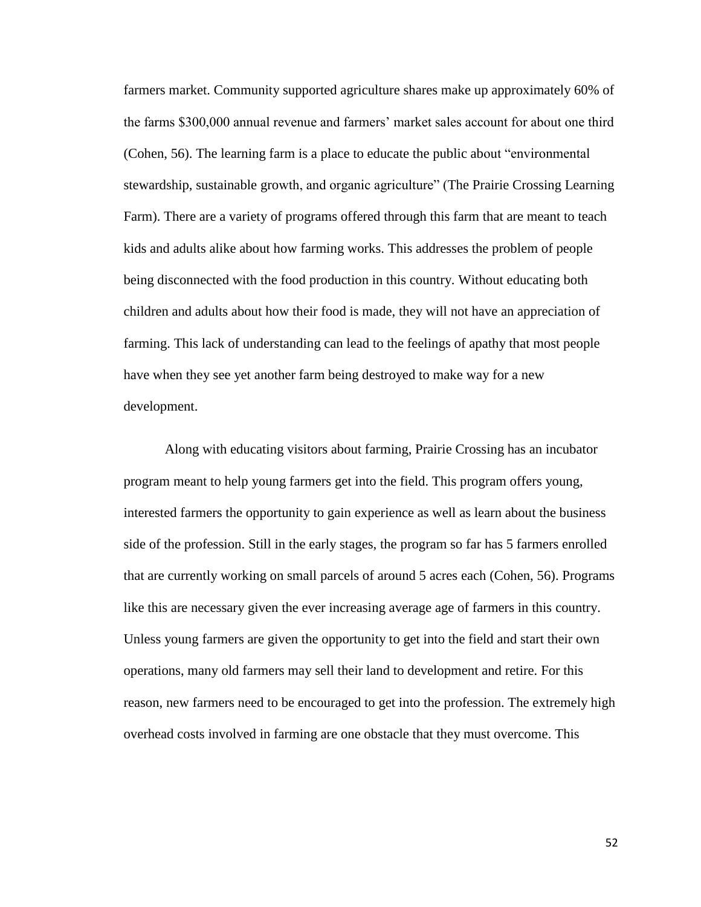farmers market. Community supported agriculture shares make up approximately 60% of the farms $300,000 annual revenue and farmers' market sales account for about one third (Cohen, 56). The learning farm is a place to educate the public about "environmental stewardship, sustainable growth, and organic agriculture" (The Prairie Crossing Learning Farm). There are a variety of programs offered through this farm that are meant to teach kids and adults alike about how farming works. This addresses the problem of people being disconnected with the food production in this country. Without educating both children and adults about how their food is made, they will not have an appreciation of farming. This lack of understanding can lead to the feelings of apathy that most people have when they see yet another farm being destroyed to make way for a new development.

Along with educating visitors about farming, Prairie Crossing has an incubator program meant to help young farmers get into the field. This program offers young, interested farmers the opportunity to gain experience as well as learn about the business side of the profession. Still in the early stages, the program so far has 5 farmers enrolled that are currently working on small parcels of around 5 acres each (Cohen, 56). Programs like this are necessary given the ever increasing average age of farmers in this country. Unless young farmers are given the opportunity to get into the field and start their own operations, many old farmers may sell their land to development and retire. For this reason, new farmers need to be encouraged to get into the profession. The extremely high overhead costs involved in farming are one obstacle that they must overcome. This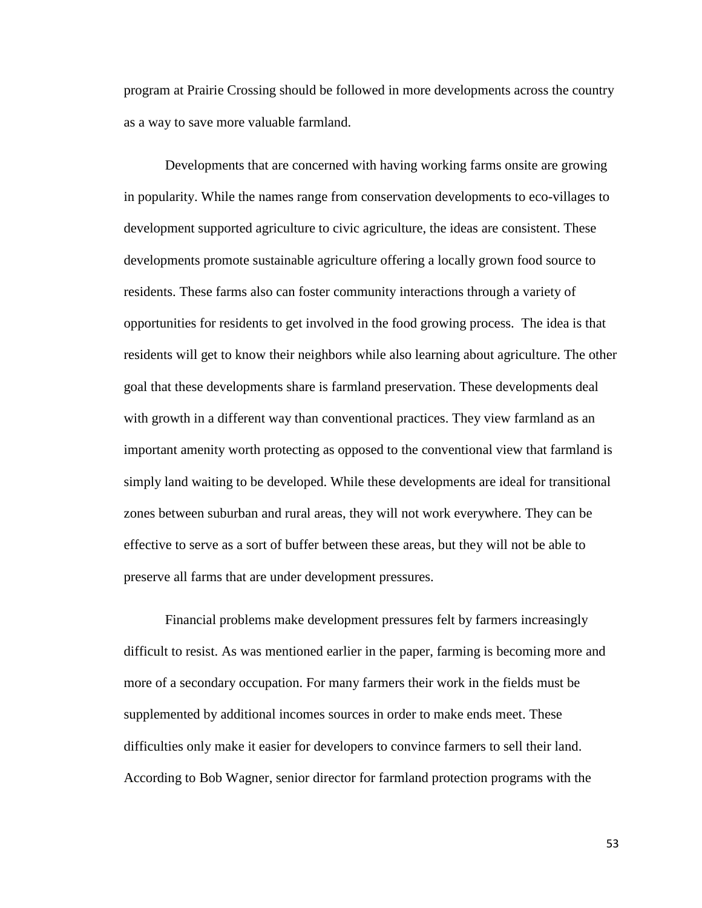program at Prairie Crossing should be followed in more developments across the country as a way to save more valuable farmland.

Developments that are concerned with having working farms onsite are growing in popularity. While the names range from conservation developments to eco-villages to development supported agriculture to civic agriculture, the ideas are consistent. These developments promote sustainable agriculture offering a locally grown food source to residents. These farms also can foster community interactions through a variety of opportunities for residents to get involved in the food growing process. The idea is that residents will get to know their neighbors while also learning about agriculture. The other goal that these developments share is farmland preservation. These developments deal with growth in a different way than conventional practices. They view farmland as an important amenity worth protecting as opposed to the conventional view that farmland is simply land waiting to be developed. While these developments are ideal for transitional zones between suburban and rural areas, they will not work everywhere. They can be effective to serve as a sort of buffer between these areas, but they will not be able to preserve all farms that are under development pressures.

Financial problems make development pressures felt by farmers increasingly difficult to resist. As was mentioned earlier in the paper, farming is becoming more and more of a secondary occupation. For many farmers their work in the fields must be supplemented by additional incomes sources in order to make ends meet. These difficulties only make it easier for developers to convince farmers to sell their land. According to Bob Wagner, senior director for farmland protection programs with the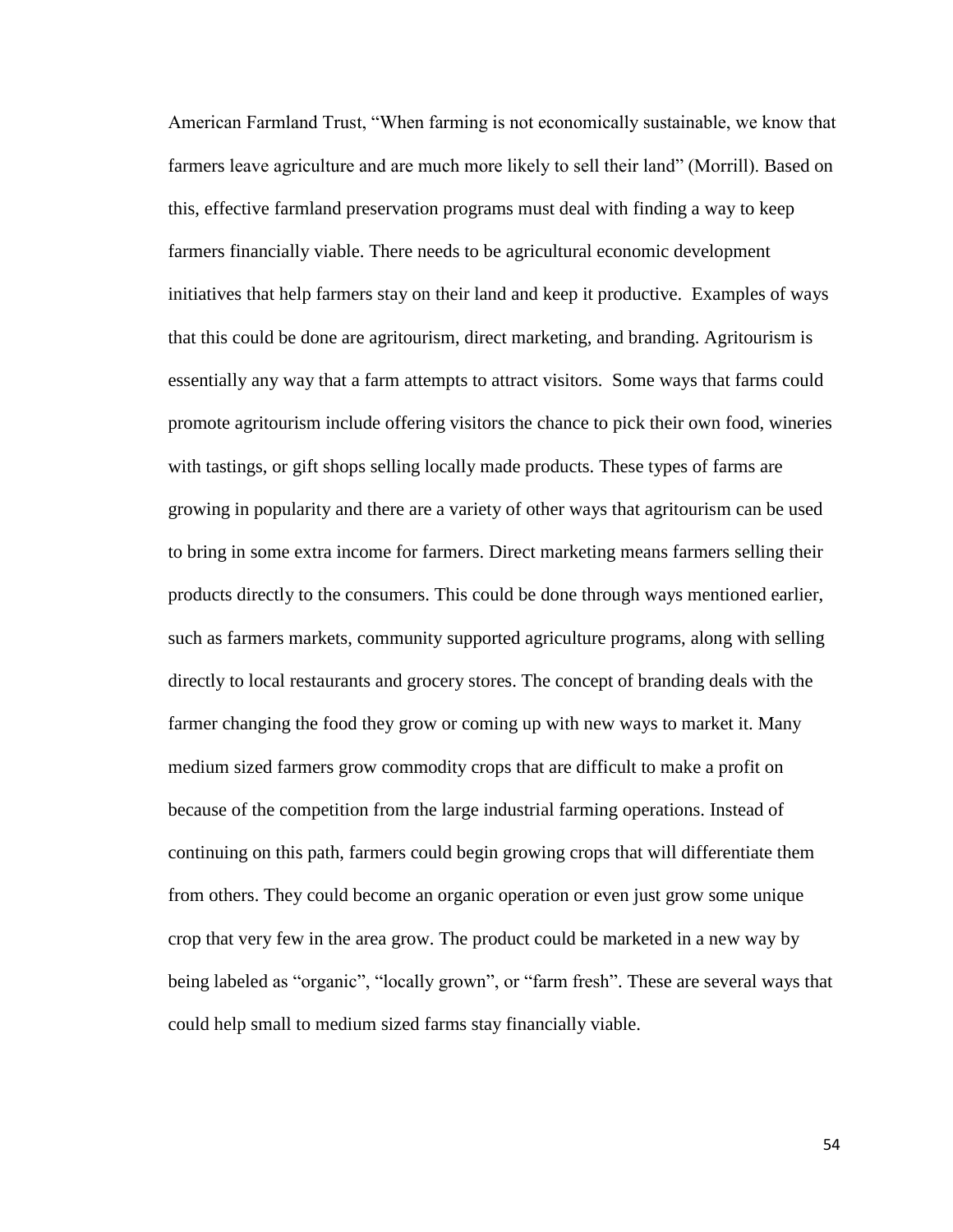American Farmland Trust, "When farming is not economically sustainable, we know that farmers leave agriculture and are much more likely to sell their land" (Morrill). Based on this, effective farmland preservation programs must deal with finding a way to keep farmers financially viable. There needs to be agricultural economic development initiatives that help farmers stay on their land and keep it productive. Examples of ways that this could be done are agritourism, direct marketing, and branding. Agritourism is essentially any way that a farm attempts to attract visitors. Some ways that farms could promote agritourism include offering visitors the chance to pick their own food, wineries with tastings, or gift shops selling locally made products. These types of farms are growing in popularity and there are a variety of other ways that agritourism can be used to bring in some extra income for farmers. Direct marketing means farmers selling their products directly to the consumers. This could be done through ways mentioned earlier, such as farmers markets, community supported agriculture programs, along with selling directly to local restaurants and grocery stores. The concept of branding deals with the farmer changing the food they grow or coming up with new ways to market it. Many medium sized farmers grow commodity crops that are difficult to make a profit on because of the competition from the large industrial farming operations. Instead of continuing on this path, farmers could begin growing crops that will differentiate them from others. They could become an organic operation or even just grow some unique crop that very few in the area grow. The product could be marketed in a new way by being labeled as "organic", "locally grown", or "farm fresh". These are several ways that could help small to medium sized farms stay financially viable.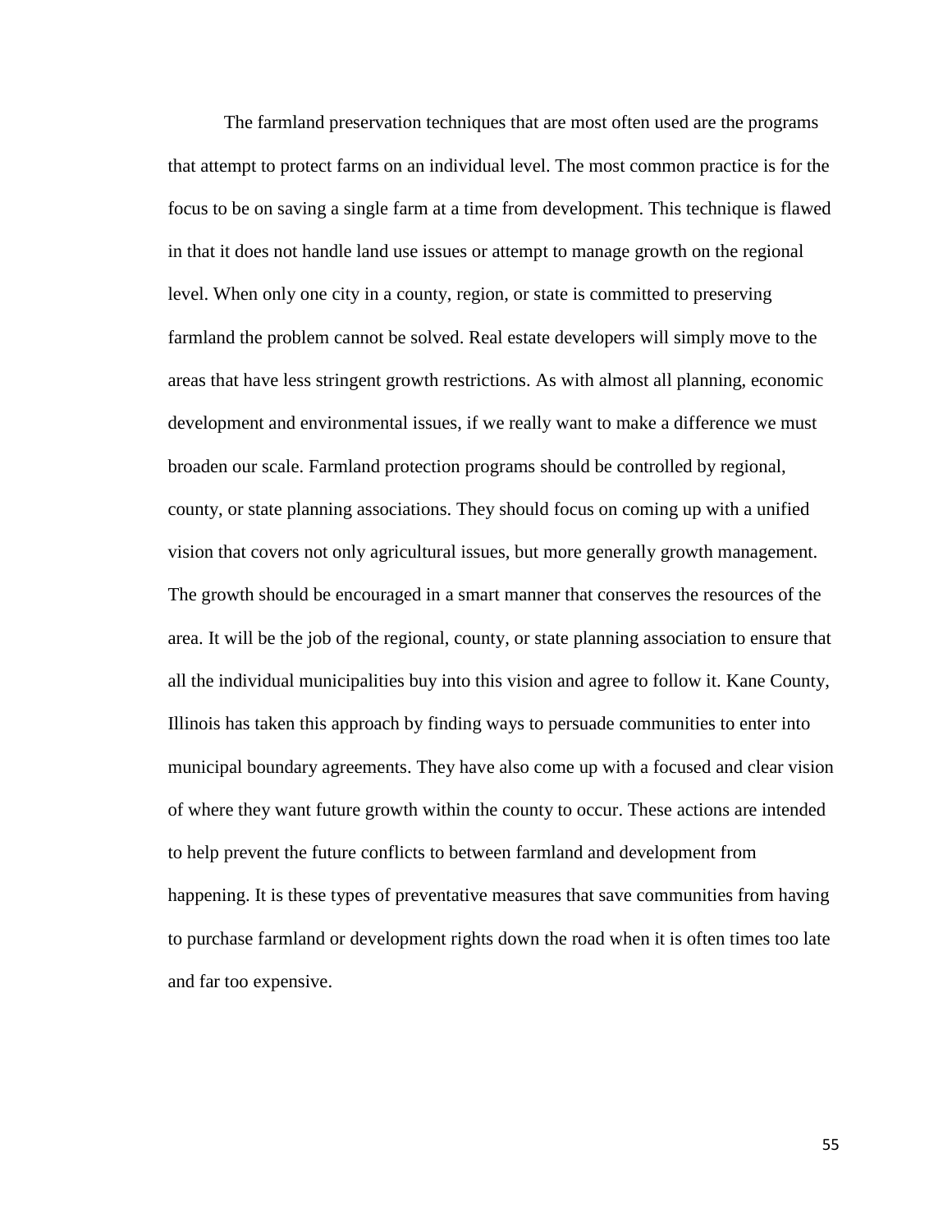The farmland preservation techniques that are most often used are the programs that attempt to protect farms on an individual level. The most common practice is for the focus to be on saving a single farm at a time from development. This technique is flawed in that it does not handle land use issues or attempt to manage growth on the regional level. When only one city in a county, region, or state is committed to preserving farmland the problem cannot be solved. Real estate developers will simply move to the areas that have less stringent growth restrictions. As with almost all planning, economic development and environmental issues, if we really want to make a difference we must broaden our scale. Farmland protection programs should be controlled by regional, county, or state planning associations. They should focus on coming up with a unified vision that covers not only agricultural issues, but more generally growth management. The growth should be encouraged in a smart manner that conserves the resources of the area. It will be the job of the regional, county, or state planning association to ensure that all the individual municipalities buy into this vision and agree to follow it. Kane County, Illinois has taken this approach by finding ways to persuade communities to enter into municipal boundary agreements. They have also come up with a focused and clear vision of where they want future growth within the county to occur. These actions are intended to help prevent the future conflicts to between farmland and development from happening. It is these types of preventative measures that save communities from having to purchase farmland or development rights down the road when it is often times too late and far too expensive.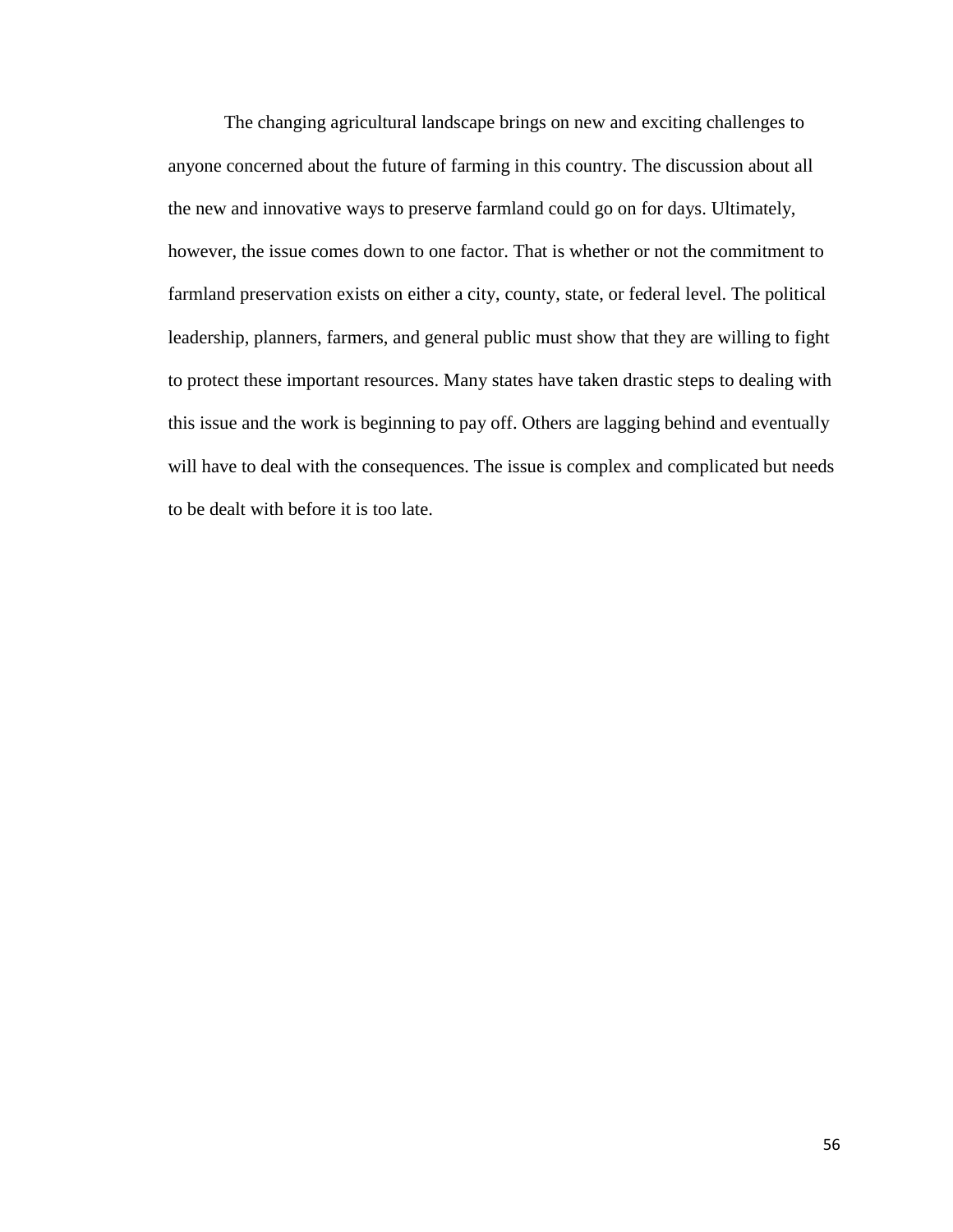The changing agricultural landscape brings on new and exciting challenges to anyone concerned about the future of farming in this country. The discussion about all the new and innovative ways to preserve farmland could go on for days. Ultimately, however, the issue comes down to one factor. That is whether or not the commitment to farmland preservation exists on either a city, county, state, or federal level. The political leadership, planners, farmers, and general public must show that they are willing to fight to protect these important resources. Many states have taken drastic steps to dealing with this issue and the work is beginning to pay off. Others are lagging behind and eventually will have to deal with the consequences. The issue is complex and complicated but needs to be dealt with before it is too late.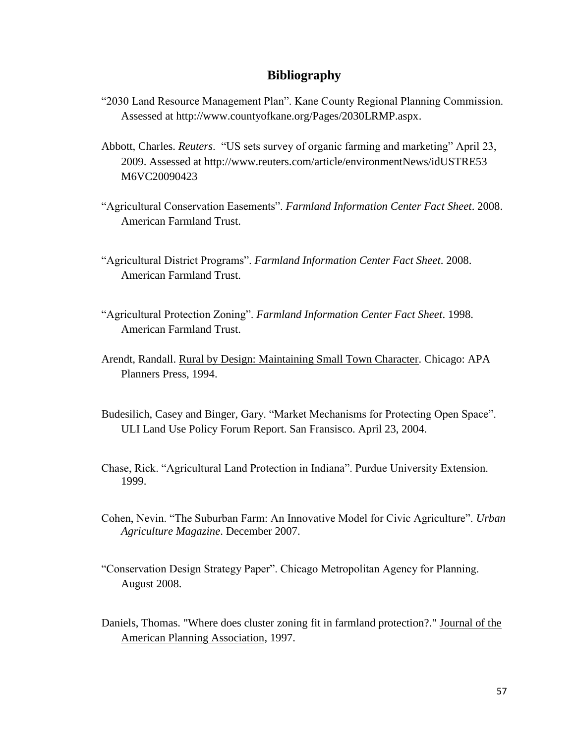# Bibliography

"2030 Land Resource Management Plan". Kane County Regional Planning Commission. Assessed at http://www.countyofkane.org/Pages/2030LRMP.aspx.

Abbott, Charles. *Reuters*. "US sets survey of organic farming and marketing" April 23, 2009. Assessed at http://www.reuters.com/article/environmentNews/idUSTRE53M6VC20090423

"Agricultural Conservation Easements". *Farmland Information Center Fact Sheet*. 2008. American Farmland Trust.

"Agricultural District Programs". *Farmland Information Center Fact Sheet*. 2008. American Farmland Trust.

"Agricultural Protection Zoning". *Farmland Information Center Fact Sheet*. 1998. American Farmland Trust.

Arendt, Randall. Rural by Design: Maintaining Small Town Character. Chicago: APA Planners Press, 1994.

Budesilich, Casey and Binger, Gary. "Market Mechanisms for Protecting Open Space". ULI Land Use Policy Forum Report. San Fransisco. April 23, 2004.

Chase, Rick. "Agricultural Land Protection in Indiana". Purdue University Extension. 1999.

Cohen, Nevin. "The Suburban Farm: An Innovative Model for Civic Agriculture". *Urban Agriculture Magazine*. December 2007.

"Conservation Design Strategy Paper". Chicago Metropolitan Agency for Planning. August 2008.

Daniels, Thomas. "Where does cluster zoning fit in farmland protection?." Journal of the American Planning Association, 1997.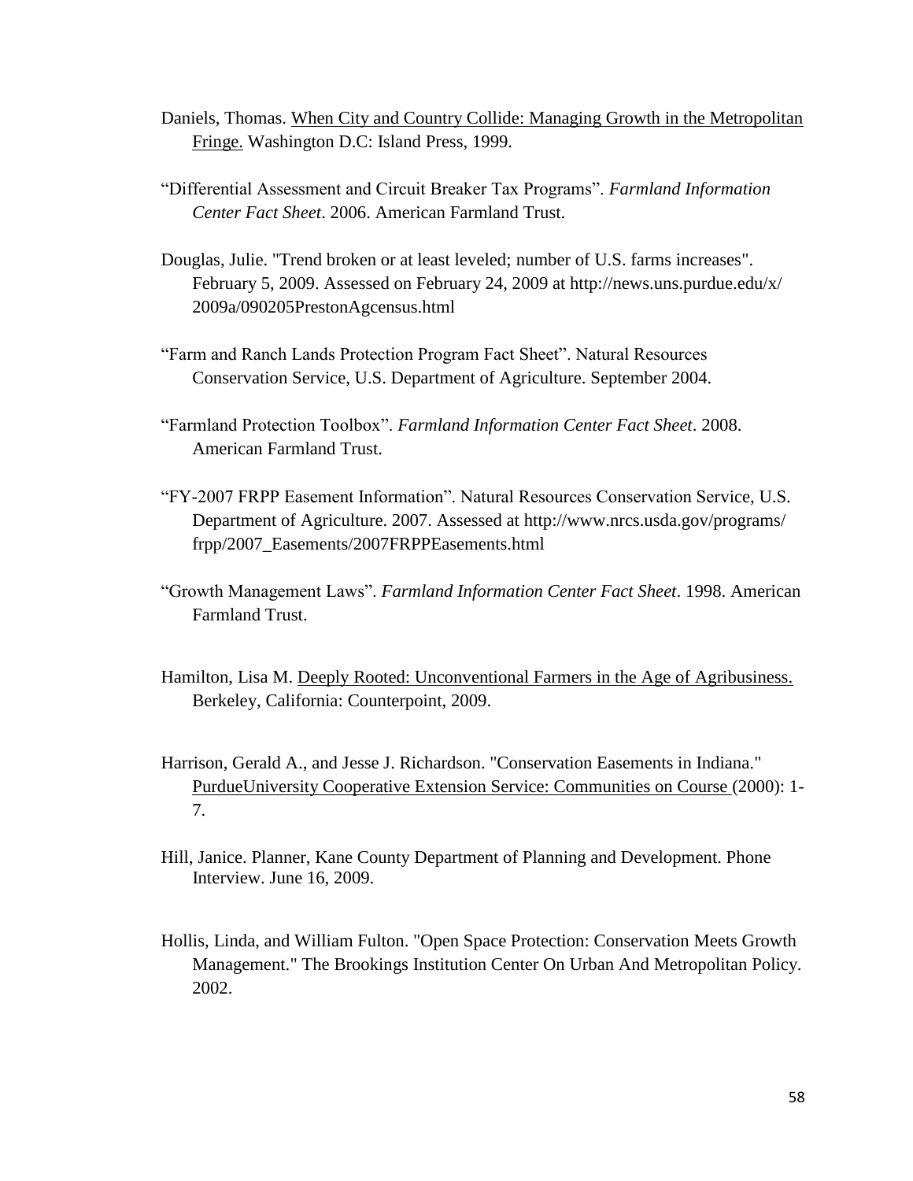Daniels, Thomas. When City and Country Collide: Managing Growth in the Metropolitan Fringe. Washington D.C: Island Press, 1999.

"Differential Assessment and Circuit Breaker Tax Programs". *Farmland Information Center Fact Sheet*. 2006. American Farmland Trust.

Douglas, Julie. "Trend broken or at least leveled; number of U.S. farms increases". February 5, 2009. Assessed on February 24, 2009 at http://news.uns.purdue.edu/x/2009a/090205PrestonAgcensus.html

"Farm and Ranch Lands Protection Program Fact Sheet". Natural Resources Conservation Service, U.S. Department of Agriculture. September 2004.

"Farmland Protection Toolbox". *Farmland Information Center Fact Sheet*. 2008. American Farmland Trust.

"FY-2007 FRPP Easement Information". Natural Resources Conservation Service, U.S. Department of Agriculture. 2007. Assessed at http://www.nrcs.usda.gov/programs/frpp/2007_Easements/2007FRPPEasements.html

"Growth Management Laws". *Farmland Information Center Fact Sheet*. 1998. American Farmland Trust.

Hamilton, Lisa M. Deeply Rooted: Unconventional Farmers in the Age of Agribusiness. Berkeley, California: Counterpoint, 2009.

Harrison, Gerald A., and Jesse J. Richardson. "Conservation Easements in Indiana." PurdueUniversity Cooperative Extension Service: Communities on Course (2000): 1-7.

Hill, Janice. Planner, Kane County Department of Planning and Development. Phone Interview. June 16, 2009.

Hollis, Linda, and William Fulton. "Open Space Protection: Conservation Meets Growth Management." The Brookings Institution Center On Urban And Metropolitan Policy. 2002.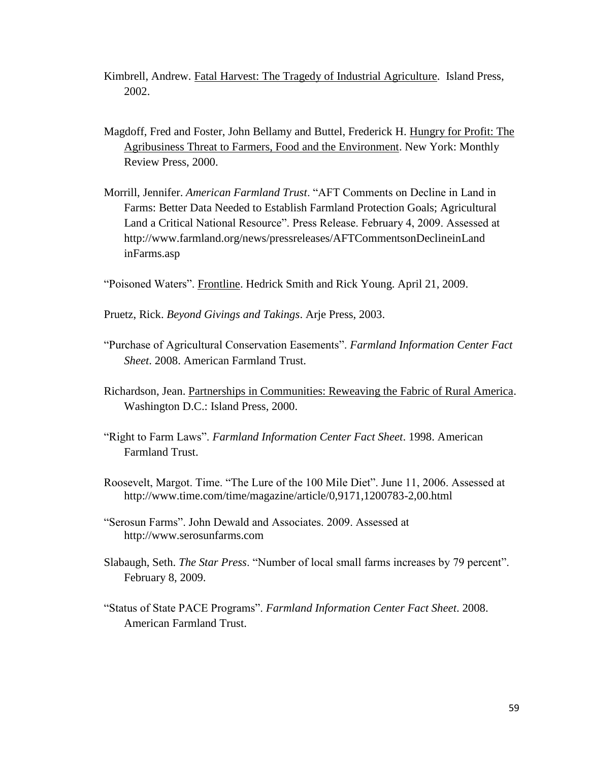Kimbrell, Andrew. Fatal Harvest: The Tragedy of Industrial Agriculture. Island Press, 2002.

Magdoff, Fred and Foster, John Bellamy and Buttel, Frederick H. Hungry for Profit: The Agribusiness Threat to Farmers, Food and the Environment. New York: Monthly Review Press, 2000.

Morrill, Jennifer. *American Farmland Trust*. "AFT Comments on Decline in Land in Farms: Better Data Needed to Establish Farmland Protection Goals; Agricultural Land a Critical National Resource". Press Release. February 4, 2009. Assessed at http://www.farmland.org/news/pressreleases/AFTCommentsonDeclineinLandinFarms.asp

"Poisoned Waters". Frontline. Hedrick Smith and Rick Young. April 21, 2009.

Pruetz, Rick. *Beyond Givings and Takings*. Arje Press, 2003.

"Purchase of Agricultural Conservation Easements". *Farmland Information Center Fact Sheet*. 2008. American Farmland Trust.

Richardson, Jean. Partnerships in Communities: Reweaving the Fabric of Rural America. Washington D.C.: Island Press, 2000.

"Right to Farm Laws". *Farmland Information Center Fact Sheet*. 1998. American Farmland Trust.

Roosevelt, Margot. Time. "The Lure of the 100 Mile Diet". June 11, 2006. Assessed at http://www.time.com/time/magazine/article/0,9171,1200783-2,00.html

"Serosun Farms". John Dewald and Associates. 2009. Assessed at http://www.serosunfarms.com

Slabaugh, Seth. *The Star Press*. "Number of local small farms increases by 79 percent". February 8, 2009.

"Status of State PACE Programs". *Farmland Information Center Fact Sheet*. 2008. American Farmland Trust.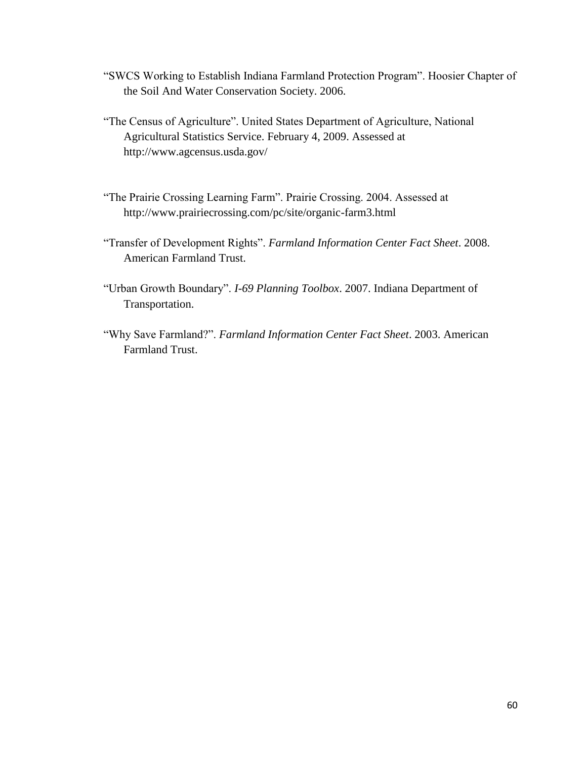"SWCS Working to Establish Indiana Farmland Protection Program". Hoosier Chapter of the Soil And Water Conservation Society. 2006.

"The Census of Agriculture". United States Department of Agriculture, National Agricultural Statistics Service. February 4, 2009. Assessed at http://www.agcensus.usda.gov/

"The Prairie Crossing Learning Farm". Prairie Crossing. 2004. Assessed at http://www.prairiecrossing.com/pc/site/organic-farm3.html

"Transfer of Development Rights". *Farmland Information Center Fact Sheet*. 2008. American Farmland Trust.

"Urban Growth Boundary". *I-69 Planning Toolbox*. 2007. Indiana Department of Transportation.

"Why Save Farmland?". *Farmland Information Center Fact Sheet*. 2003. American Farmland Trust.